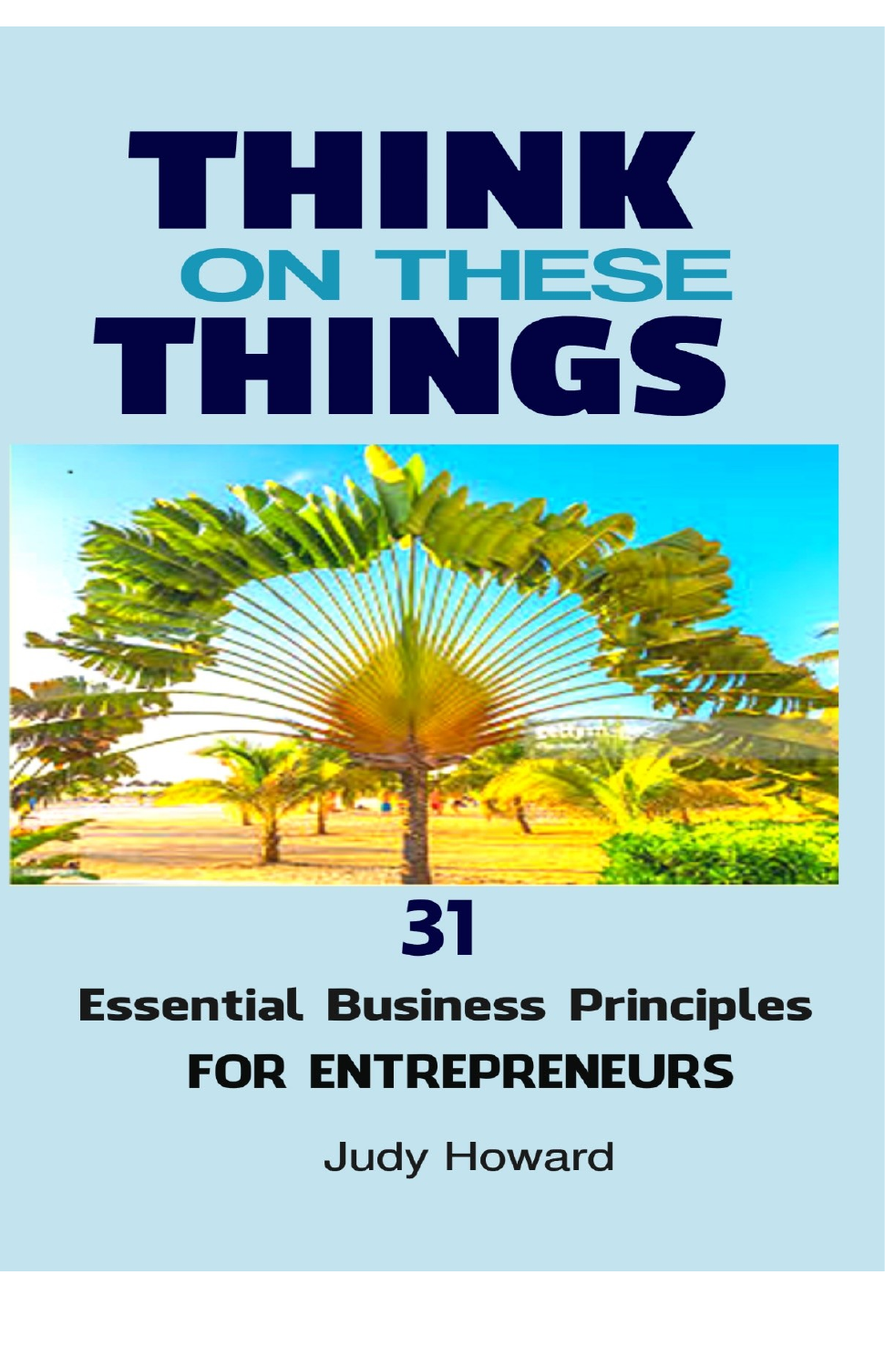# THINK ON THESE THINGS

## 31

### Essential Business Principles FOR ENTREPRENEURS

Judy Howard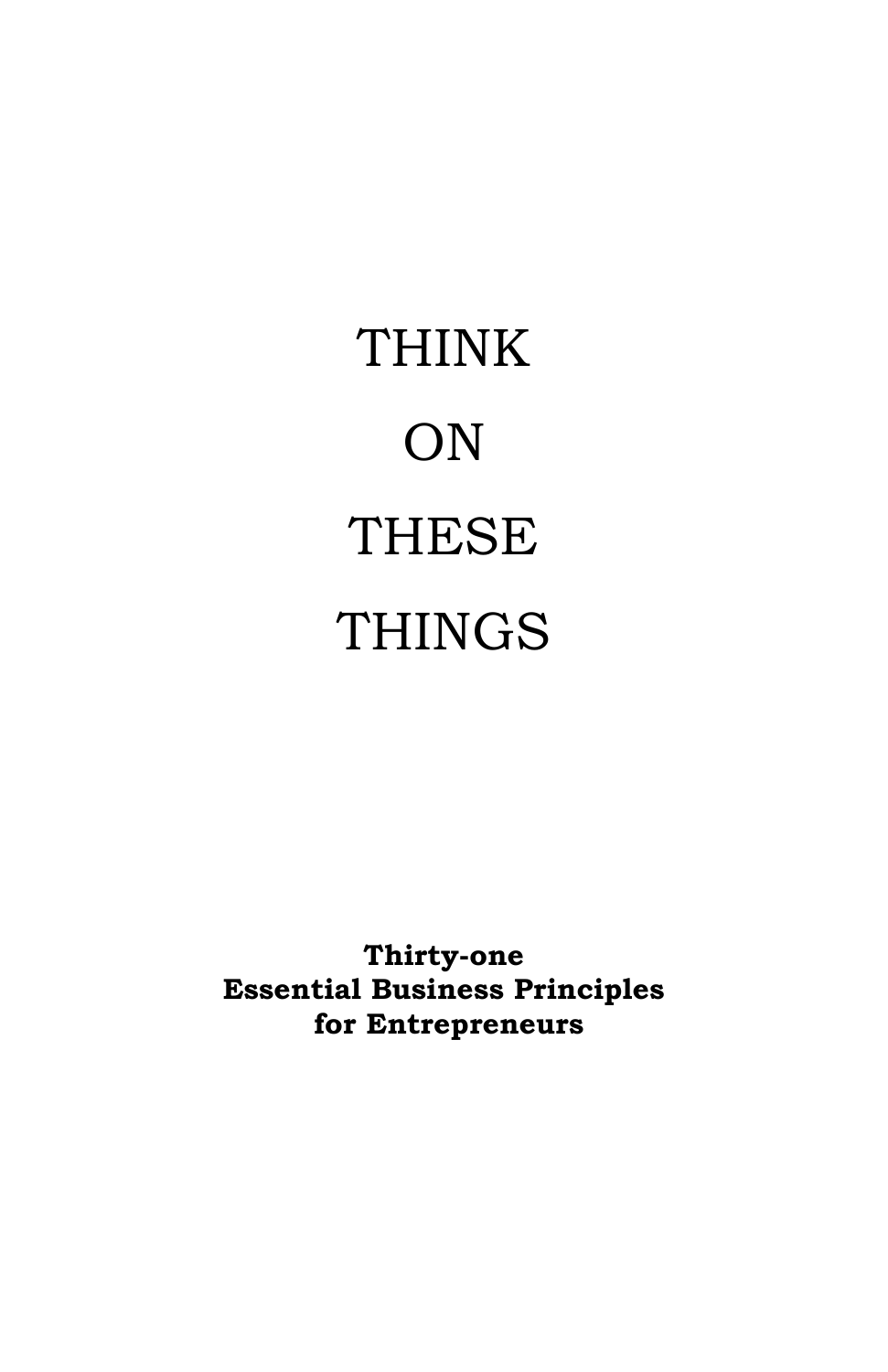# THINK ON THESE THINGS

**Thirty-one Essential Business Principles for Entrepreneurs**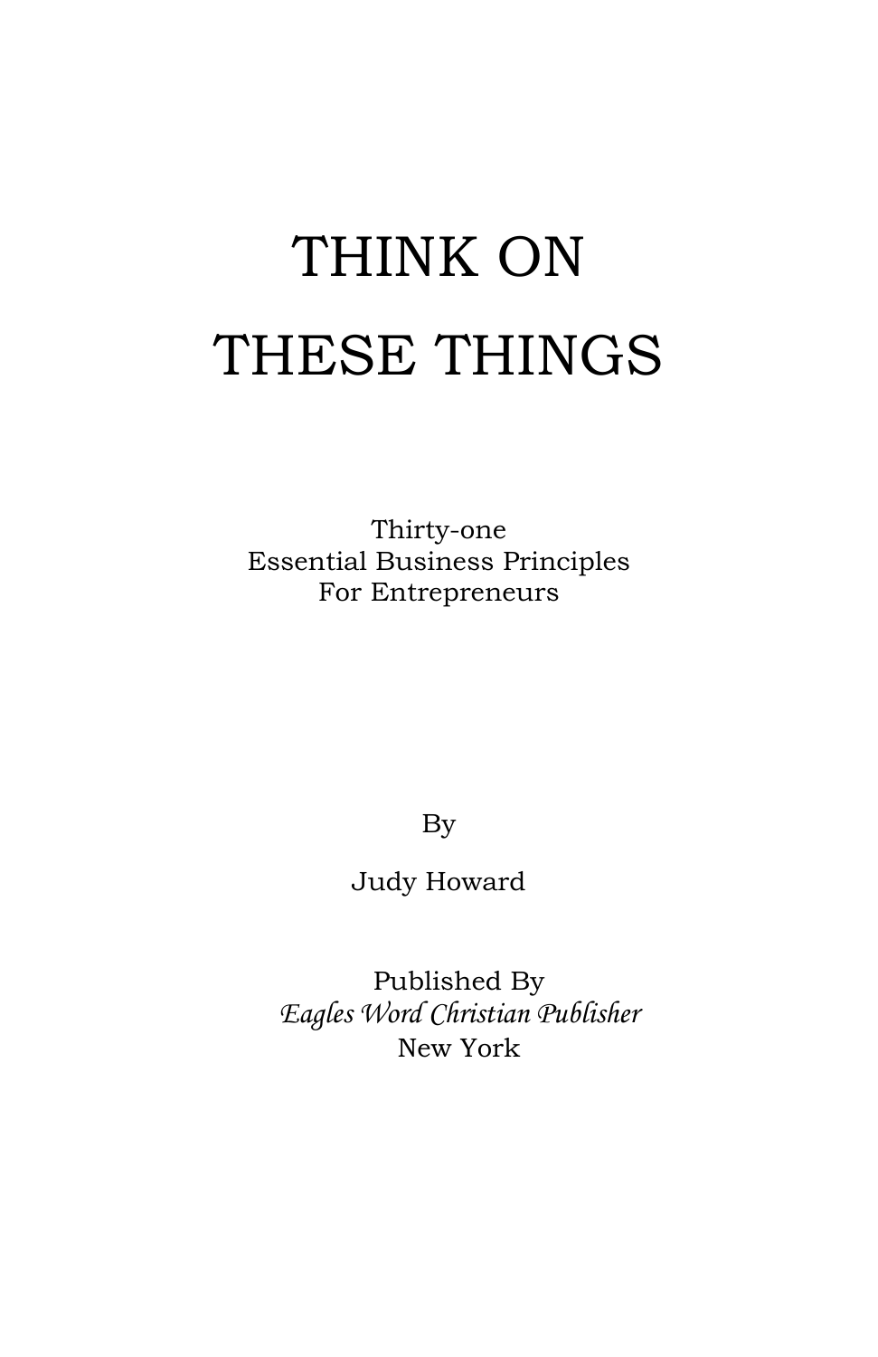# THINK ON THESE THINGS

Thirty-one
Essential Business Principles
For Entrepreneurs

By

Judy Howard

Published By
*Eagles Word Christian Publisher*
New York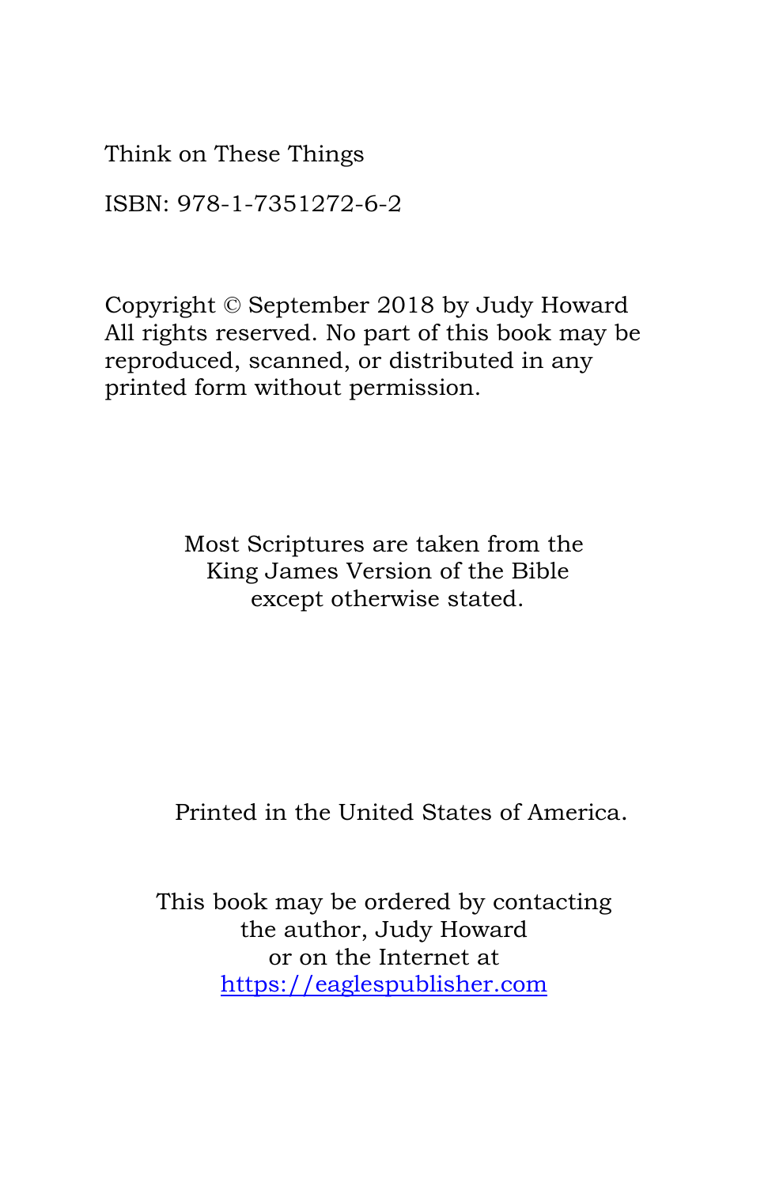Think on These Things

ISBN: 978-1-7351272-6-2

Copyright © September 2018 by Judy Howard
All rights reserved. No part of this book may be reproduced, scanned, or distributed in any printed form without permission.

Most Scriptures are taken from the
King James Version of the Bible
except otherwise stated.

Printed in the United States of America.

This book may be ordered by contacting
the author, Judy Howard
or on the Internet at
https://eaglespublisher.com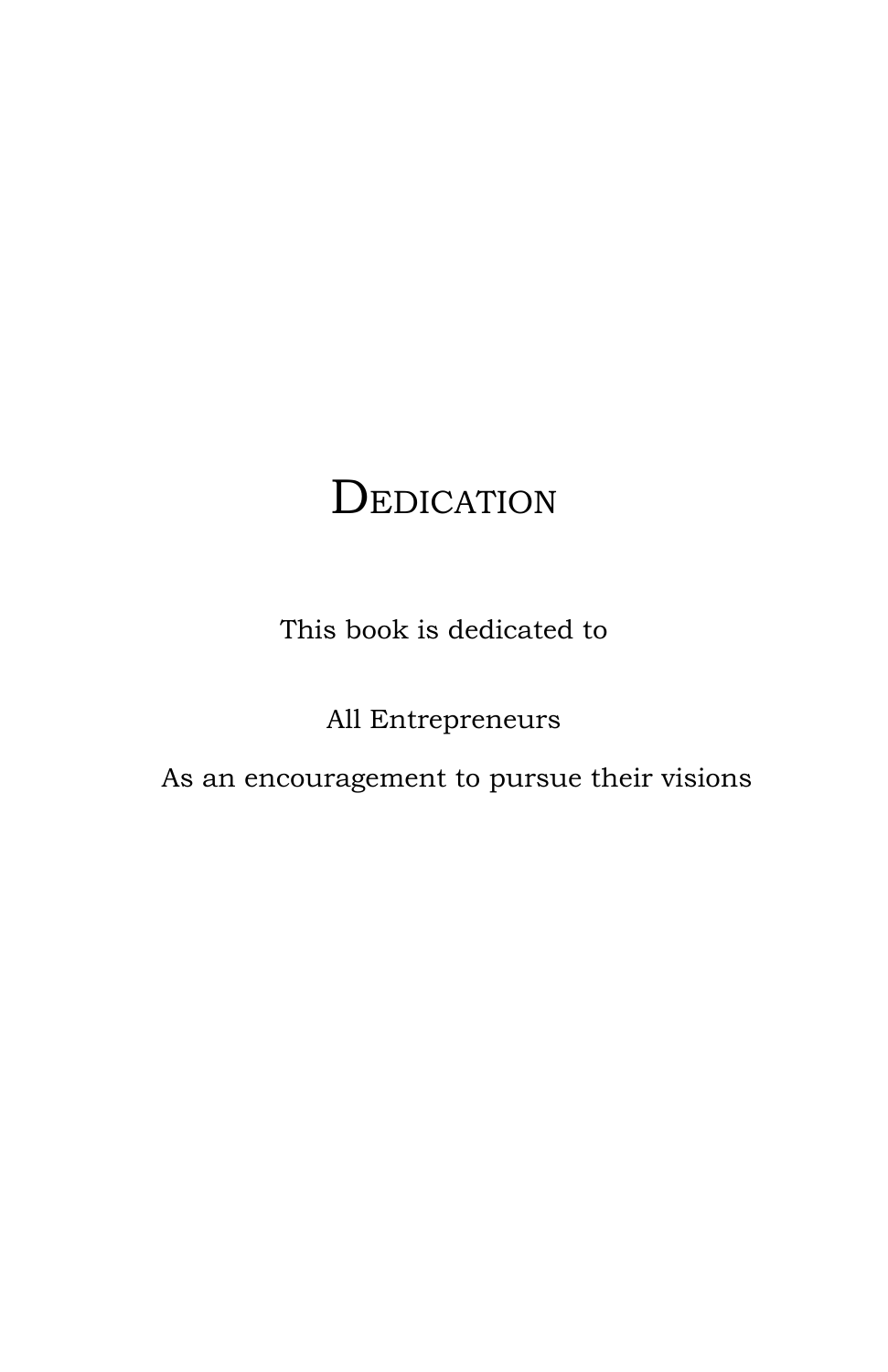# Dedication

This book is dedicated to

All Entrepreneurs

As an encouragement to pursue their visions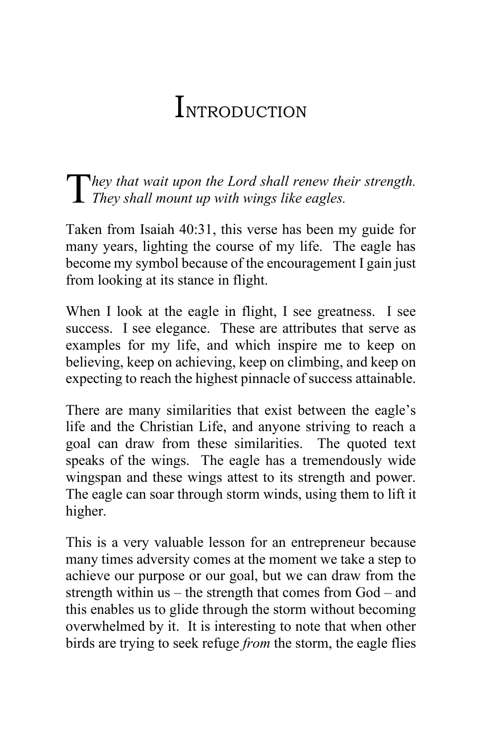# Introduction

*They that wait upon the Lord shall renew their strength. They shall mount up with wings like eagles.*

Taken from Isaiah 40:31, this verse has been my guide for many years, lighting the course of my life. The eagle has become my symbol because of the encouragement I gain just from looking at its stance in flight.

When I look at the eagle in flight, I see greatness. I see success. I see elegance. These are attributes that serve as examples for my life, and which inspire me to keep on believing, keep on achieving, keep on climbing, and keep on expecting to reach the highest pinnacle of success attainable.

There are many similarities that exist between the eagle's life and the Christian Life, and anyone striving to reach a goal can draw from these similarities. The quoted text speaks of the wings. The eagle has a tremendously wide wingspan and these wings attest to its strength and power. The eagle can soar through storm winds, using them to lift it higher.

This is a very valuable lesson for an entrepreneur because many times adversity comes at the moment we take a step to achieve our purpose or our goal, but we can draw from the strength within us – the strength that comes from God – and this enables us to glide through the storm without becoming overwhelmed by it. It is interesting to note that when other birds are trying to seek refuge *from* the storm, the eagle flies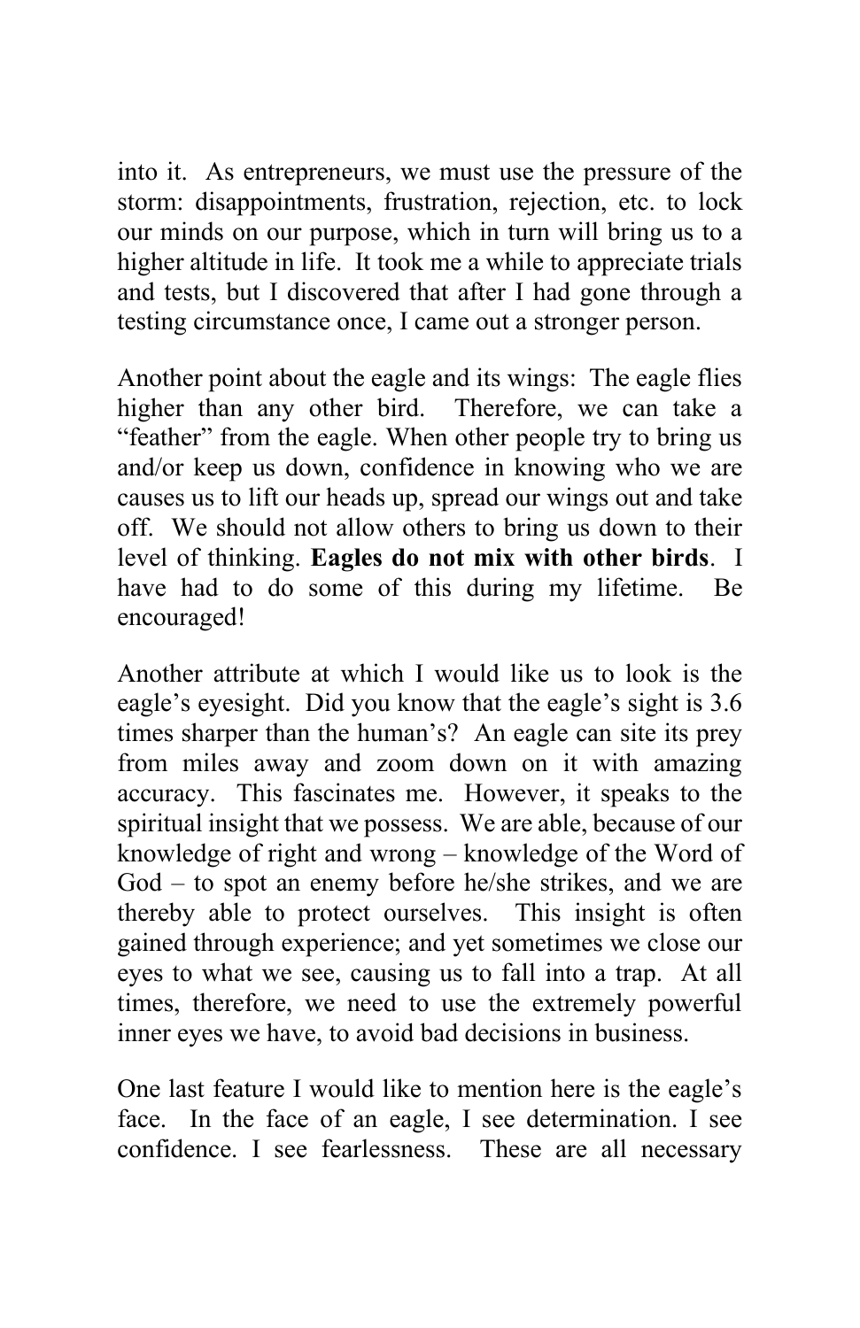into it. As entrepreneurs, we must use the pressure of the storm: disappointments, frustration, rejection, etc. to lock our minds on our purpose, which in turn will bring us to a higher altitude in life. It took me a while to appreciate trials and tests, but I discovered that after I had gone through a testing circumstance once, I came out a stronger person.

Another point about the eagle and its wings: The eagle flies higher than any other bird. Therefore, we can take a "feather" from the eagle. When other people try to bring us and/or keep us down, confidence in knowing who we are causes us to lift our heads up, spread our wings out and take off. We should not allow others to bring us down to their level of thinking. **Eagles do not mix with other birds**. I have had to do some of this during my lifetime. Be encouraged!

Another attribute at which I would like us to look is the eagle's eyesight. Did you know that the eagle's sight is 3.6 times sharper than the human's? An eagle can site its prey from miles away and zoom down on it with amazing accuracy. This fascinates me. However, it speaks to the spiritual insight that we possess. We are able, because of our knowledge of right and wrong – knowledge of the Word of God – to spot an enemy before he/she strikes, and we are thereby able to protect ourselves. This insight is often gained through experience; and yet sometimes we close our eyes to what we see, causing us to fall into a trap. At all times, therefore, we need to use the extremely powerful inner eyes we have, to avoid bad decisions in business.

One last feature I would like to mention here is the eagle's face. In the face of an eagle, I see determination. I see confidence. I see fearlessness. These are all necessary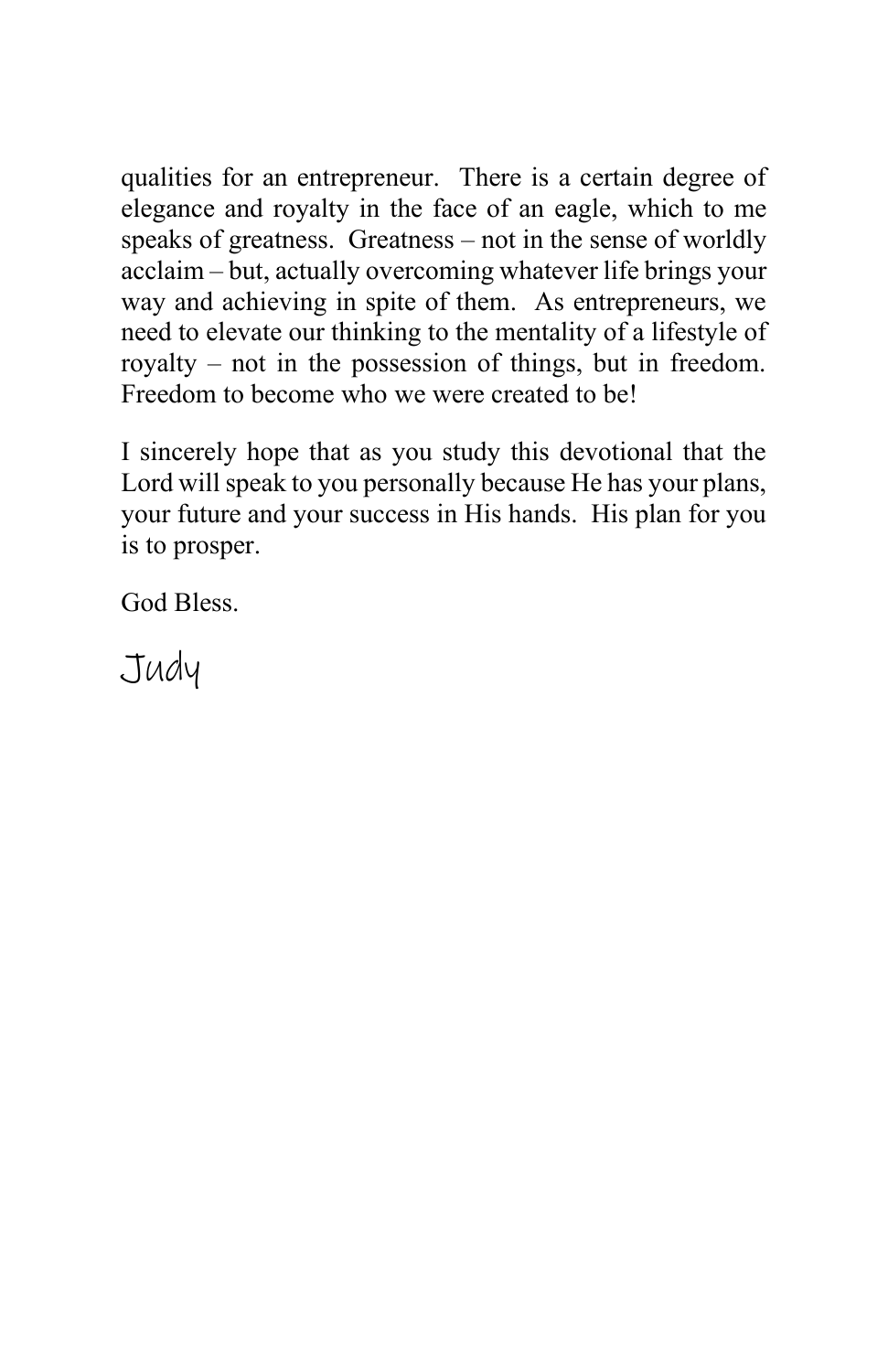qualities for an entrepreneur. There is a certain degree of elegance and royalty in the face of an eagle, which to me speaks of greatness. Greatness – not in the sense of worldly acclaim – but, actually overcoming whatever life brings your way and achieving in spite of them. As entrepreneurs, we need to elevate our thinking to the mentality of a lifestyle of royalty – not in the possession of things, but in freedom. Freedom to become who we were created to be!

I sincerely hope that as you study this devotional that the Lord will speak to you personally because He has your plans, your future and your success in His hands. His plan for you is to prosper.

God Bless.

Judy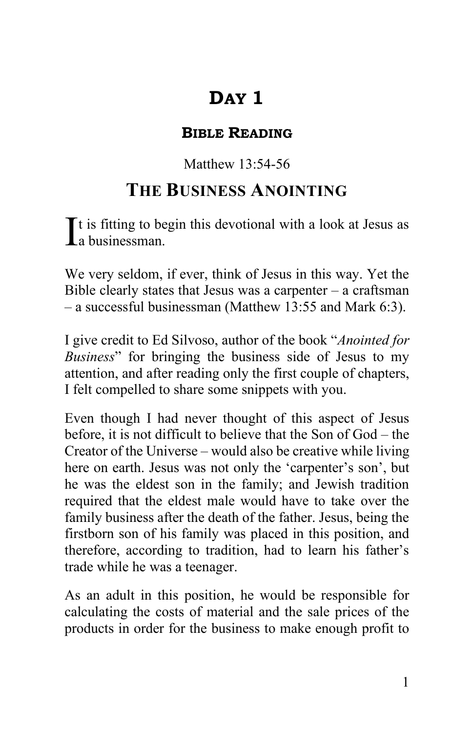# Day 1

### Bible Reading

Matthew 13:54-56

## The Business Anointing

It is fitting to begin this devotional with a look at Jesus as a businessman.

We very seldom, if ever, think of Jesus in this way. Yet the Bible clearly states that Jesus was a carpenter – a craftsman – a successful businessman (Matthew 13:55 and Mark 6:3).

I give credit to Ed Silvoso, author of the book "*Anointed for Business*" for bringing the business side of Jesus to my attention, and after reading only the first couple of chapters, I felt compelled to share some snippets with you.

Even though I had never thought of this aspect of Jesus before, it is not difficult to believe that the Son of God – the Creator of the Universe – would also be creative while living here on earth. Jesus was not only the 'carpenter's son', but he was the eldest son in the family; and Jewish tradition required that the eldest male would have to take over the family business after the death of the father. Jesus, being the firstborn son of his family was placed in this position, and therefore, according to tradition, had to learn his father's trade while he was a teenager.

As an adult in this position, he would be responsible for calculating the costs of material and the sale prices of the products in order for the business to make enough profit to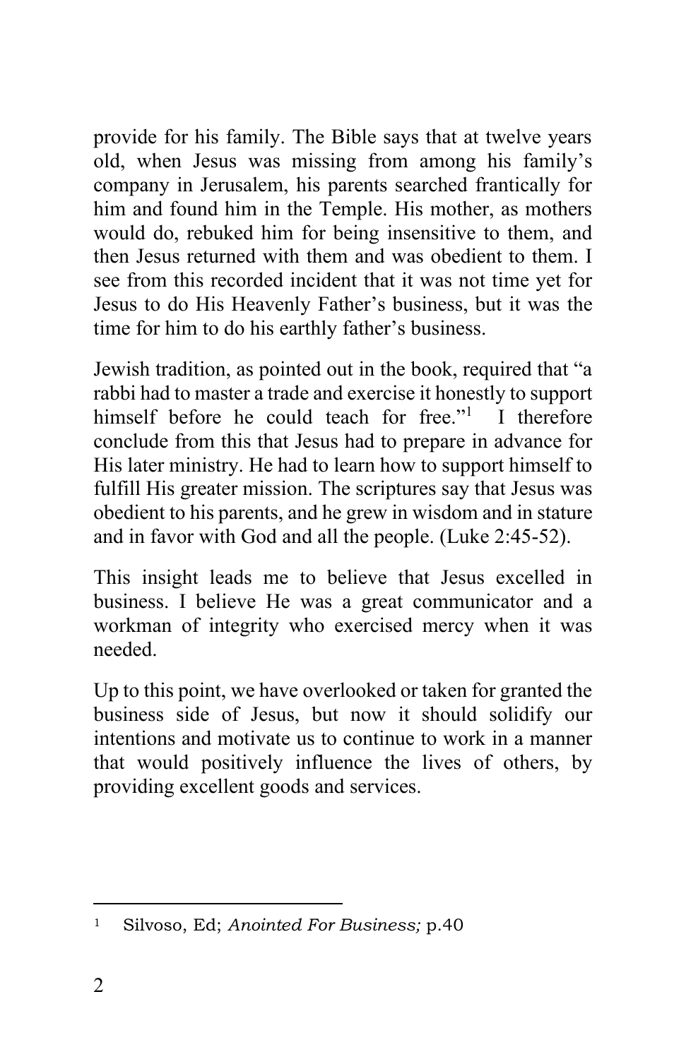provide for his family. The Bible says that at twelve years old, when Jesus was missing from among his family's company in Jerusalem, his parents searched frantically for him and found him in the Temple. His mother, as mothers would do, rebuked him for being insensitive to them, and then Jesus returned with them and was obedient to them. I see from this recorded incident that it was not time yet for Jesus to do His Heavenly Father's business, but it was the time for him to do his earthly father's business.

Jewish tradition, as pointed out in the book, required that "a rabbi had to master a trade and exercise it honestly to support himself before he could teach for free."[1] I therefore conclude from this that Jesus had to prepare in advance for His later ministry. He had to learn how to support himself to fulfill His greater mission. The scriptures say that Jesus was obedient to his parents, and he grew in wisdom and in stature and in favor with God and all the people. (Luke 2:45-52).

This insight leads me to believe that Jesus excelled in business. I believe He was a great communicator and a workman of integrity who exercised mercy when it was needed.

Up to this point, we have overlooked or taken for granted the business side of Jesus, but now it should solidify our intentions and motivate us to continue to work in a manner that would positively influence the lives of others, by providing excellent goods and services.

---

[1] Silvoso, Ed; *Anointed For Business;* p.40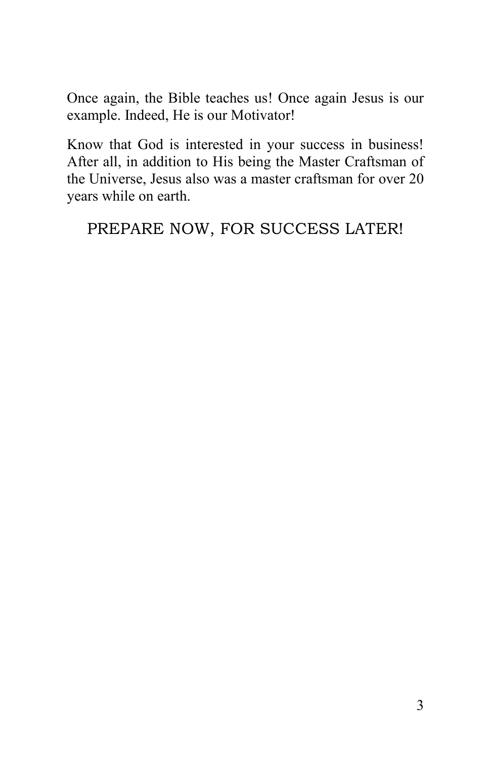Once again, the Bible teaches us! Once again Jesus is our example. Indeed, He is our Motivator!

Know that God is interested in your success in business! After all, in addition to His being the Master Craftsman of the Universe, Jesus also was a master craftsman for over 20 years while on earth.

PREPARE NOW, FOR SUCCESS LATER!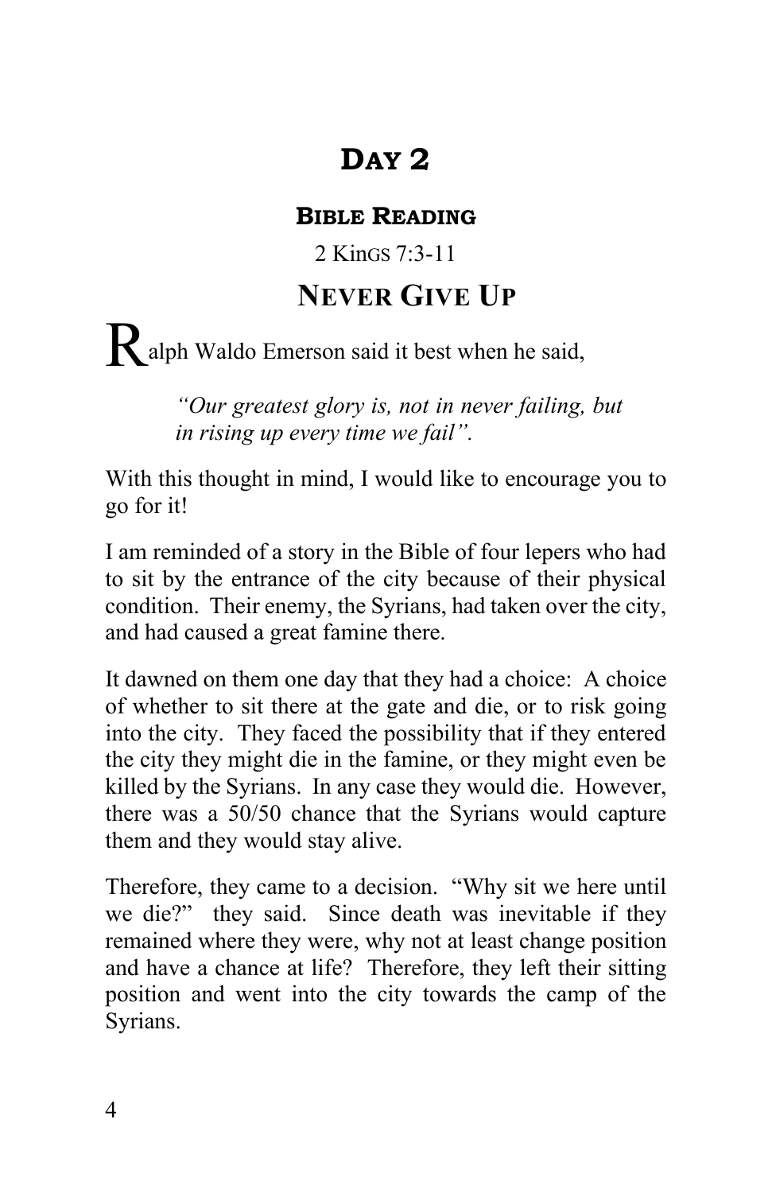# Day 2

### Bible Reading

2 Kings 7:3-11

## Never Give Up

Ralph Waldo Emerson said it best when he said,

> *"Our greatest glory is, not in never failing, but in rising up every time we fail".*

With this thought in mind, I would like to encourage you to go for it!

I am reminded of a story in the Bible of four lepers who had to sit by the entrance of the city because of their physical condition. Their enemy, the Syrians, had taken over the city, and had caused a great famine there.

It dawned on them one day that they had a choice: A choice of whether to sit there at the gate and die, or to risk going into the city. They faced the possibility that if they entered the city they might die in the famine, or they might even be killed by the Syrians. In any case they would die. However, there was a 50/50 chance that the Syrians would capture them and they would stay alive.

Therefore, they came to a decision. "Why sit we here until we die?" they said. Since death was inevitable if they remained where they were, why not at least change position and have a chance at life? Therefore, they left their sitting position and went into the city towards the camp of the Syrians.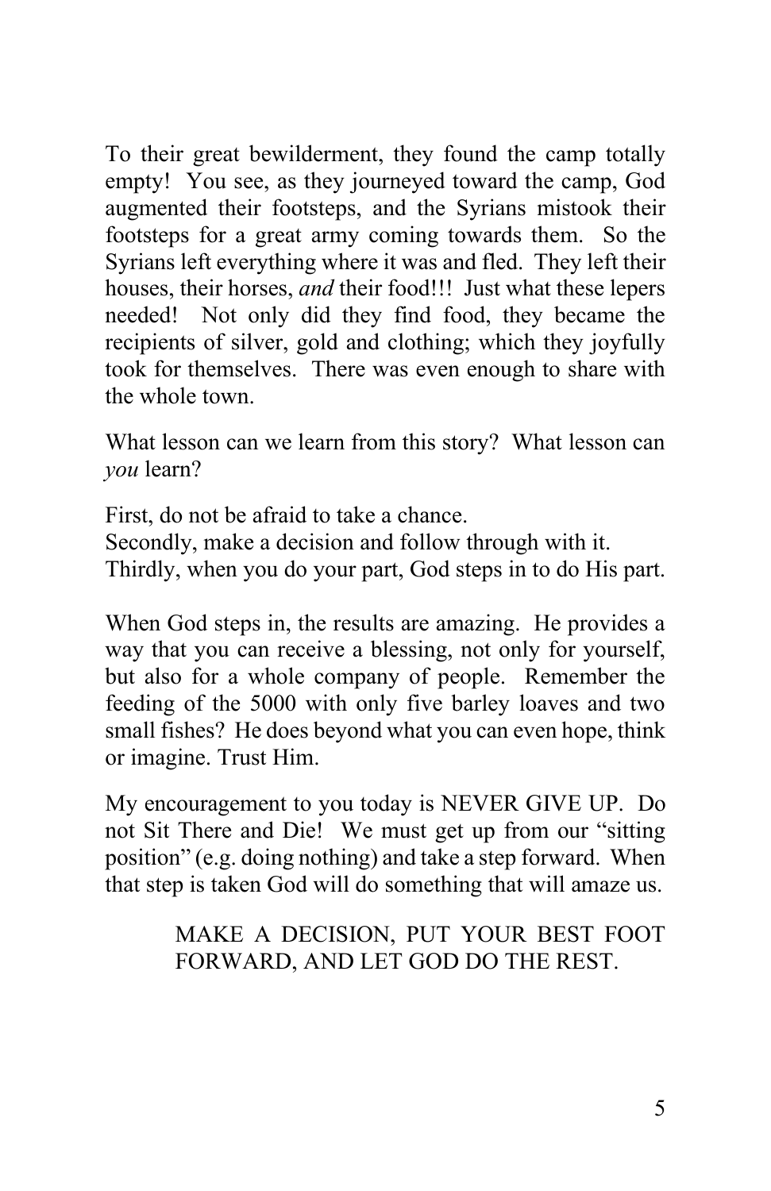To their great bewilderment, they found the camp totally empty! You see, as they journeyed toward the camp, God augmented their footsteps, and the Syrians mistook their footsteps for a great army coming towards them. So the Syrians left everything where it was and fled. They left their houses, their horses, *and* their food!!! Just what these lepers needed! Not only did they find food, they became the recipients of silver, gold and clothing; which they joyfully took for themselves. There was even enough to share with the whole town.

What lesson can we learn from this story? What lesson can *you* learn?

First, do not be afraid to take a chance.
Secondly, make a decision and follow through with it.
Thirdly, when you do your part, God steps in to do His part.

When God steps in, the results are amazing. He provides a way that you can receive a blessing, not only for yourself, but also for a whole company of people. Remember the feeding of the 5000 with only five barley loaves and two small fishes? He does beyond what you can even hope, think or imagine. Trust Him.

My encouragement to you today is NEVER GIVE UP. Do not Sit There and Die! We must get up from our "sitting position" (e.g. doing nothing) and take a step forward. When that step is taken God will do something that will amaze us.

> MAKE A DECISION, PUT YOUR BEST FOOT FORWARD, AND LET GOD DO THE REST.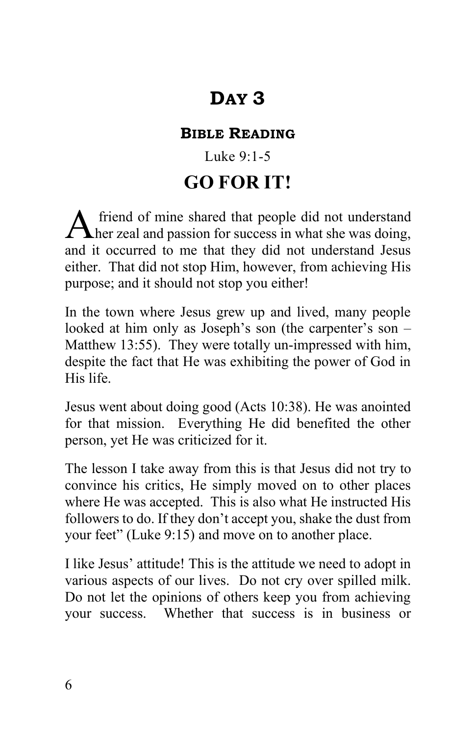# DAY 3

## BIBLE READING

Luke 9:1-5

# GO FOR IT!

A friend of mine shared that people did not understand her zeal and passion for success in what she was doing, and it occurred to me that they did not understand Jesus either. That did not stop Him, however, from achieving His purpose; and it should not stop you either!

In the town where Jesus grew up and lived, many people looked at him only as Joseph's son (the carpenter's son – Matthew 13:55). They were totally un-impressed with him, despite the fact that He was exhibiting the power of God in His life.

Jesus went about doing good (Acts 10:38). He was anointed for that mission. Everything He did benefited the other person, yet He was criticized for it.

The lesson I take away from this is that Jesus did not try to convince his critics, He simply moved on to other places where He was accepted. This is also what He instructed His followers to do. If they don't accept you, shake the dust from your feet" (Luke 9:15) and move on to another place.

I like Jesus' attitude! This is the attitude we need to adopt in various aspects of our lives. Do not cry over spilled milk. Do not let the opinions of others keep you from achieving your success. Whether that success is in business or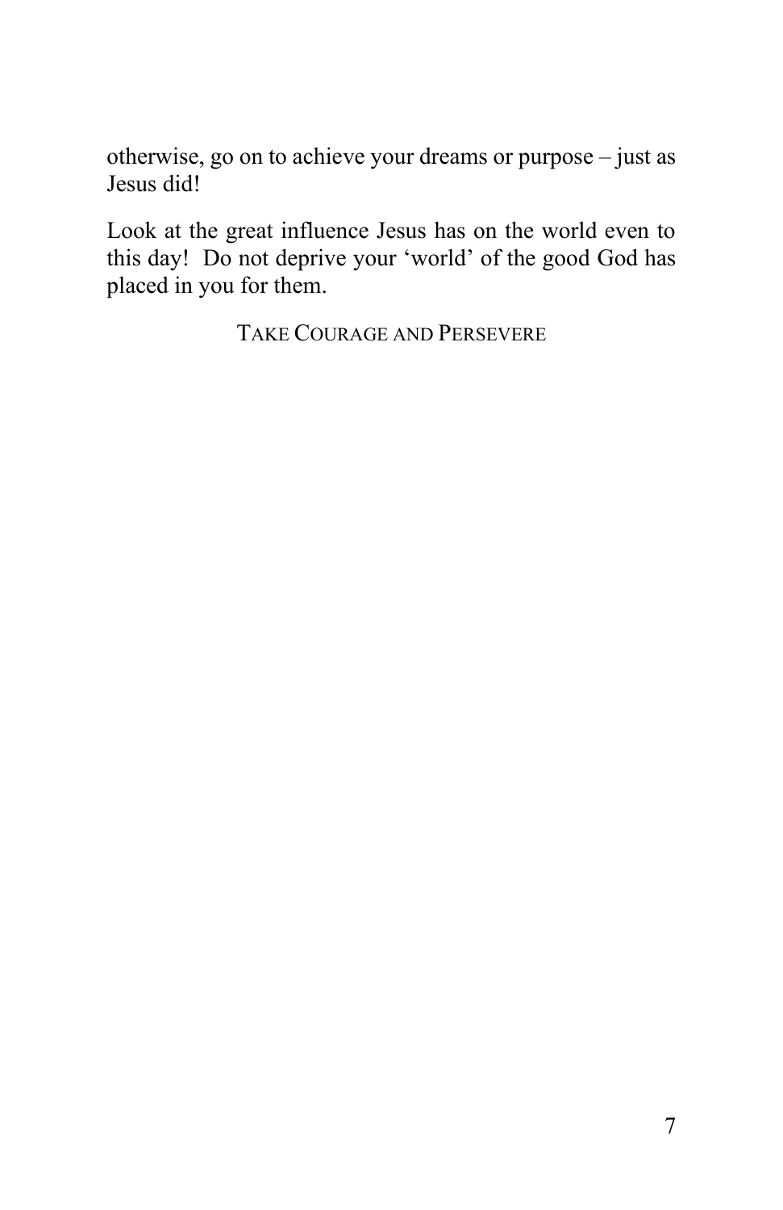otherwise, go on to achieve your dreams or purpose – just as Jesus did!

Look at the great influence Jesus has on the world even to this day! Do not deprive your 'world' of the good God has placed in you for them.

TAKE COURAGE AND PERSEVERE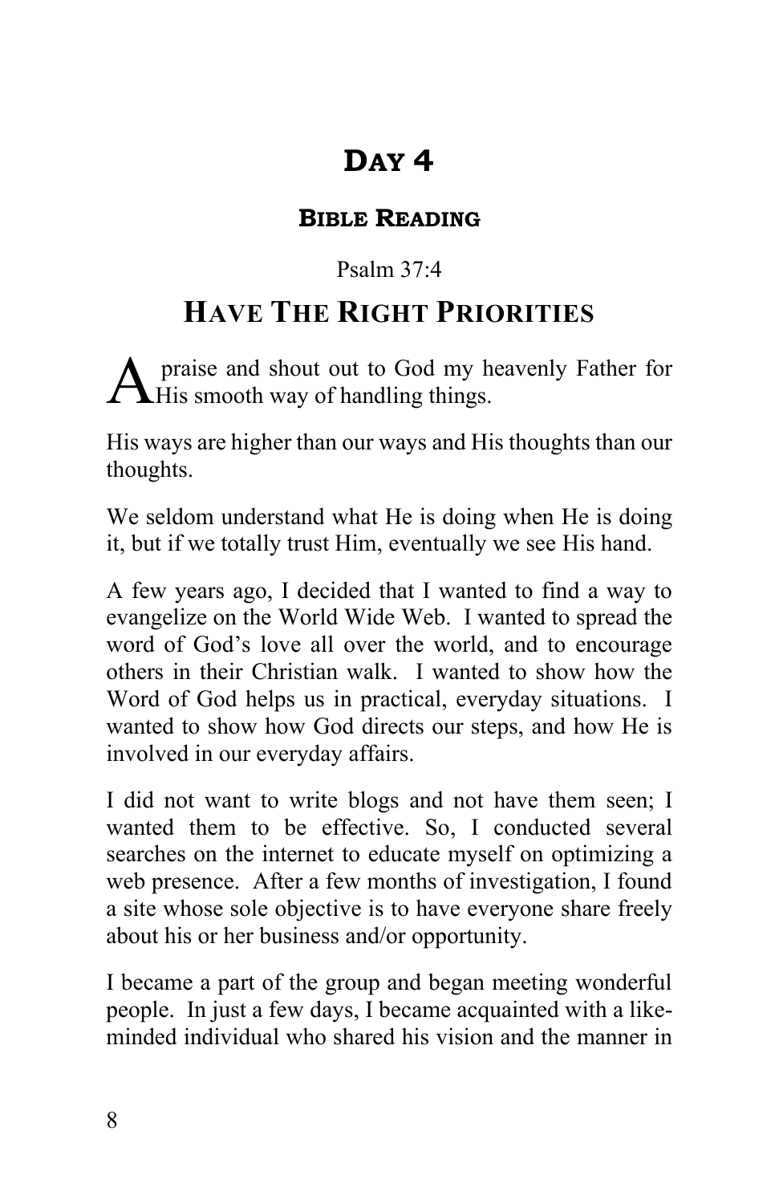# Day 4

### Bible Reading

Psalm 37:4

## Have The Right Priorities

A praise and shout out to God my heavenly Father for His smooth way of handling things.

His ways are higher than our ways and His thoughts than our thoughts.

We seldom understand what He is doing when He is doing it, but if we totally trust Him, eventually we see His hand.

A few years ago, I decided that I wanted to find a way to evangelize on the World Wide Web. I wanted to spread the word of God's love all over the world, and to encourage others in their Christian walk. I wanted to show how the Word of God helps us in practical, everyday situations. I wanted to show how God directs our steps, and how He is involved in our everyday affairs.

I did not want to write blogs and not have them seen; I wanted them to be effective. So, I conducted several searches on the internet to educate myself on optimizing a web presence. After a few months of investigation, I found a site whose sole objective is to have everyone share freely about his or her business and/or opportunity.

I became a part of the group and began meeting wonderful people. In just a few days, I became acquainted with a like-minded individual who shared his vision and the manner in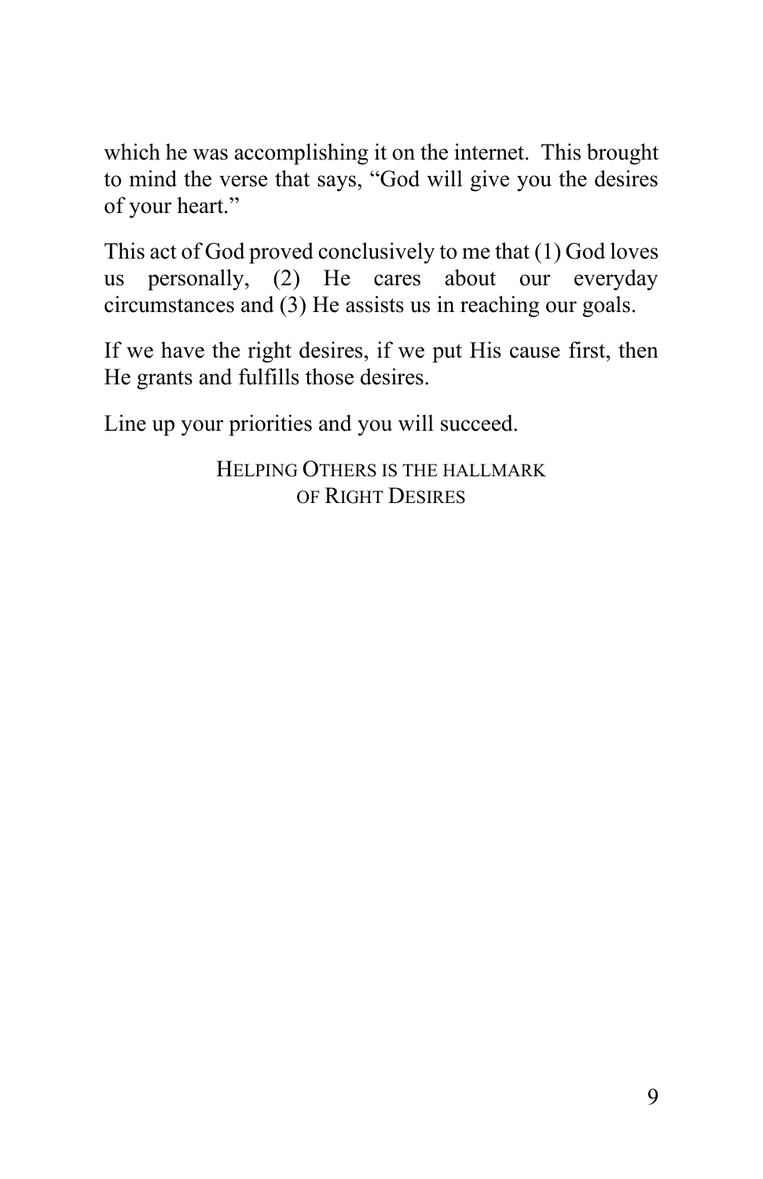which he was accomplishing it on the internet. This brought to mind the verse that says, "God will give you the desires of your heart."

This act of God proved conclusively to me that (1) God loves us personally, (2) He cares about our everyday circumstances and (3) He assists us in reaching our goals.

If we have the right desires, if we put His cause first, then He grants and fulfills those desires.

Line up your priorities and you will succeed.

HELPING OTHERS IS THE HALLMARK OF RIGHT DESIRES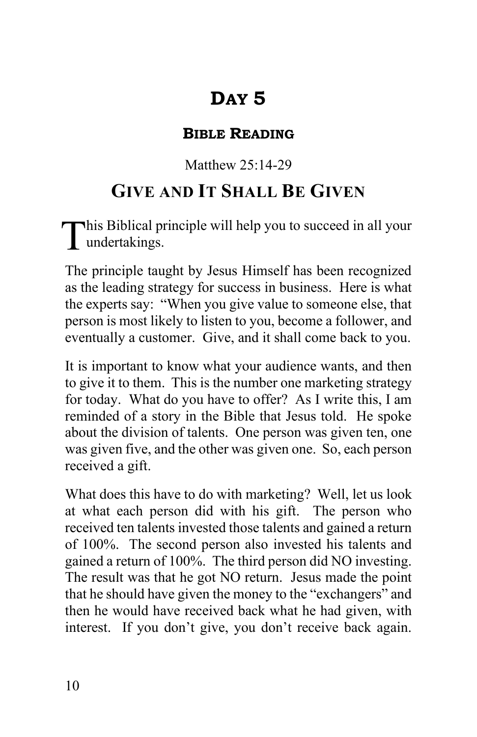# DAY 5

## BIBLE READING

Matthew 25:14-29

## GIVE AND IT SHALL BE GIVEN

This Biblical principle will help you to succeed in all your undertakings.

The principle taught by Jesus Himself has been recognized as the leading strategy for success in business. Here is what the experts say: "When you give value to someone else, that person is most likely to listen to you, become a follower, and eventually a customer. Give, and it shall come back to you.

It is important to know what your audience wants, and then to give it to them. This is the number one marketing strategy for today. What do you have to offer? As I write this, I am reminded of a story in the Bible that Jesus told. He spoke about the division of talents. One person was given ten, one was given five, and the other was given one. So, each person received a gift.

What does this have to do with marketing? Well, let us look at what each person did with his gift. The person who received ten talents invested those talents and gained a return of 100%. The second person also invested his talents and gained a return of 100%. The third person did NO investing. The result was that he got NO return. Jesus made the point that he should have given the money to the "exchangers" and then he would have received back what he had given, with interest. If you don't give, you don't receive back again.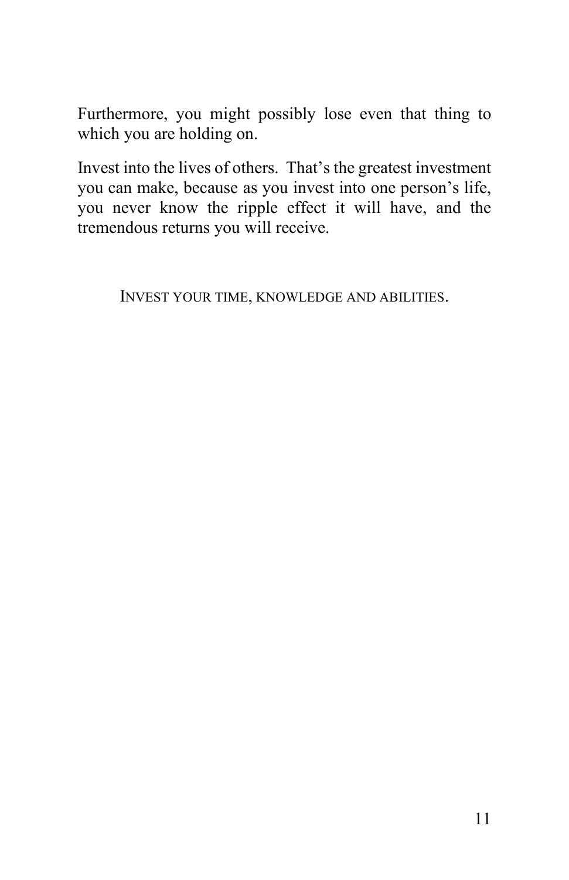Furthermore, you might possibly lose even that thing to which you are holding on.

Invest into the lives of others. That's the greatest investment you can make, because as you invest into one person's life, you never know the ripple effect it will have, and the tremendous returns you will receive.

INVEST YOUR TIME, KNOWLEDGE AND ABILITIES.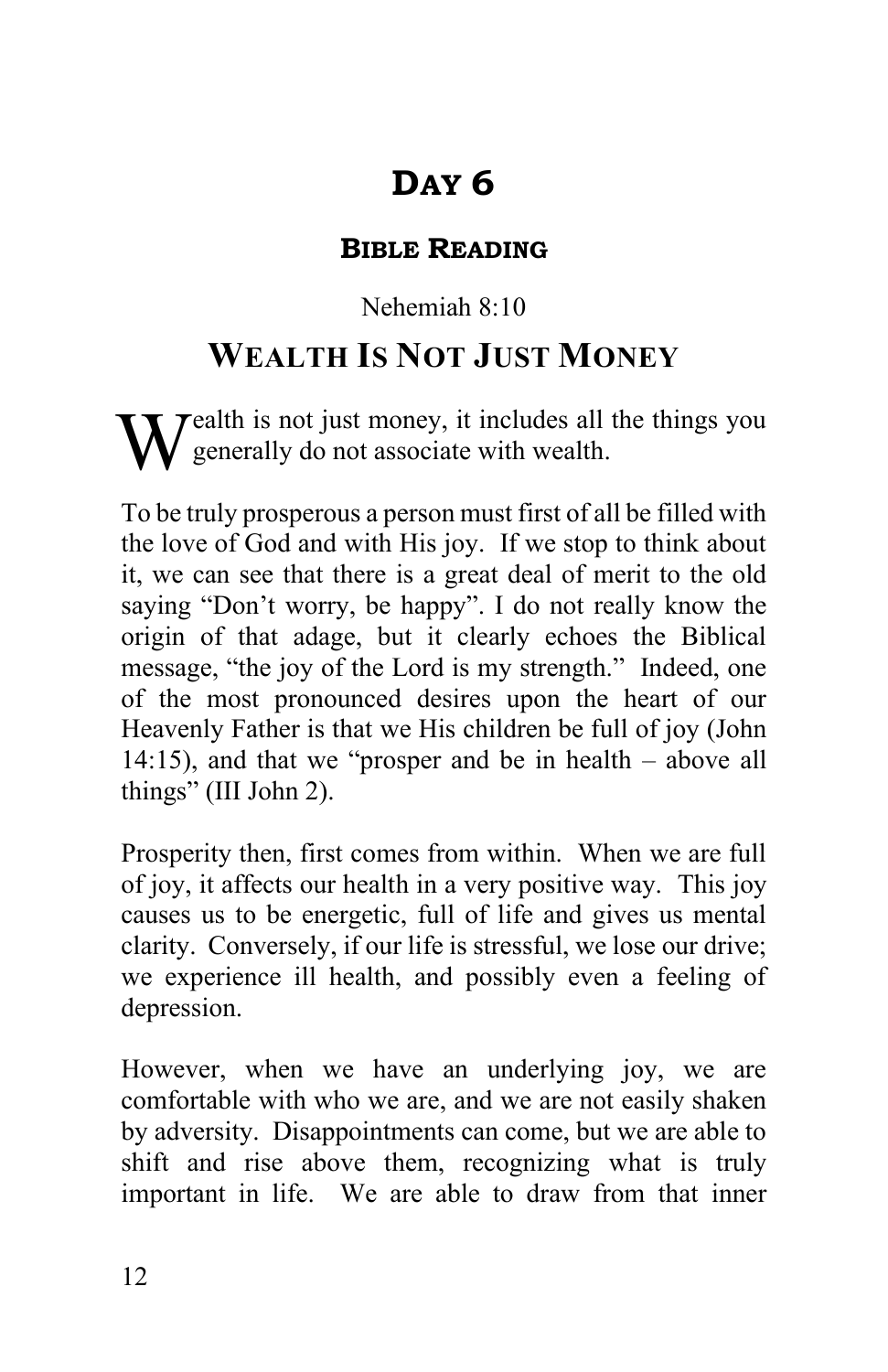# Day 6

### Bible Reading

Nehemiah 8:10

## Wealth Is Not Just Money

Wealth is not just money, it includes all the things you generally do not associate with wealth.

To be truly prosperous a person must first of all be filled with the love of God and with His joy. If we stop to think about it, we can see that there is a great deal of merit to the old saying "Don't worry, be happy". I do not really know the origin of that adage, but it clearly echoes the Biblical message, "the joy of the Lord is my strength." Indeed, one of the most pronounced desires upon the heart of our Heavenly Father is that we His children be full of joy (John 14:15), and that we "prosper and be in health – above all things" (III John 2).

Prosperity then, first comes from within. When we are full of joy, it affects our health in a very positive way. This joy causes us to be energetic, full of life and gives us mental clarity. Conversely, if our life is stressful, we lose our drive; we experience ill health, and possibly even a feeling of depression.

However, when we have an underlying joy, we are comfortable with who we are, and we are not easily shaken by adversity. Disappointments can come, but we are able to shift and rise above them, recognizing what is truly important in life. We are able to draw from that inner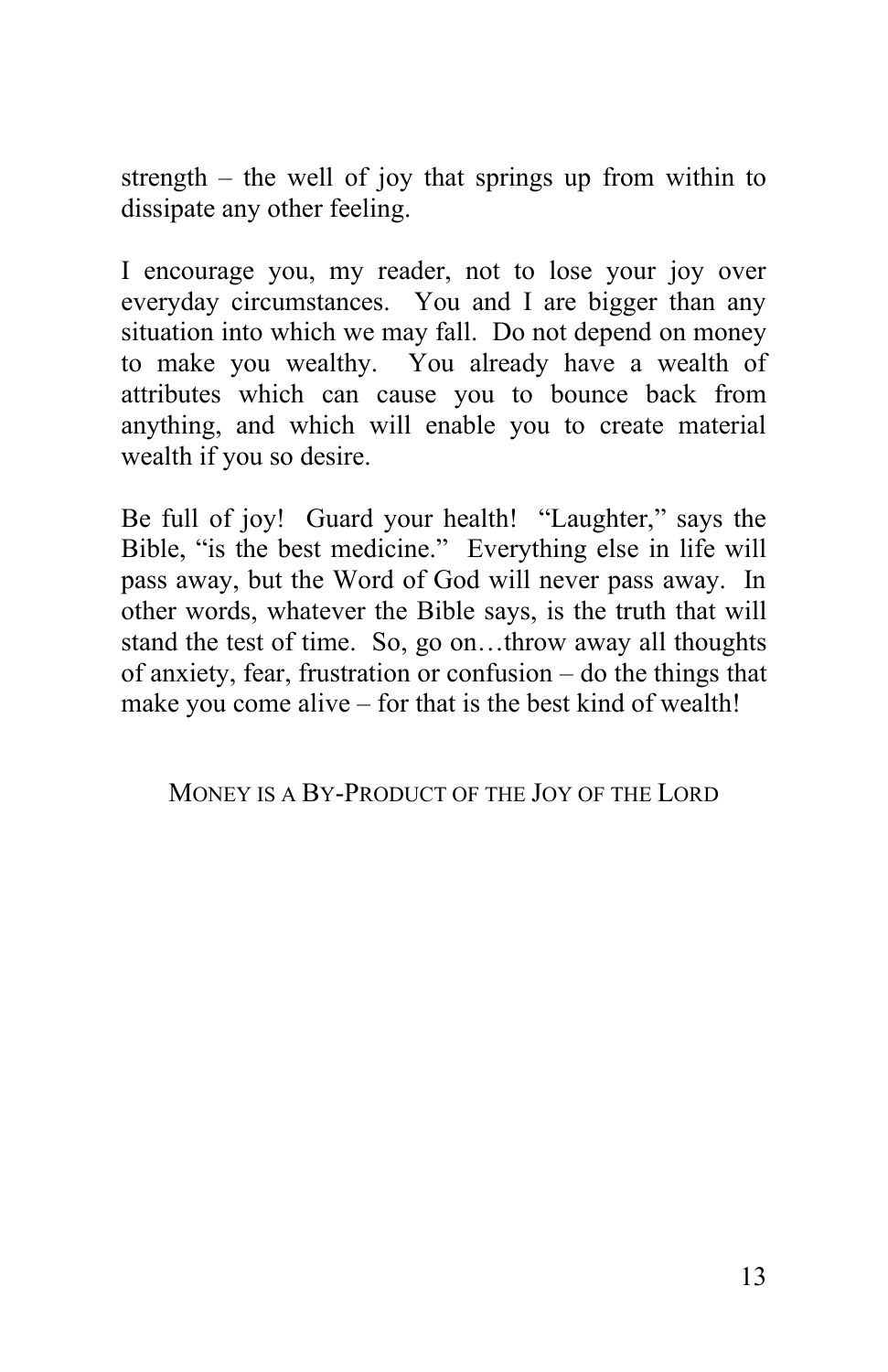strength – the well of joy that springs up from within to dissipate any other feeling.

I encourage you, my reader, not to lose your joy over everyday circumstances. You and I are bigger than any situation into which we may fall. Do not depend on money to make you wealthy. You already have a wealth of attributes which can cause you to bounce back from anything, and which will enable you to create material wealth if you so desire.

Be full of joy! Guard your health! "Laughter," says the Bible, "is the best medicine." Everything else in life will pass away, but the Word of God will never pass away. In other words, whatever the Bible says, is the truth that will stand the test of time. So, go on…throw away all thoughts of anxiety, fear, frustration or confusion – do the things that make you come alive – for that is the best kind of wealth!

MONEY IS A BY-PRODUCT OF THE JOY OF THE LORD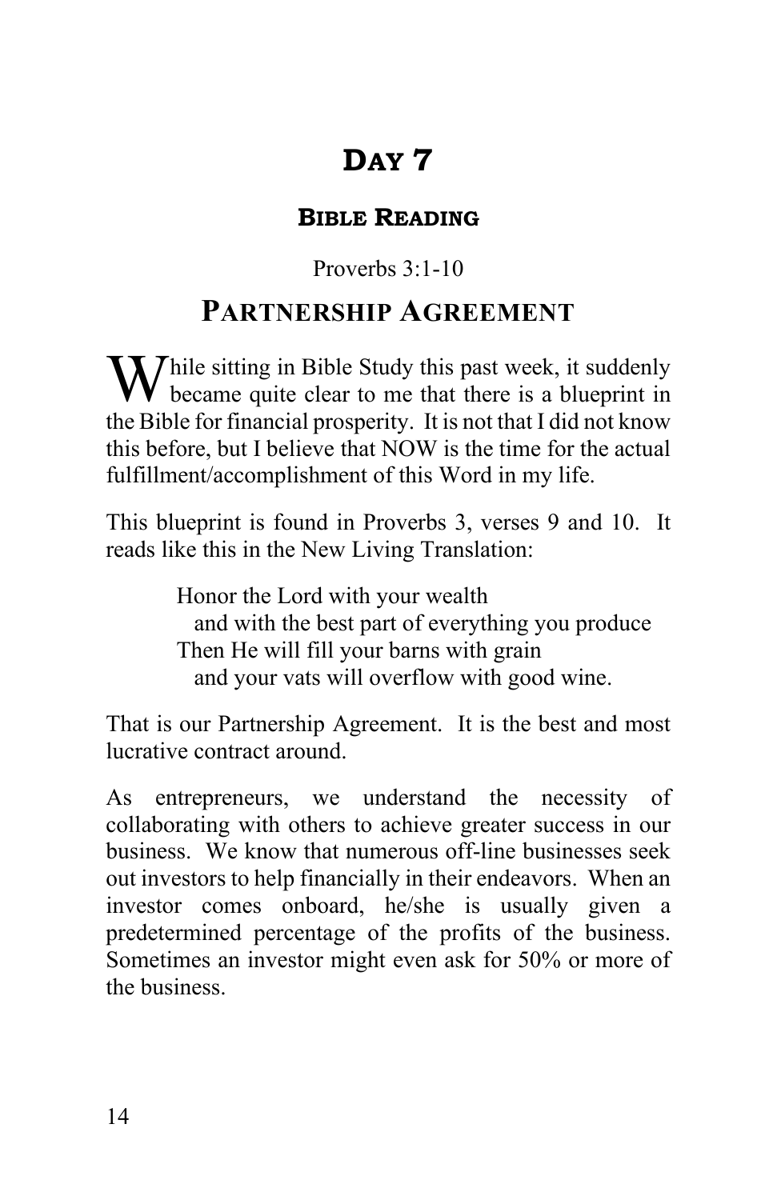# Day 7

## Bible Reading

Proverbs 3:1-10

## Partnership Agreement

While sitting in Bible Study this past week, it suddenly became quite clear to me that there is a blueprint in the Bible for financial prosperity. It is not that I did not know this before, but I believe that NOW is the time for the actual fulfillment/accomplishment of this Word in my life.

This blueprint is found in Proverbs 3, verses 9 and 10. It reads like this in the New Living Translation:

> Honor the Lord with your wealth
> and with the best part of everything you produce
> Then He will fill your barns with grain
> and your vats will overflow with good wine.

That is our Partnership Agreement. It is the best and most lucrative contract around.

As entrepreneurs, we understand the necessity of collaborating with others to achieve greater success in our business. We know that numerous off-line businesses seek out investors to help financially in their endeavors. When an investor comes onboard, he/she is usually given a predetermined percentage of the profits of the business. Sometimes an investor might even ask for 50% or more of the business.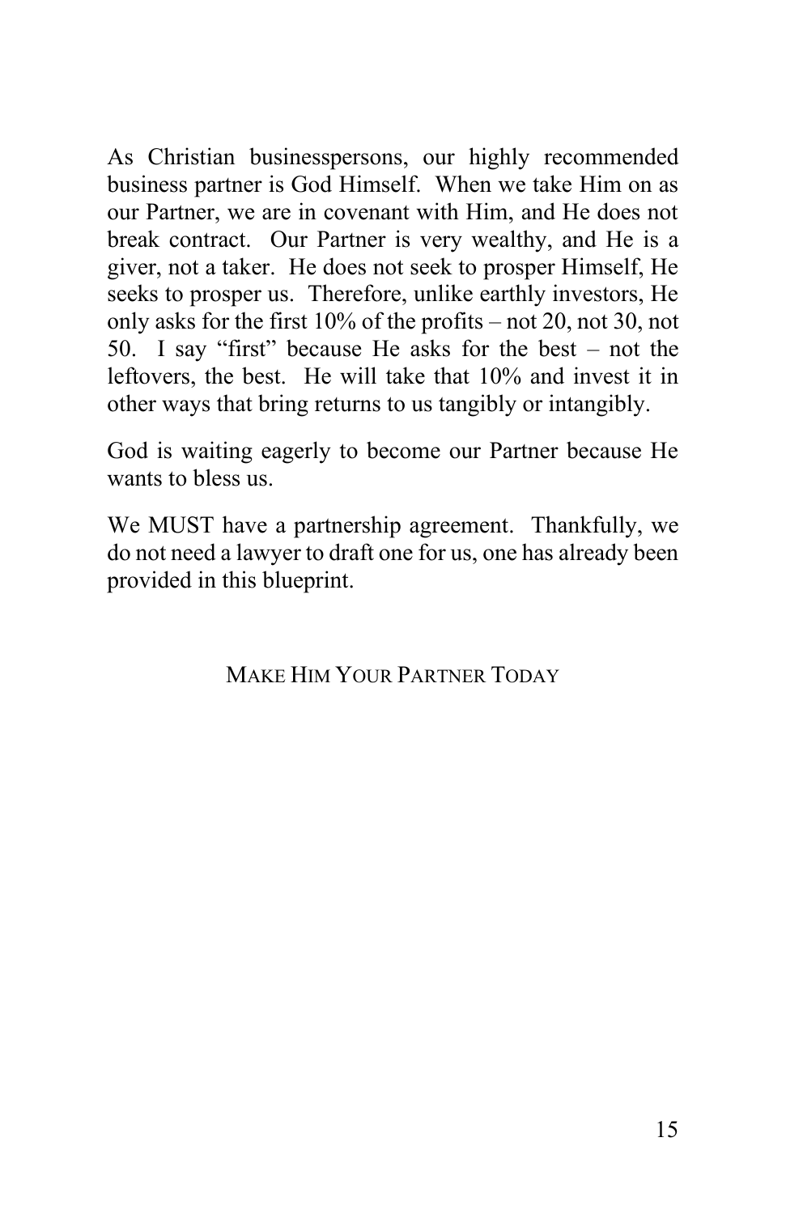As Christian businesspersons, our highly recommended business partner is God Himself. When we take Him on as our Partner, we are in covenant with Him, and He does not break contract. Our Partner is very wealthy, and He is a giver, not a taker. He does not seek to prosper Himself, He seeks to prosper us. Therefore, unlike earthly investors, He only asks for the first 10% of the profits – not 20, not 30, not 50. I say "first" because He asks for the best – not the leftovers, the best. He will take that 10% and invest it in other ways that bring returns to us tangibly or intangibly.

God is waiting eagerly to become our Partner because He wants to bless us.

We MUST have a partnership agreement. Thankfully, we do not need a lawyer to draft one for us, one has already been provided in this blueprint.

MAKE HIM YOUR PARTNER TODAY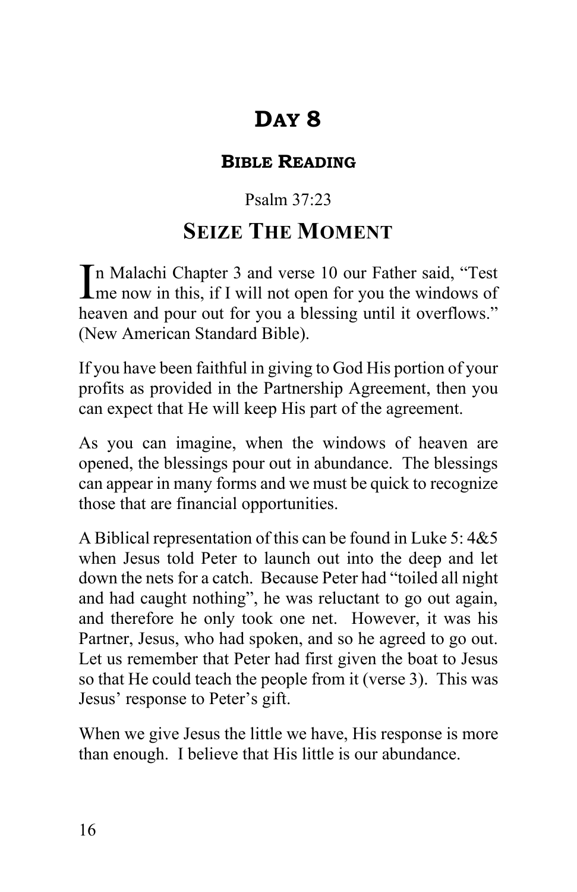# DAY 8

## BIBLE READING

Psalm 37:23

## SEIZE THE MOMENT

In Malachi Chapter 3 and verse 10 our Father said, "Test me now in this, if I will not open for you the windows of heaven and pour out for you a blessing until it overflows." (New American Standard Bible).

If you have been faithful in giving to God His portion of your profits as provided in the Partnership Agreement, then you can expect that He will keep His part of the agreement.

As you can imagine, when the windows of heaven are opened, the blessings pour out in abundance. The blessings can appear in many forms and we must be quick to recognize those that are financial opportunities.

A Biblical representation of this can be found in Luke 5: 4&5 when Jesus told Peter to launch out into the deep and let down the nets for a catch. Because Peter had "toiled all night and had caught nothing", he was reluctant to go out again, and therefore he only took one net. However, it was his Partner, Jesus, who had spoken, and so he agreed to go out. Let us remember that Peter had first given the boat to Jesus so that He could teach the people from it (verse 3). This was Jesus' response to Peter's gift.

When we give Jesus the little we have, His response is more than enough. I believe that His little is our abundance.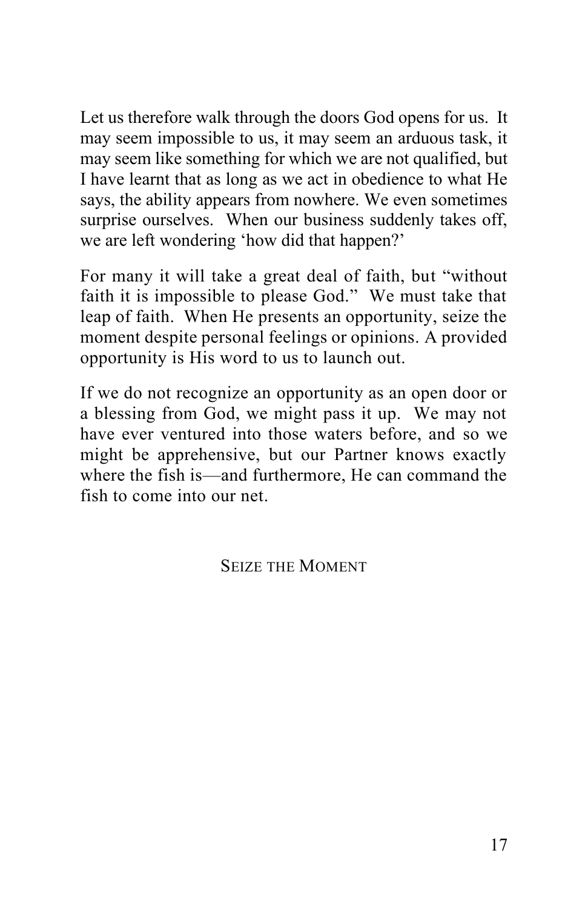Let us therefore walk through the doors God opens for us. It may seem impossible to us, it may seem an arduous task, it may seem like something for which we are not qualified, but I have learnt that as long as we act in obedience to what He says, the ability appears from nowhere. We even sometimes surprise ourselves. When our business suddenly takes off, we are left wondering 'how did that happen?'

For many it will take a great deal of faith, but "without faith it is impossible to please God." We must take that leap of faith. When He presents an opportunity, seize the moment despite personal feelings or opinions. A provided opportunity is His word to us to launch out.

If we do not recognize an opportunity as an open door or a blessing from God, we might pass it up. We may not have ever ventured into those waters before, and so we might be apprehensive, but our Partner knows exactly where the fish is—and furthermore, He can command the fish to come into our net.

## Seize the Moment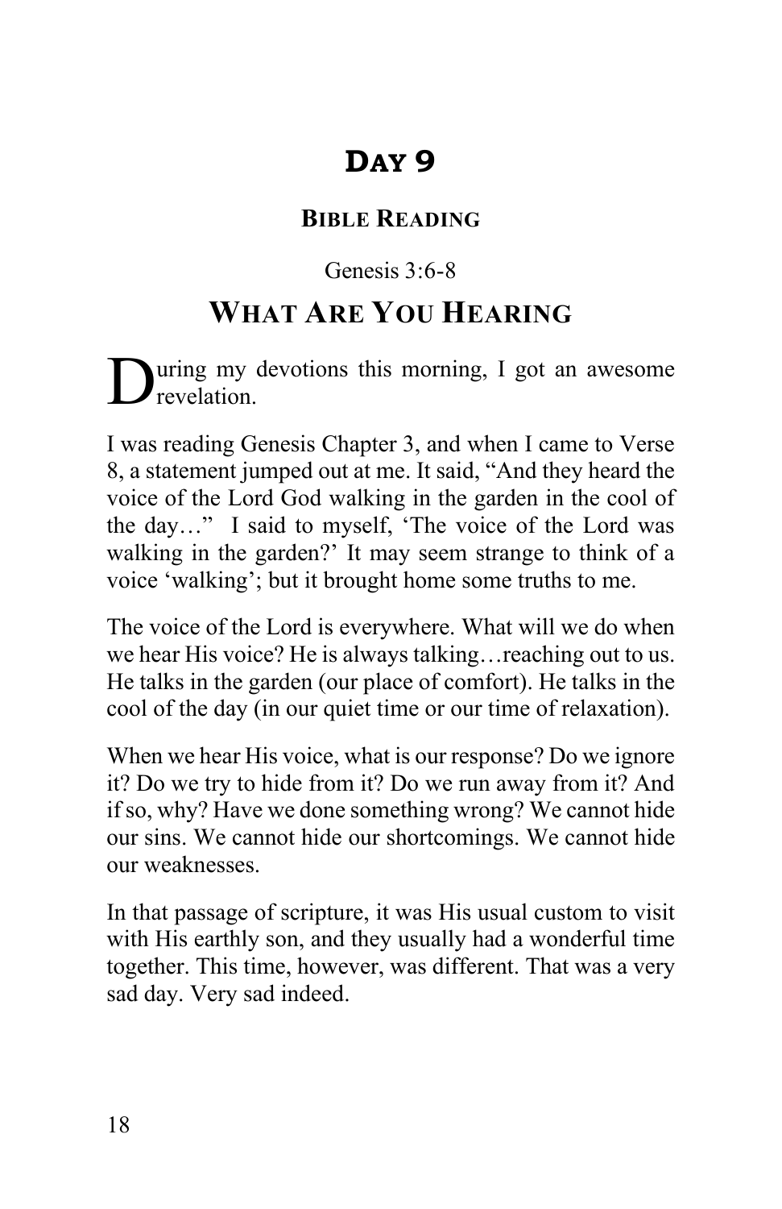# Day 9

## Bible Reading

Genesis 3:6-8

## What Are You Hearing

During my devotions this morning, I got an awesome revelation.

I was reading Genesis Chapter 3, and when I came to Verse 8, a statement jumped out at me. It said, "And they heard the voice of the Lord God walking in the garden in the cool of the day…" I said to myself, 'The voice of the Lord was walking in the garden?' It may seem strange to think of a voice 'walking'; but it brought home some truths to me.

The voice of the Lord is everywhere. What will we do when we hear His voice? He is always talking…reaching out to us. He talks in the garden (our place of comfort). He talks in the cool of the day (in our quiet time or our time of relaxation).

When we hear His voice, what is our response? Do we ignore it? Do we try to hide from it? Do we run away from it? And if so, why? Have we done something wrong? We cannot hide our sins. We cannot hide our shortcomings. We cannot hide our weaknesses.

In that passage of scripture, it was His usual custom to visit with His earthly son, and they usually had a wonderful time together. This time, however, was different. That was a very sad day. Very sad indeed.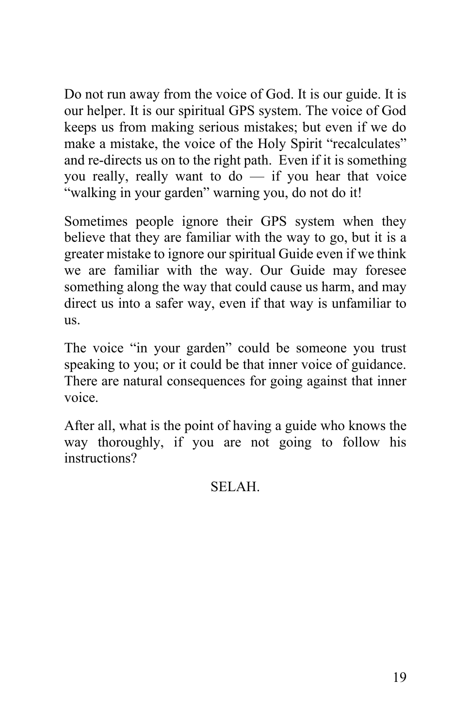Do not run away from the voice of God. It is our guide. It is our helper. It is our spiritual GPS system. The voice of God keeps us from making serious mistakes; but even if we do make a mistake, the voice of the Holy Spirit "recalculates" and re-directs us on to the right path. Even if it is something you really, really want to do — if you hear that voice "walking in your garden" warning you, do not do it!

Sometimes people ignore their GPS system when they believe that they are familiar with the way to go, but it is a greater mistake to ignore our spiritual Guide even if we think we are familiar with the way. Our Guide may foresee something along the way that could cause us harm, and may direct us into a safer way, even if that way is unfamiliar to us.

The voice "in your garden" could be someone you trust speaking to you; or it could be that inner voice of guidance. There are natural consequences for going against that inner voice.

After all, what is the point of having a guide who knows the way thoroughly, if you are not going to follow his instructions?

SELAH.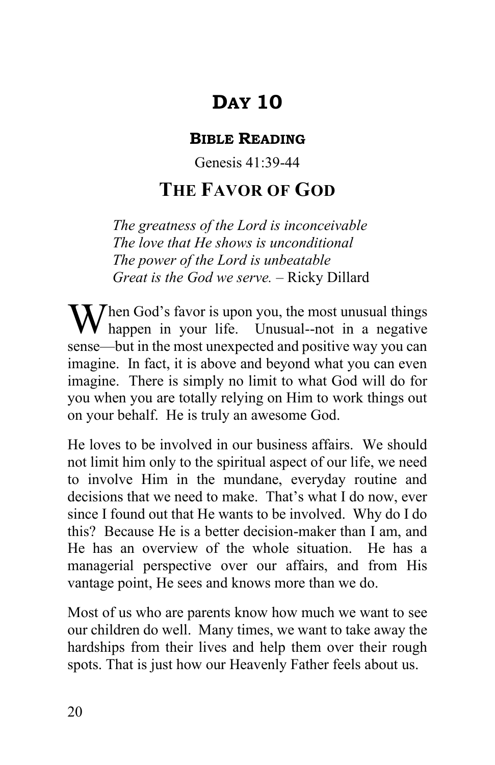# Day 10

## Bible Reading

Genesis 41:39-44

## The Favor of God

*The greatness of the Lord is inconceivable*
*The love that He shows is unconditional*
*The power of the Lord is unbeatable*
*Great is the God we serve.* – Ricky Dillard

When God's favor is upon you, the most unusual things happen in your life. Unusual--not in a negative sense—but in the most unexpected and positive way you can imagine. In fact, it is above and beyond what you can even imagine. There is simply no limit to what God will do for you when you are totally relying on Him to work things out on your behalf. He is truly an awesome God.

He loves to be involved in our business affairs. We should not limit him only to the spiritual aspect of our life, we need to involve Him in the mundane, everyday routine and decisions that we need to make. That's what I do now, ever since I found out that He wants to be involved. Why do I do this? Because He is a better decision-maker than I am, and He has an overview of the whole situation. He has a managerial perspective over our affairs, and from His vantage point, He sees and knows more than we do.

Most of us who are parents know how much we want to see our children do well. Many times, we want to take away the hardships from their lives and help them over their rough spots. That is just how our Heavenly Father feels about us.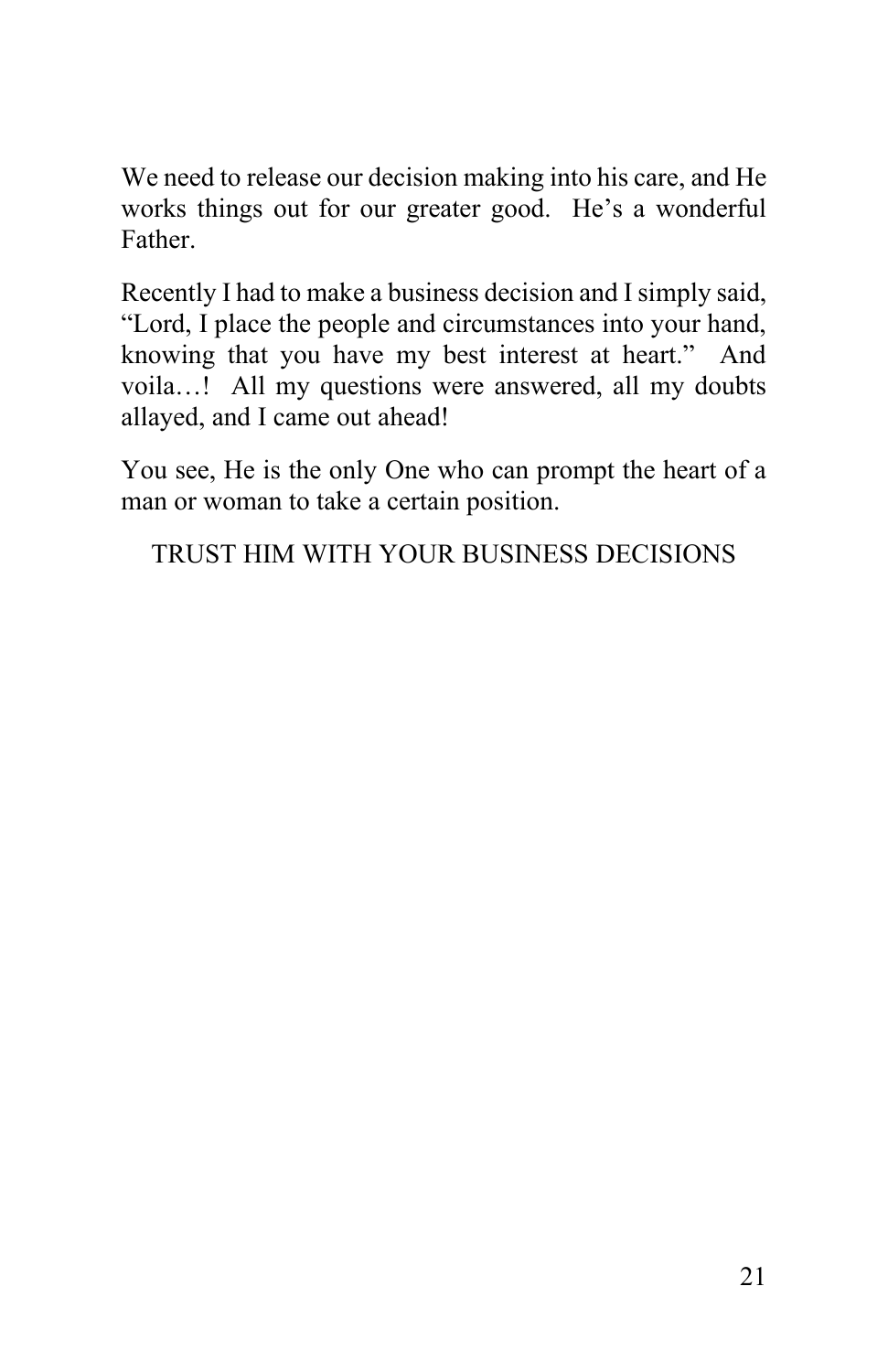We need to release our decision making into his care, and He works things out for our greater good. He's a wonderful Father.

Recently I had to make a business decision and I simply said, "Lord, I place the people and circumstances into your hand, knowing that you have my best interest at heart." And voila…! All my questions were answered, all my doubts allayed, and I came out ahead!

You see, He is the only One who can prompt the heart of a man or woman to take a certain position.

TRUST HIM WITH YOUR BUSINESS DECISIONS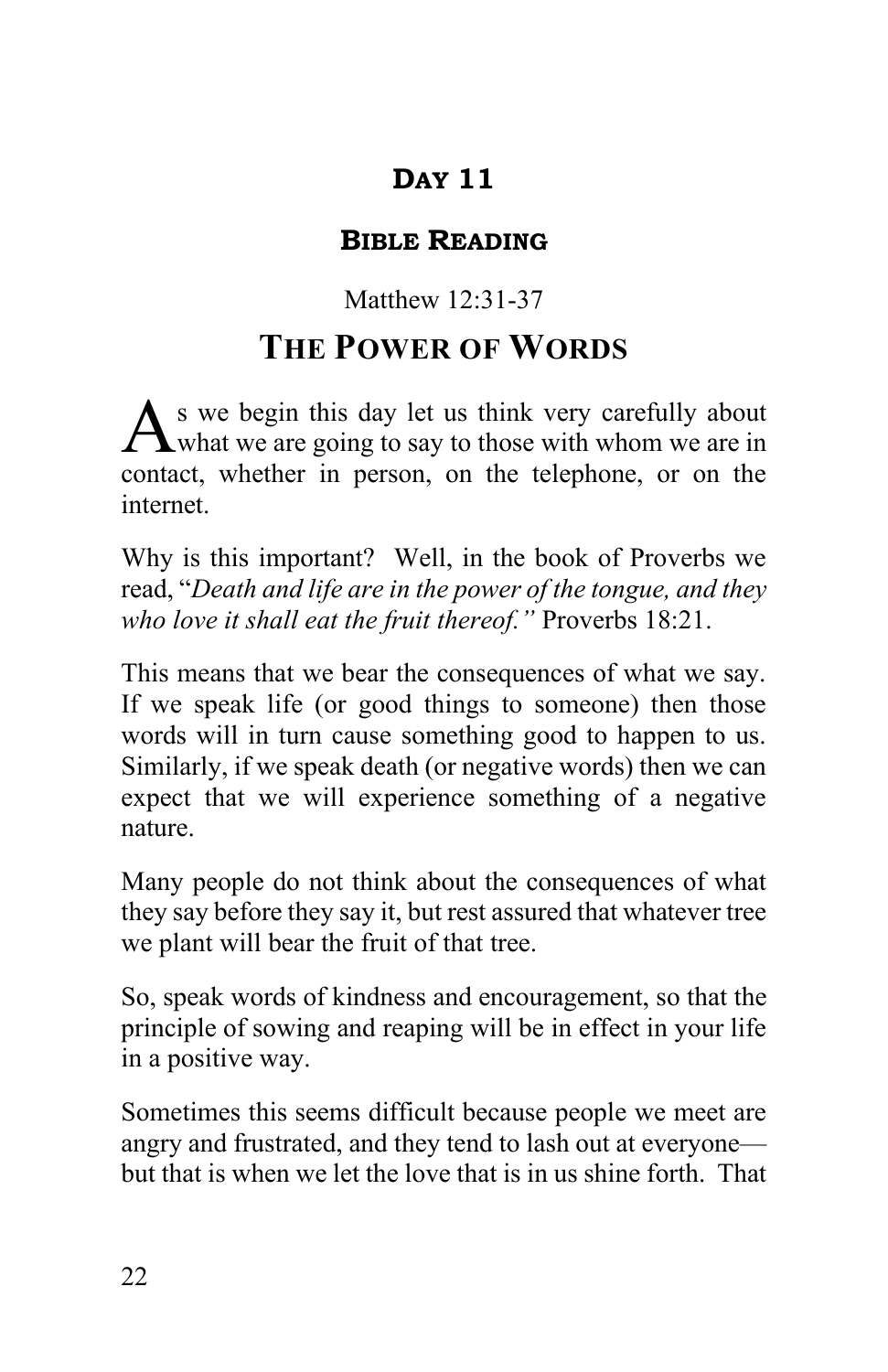## Day 11

### Bible Reading

Matthew 12:31-37

# The Power of Words

As we begin this day let us think very carefully about what we are going to say to those with whom we are in contact, whether in person, on the telephone, or on the internet.

Why is this important? Well, in the book of Proverbs we read, "*Death and life are in the power of the tongue, and they who love it shall eat the fruit thereof."* Proverbs 18:21.

This means that we bear the consequences of what we say. If we speak life (or good things to someone) then those words will in turn cause something good to happen to us. Similarly, if we speak death (or negative words) then we can expect that we will experience something of a negative nature.

Many people do not think about the consequences of what they say before they say it, but rest assured that whatever tree we plant will bear the fruit of that tree.

So, speak words of kindness and encouragement, so that the principle of sowing and reaping will be in effect in your life in a positive way.

Sometimes this seems difficult because people we meet are angry and frustrated, and they tend to lash out at everyone—but that is when we let the love that is in us shine forth. That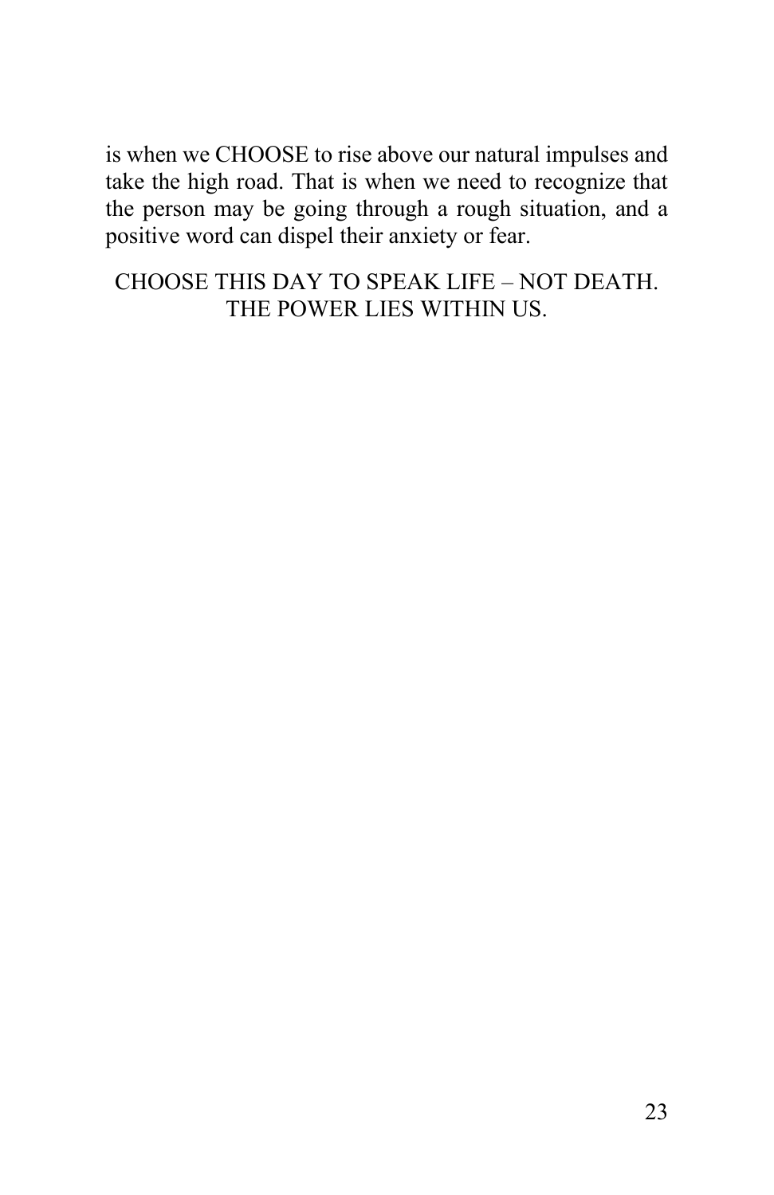is when we CHOOSE to rise above our natural impulses and take the high road. That is when we need to recognize that the person may be going through a rough situation, and a positive word can dispel their anxiety or fear.

CHOOSE THIS DAY TO SPEAK LIFE – NOT DEATH. THE POWER LIES WITHIN US.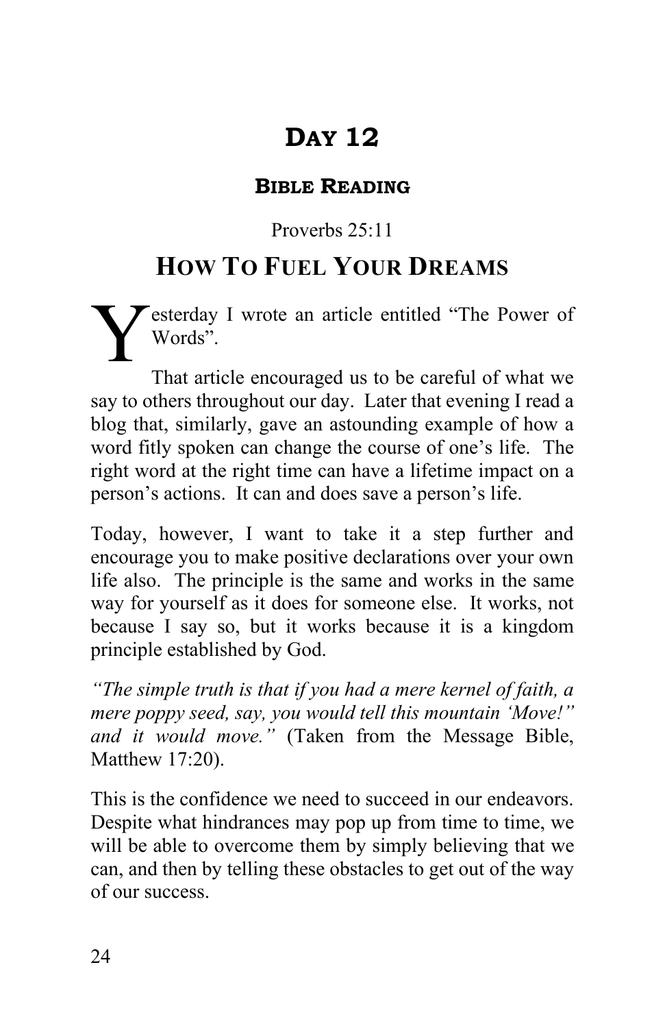# Day 12

## Bible Reading

Proverbs 25:11

## How To Fuel Your Dreams

Yesterday I wrote an article entitled "The Power of Words".

That article encouraged us to be careful of what we say to others throughout our day. Later that evening I read a blog that, similarly, gave an astounding example of how a word fitly spoken can change the course of one's life. The right word at the right time can have a lifetime impact on a person's actions. It can and does save a person's life.

Today, however, I want to take it a step further and encourage you to make positive declarations over your own life also. The principle is the same and works in the same way for yourself as it does for someone else. It works, not because I say so, but it works because it is a kingdom principle established by God.

*"The simple truth is that if you had a mere kernel of faith, a mere poppy seed, say, you would tell this mountain 'Move!" and it would move."* (Taken from the Message Bible, Matthew 17:20).

This is the confidence we need to succeed in our endeavors. Despite what hindrances may pop up from time to time, we will be able to overcome them by simply believing that we can, and then by telling these obstacles to get out of the way of our success.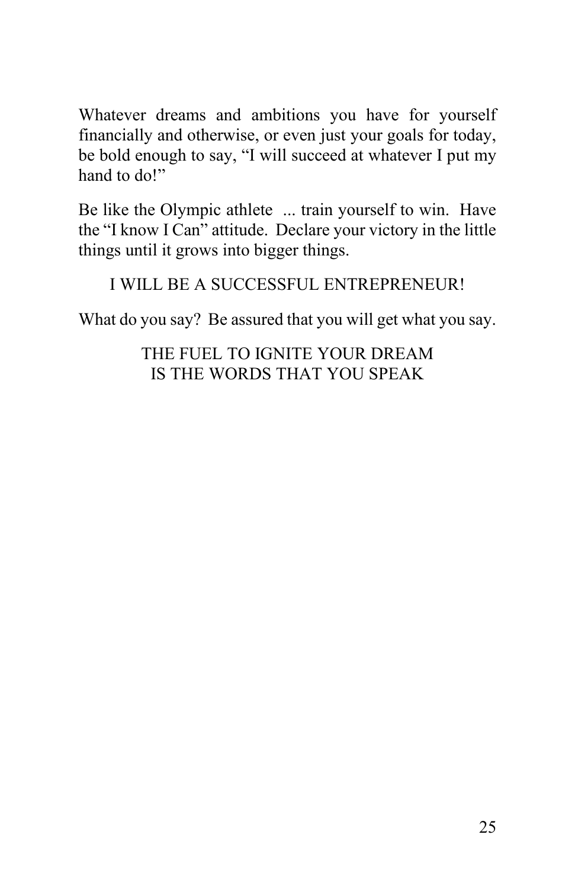Whatever dreams and ambitions you have for yourself financially and otherwise, or even just your goals for today, be bold enough to say, "I will succeed at whatever I put my hand to do!"

Be like the Olympic athlete ... train yourself to win. Have the "I know I Can" attitude. Declare your victory in the little things until it grows into bigger things.

I WILL BE A SUCCESSFUL ENTREPRENEUR!

What do you say? Be assured that you will get what you say.

THE FUEL TO IGNITE YOUR DREAM
IS THE WORDS THAT YOU SPEAK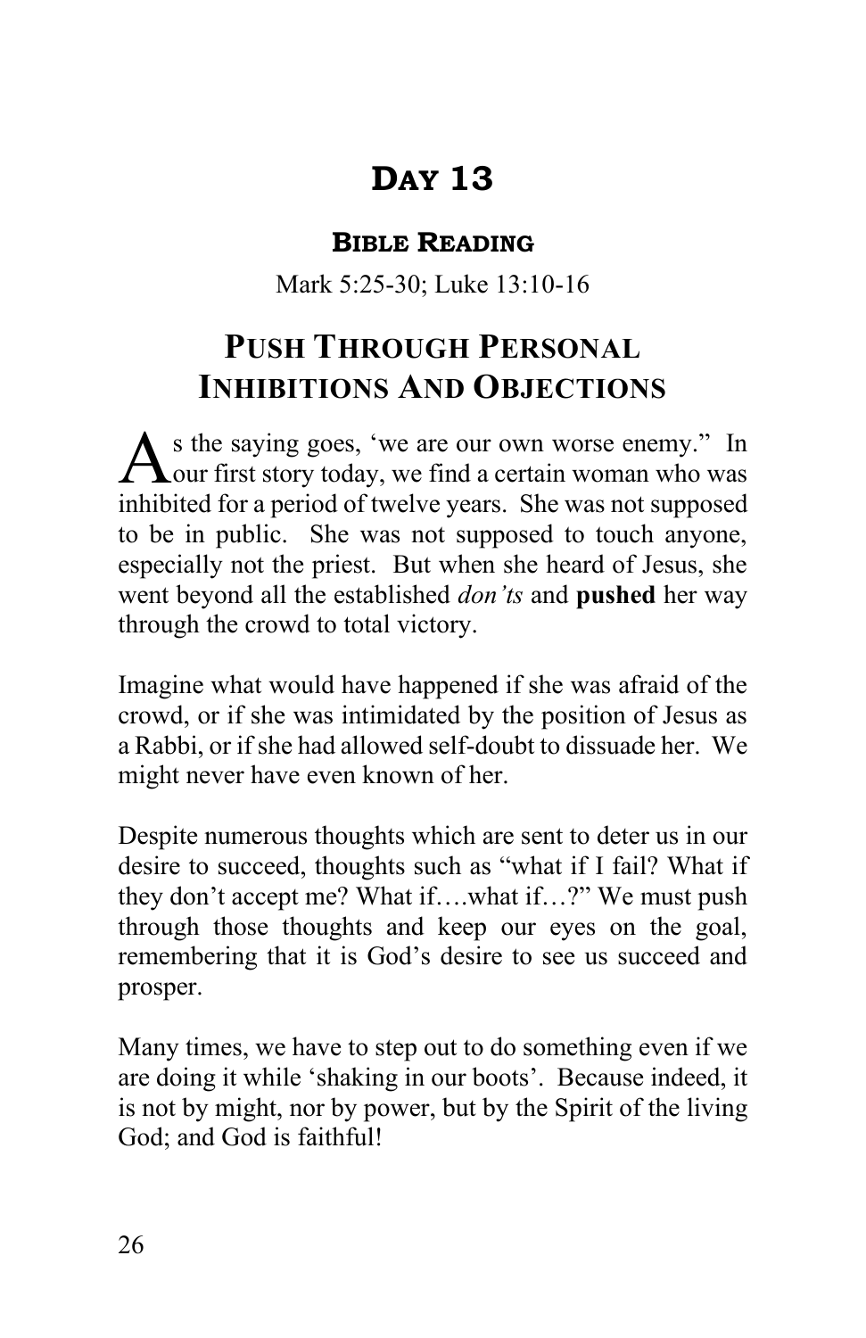# Day 13

## Bible Reading

Mark 5:25-30; Luke 13:10-16

## Push Through Personal Inhibitions And Objections

As the saying goes, 'we are our own worse enemy." In our first story today, we find a certain woman who was inhibited for a period of twelve years. She was not supposed to be in public. She was not supposed to touch anyone, especially not the priest. But when she heard of Jesus, she went beyond all the established *don'ts* and **pushed** her way through the crowd to total victory.

Imagine what would have happened if she was afraid of the crowd, or if she was intimidated by the position of Jesus as a Rabbi, or if she had allowed self-doubt to dissuade her. We might never have even known of her.

Despite numerous thoughts which are sent to deter us in our desire to succeed, thoughts such as "what if I fail? What if they don't accept me? What if….what if…?" We must push through those thoughts and keep our eyes on the goal, remembering that it is God's desire to see us succeed and prosper.

Many times, we have to step out to do something even if we are doing it while 'shaking in our boots'. Because indeed, it is not by might, nor by power, but by the Spirit of the living God; and God is faithful!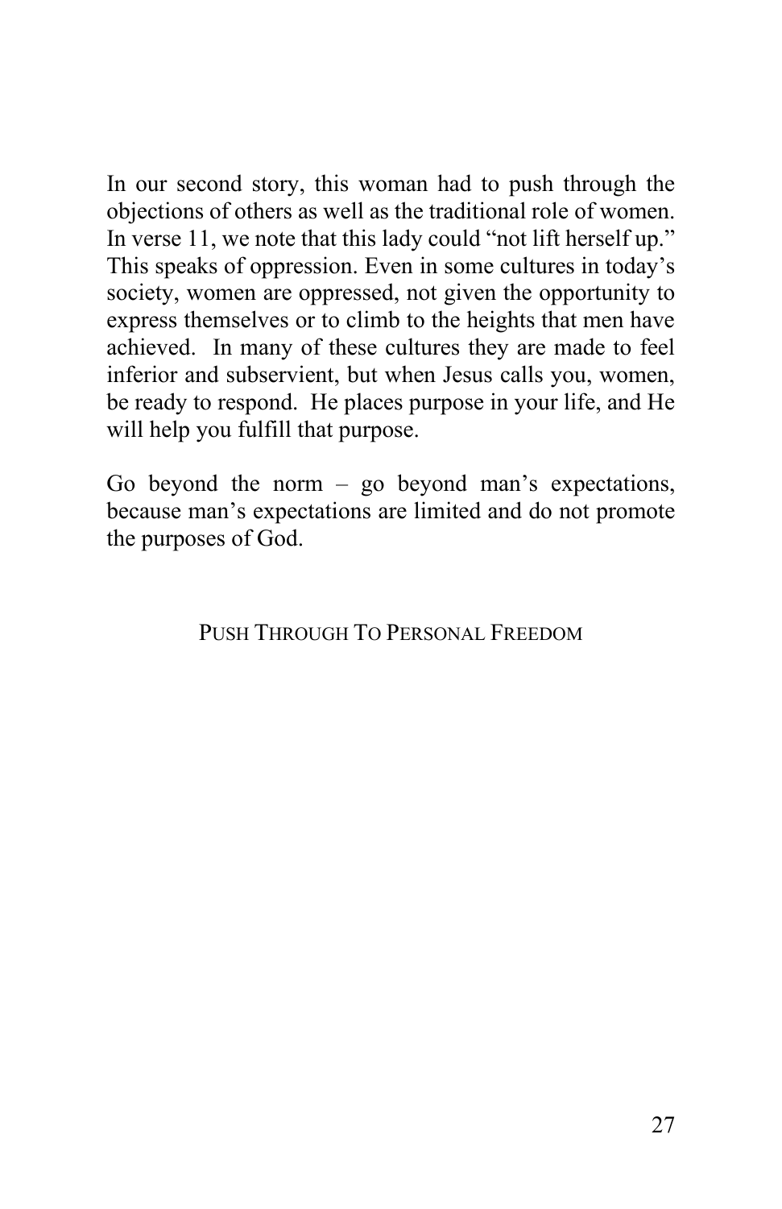In our second story, this woman had to push through the objections of others as well as the traditional role of women. In verse 11, we note that this lady could "not lift herself up." This speaks of oppression. Even in some cultures in today's society, women are oppressed, not given the opportunity to express themselves or to climb to the heights that men have achieved. In many of these cultures they are made to feel inferior and subservient, but when Jesus calls you, women, be ready to respond. He places purpose in your life, and He will help you fulfill that purpose.

Go beyond the norm – go beyond man's expectations, because man's expectations are limited and do not promote the purposes of God.

## PUSH THROUGH TO PERSONAL FREEDOM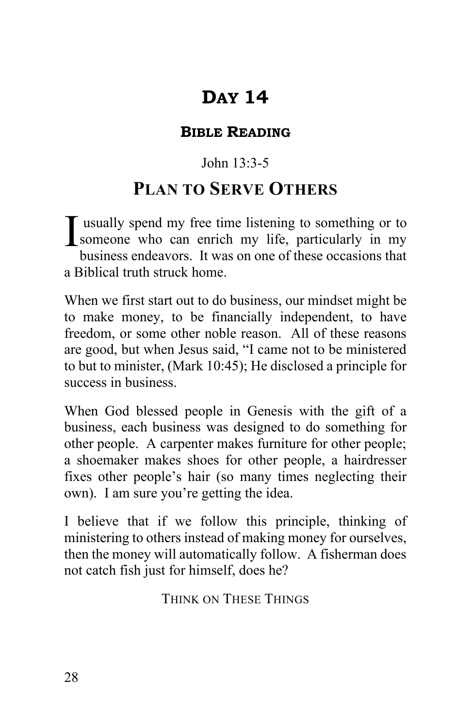# DAY 14

## BIBLE READING

John 13:3-5

## PLAN TO SERVE OTHERS

I usually spend my free time listening to something or to someone who can enrich my life, particularly in my business endeavors. It was on one of these occasions that a Biblical truth struck home.

When we first start out to do business, our mindset might be to make money, to be financially independent, to have freedom, or some other noble reason. All of these reasons are good, but when Jesus said, "I came not to be ministered to but to minister, (Mark 10:45); He disclosed a principle for success in business.

When God blessed people in Genesis with the gift of a business, each business was designed to do something for other people. A carpenter makes furniture for other people; a shoemaker makes shoes for other people, a hairdresser fixes other people's hair (so many times neglecting their own). I am sure you're getting the idea.

I believe that if we follow this principle, thinking of ministering to others instead of making money for ourselves, then the money will automatically follow. A fisherman does not catch fish just for himself, does he?

THINK ON THESE THINGS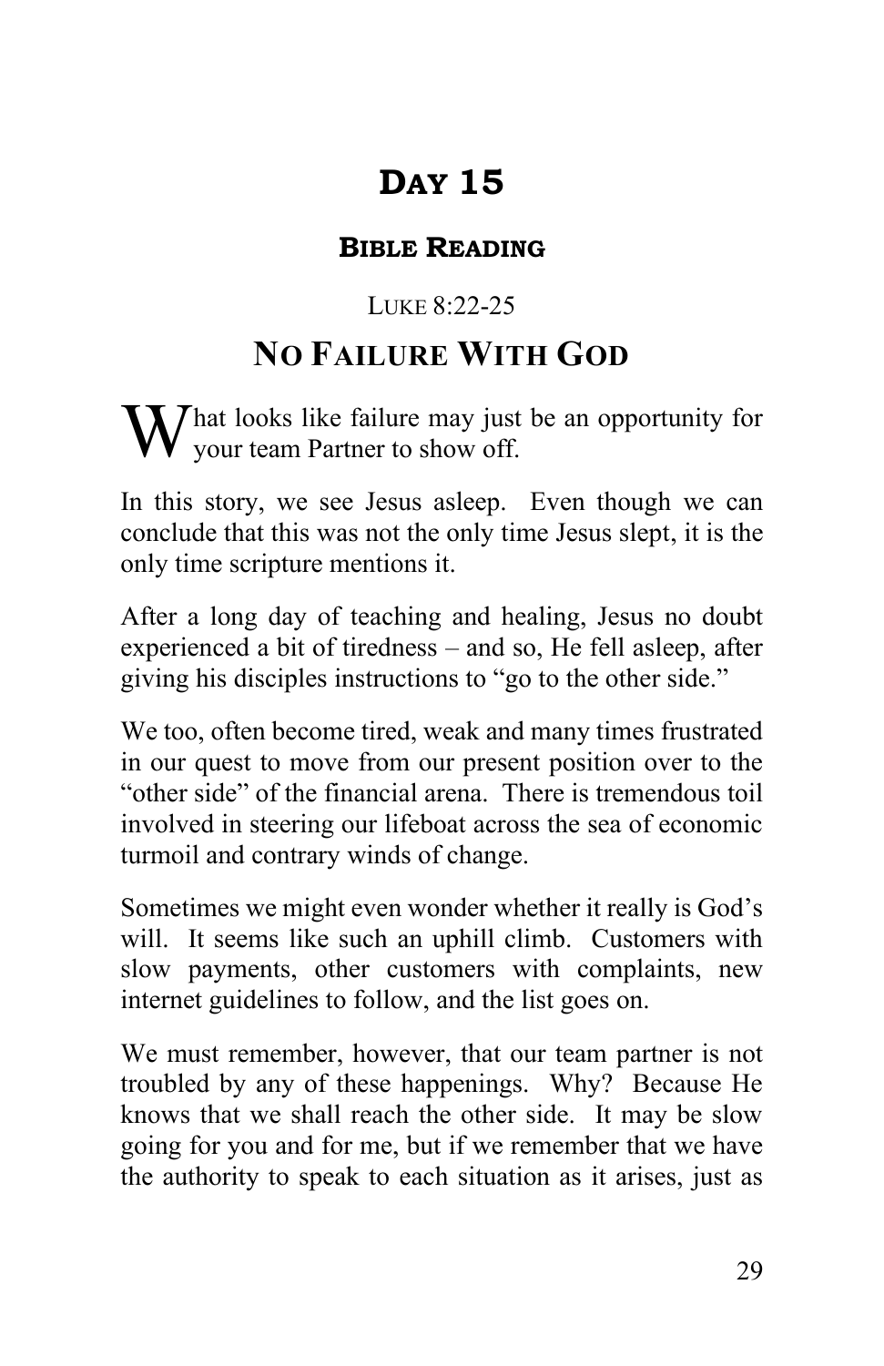# Day 15

## Bible Reading

Luke 8:22-25

## No Failure With God

What looks like failure may just be an opportunity for your team Partner to show off.

In this story, we see Jesus asleep. Even though we can conclude that this was not the only time Jesus slept, it is the only time scripture mentions it.

After a long day of teaching and healing, Jesus no doubt experienced a bit of tiredness – and so, He fell asleep, after giving his disciples instructions to "go to the other side."

We too, often become tired, weak and many times frustrated in our quest to move from our present position over to the "other side" of the financial arena. There is tremendous toil involved in steering our lifeboat across the sea of economic turmoil and contrary winds of change.

Sometimes we might even wonder whether it really is God's will. It seems like such an uphill climb. Customers with slow payments, other customers with complaints, new internet guidelines to follow, and the list goes on.

We must remember, however, that our team partner is not troubled by any of these happenings. Why? Because He knows that we shall reach the other side. It may be slow going for you and for me, but if we remember that we have the authority to speak to each situation as it arises, just as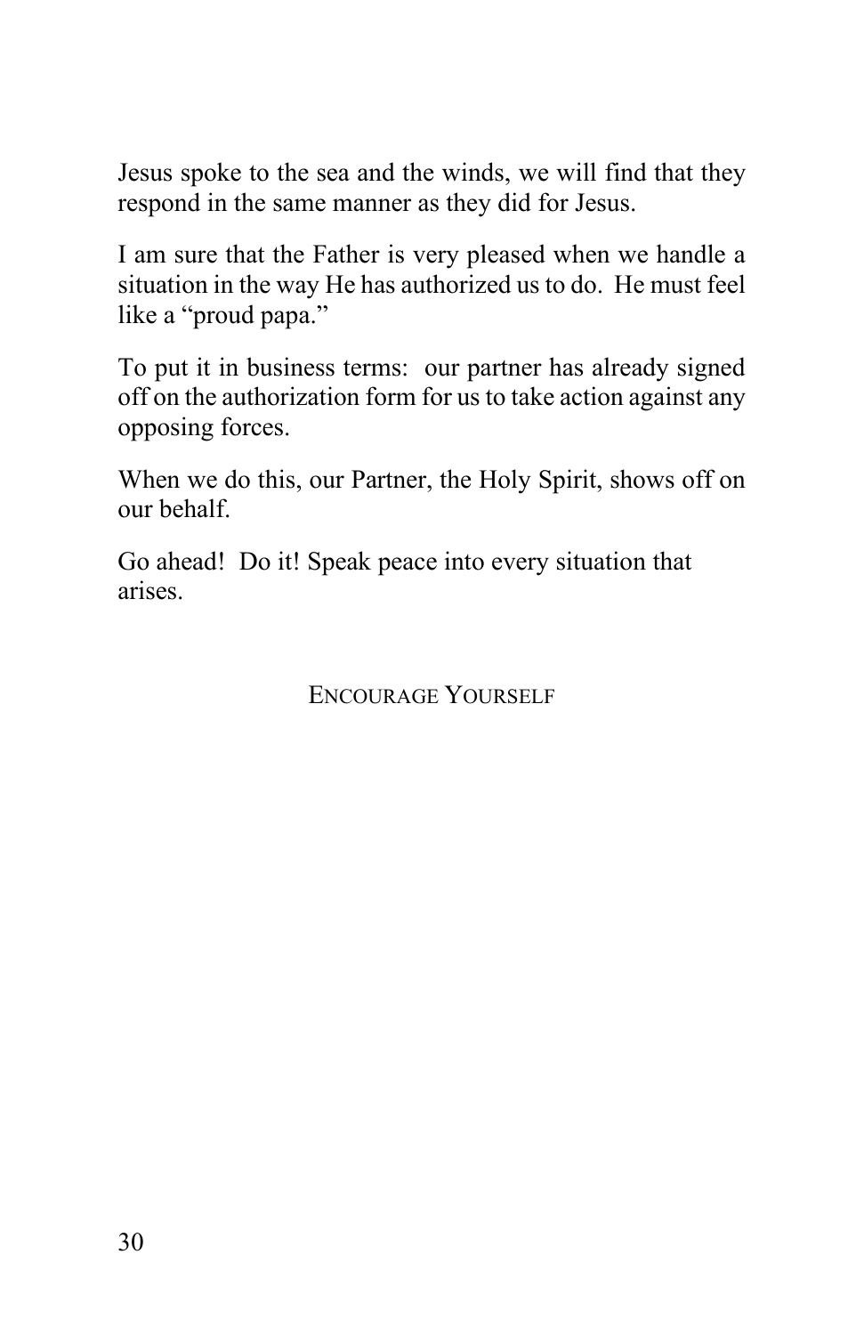Jesus spoke to the sea and the winds, we will find that they respond in the same manner as they did for Jesus.

I am sure that the Father is very pleased when we handle a situation in the way He has authorized us to do. He must feel like a "proud papa."

To put it in business terms: our partner has already signed off on the authorization form for us to take action against any opposing forces.

When we do this, our Partner, the Holy Spirit, shows off on our behalf.

Go ahead! Do it! Speak peace into every situation that arises.

ENCOURAGE YOURSELF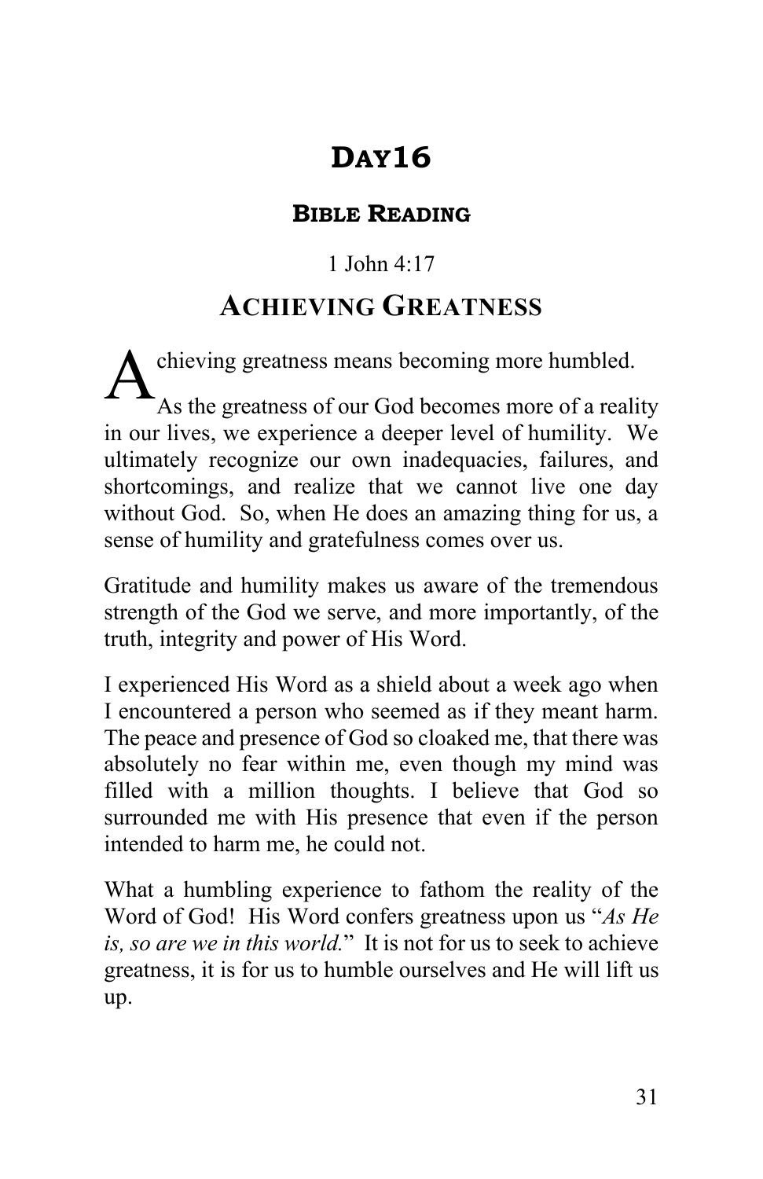# DAY16

## BIBLE READING

1 John 4:17

## ACHIEVING GREATNESS

Achieving greatness means becoming more humbled. As the greatness of our God becomes more of a reality in our lives, we experience a deeper level of humility. We ultimately recognize our own inadequacies, failures, and shortcomings, and realize that we cannot live one day without God. So, when He does an amazing thing for us, a sense of humility and gratefulness comes over us.

Gratitude and humility makes us aware of the tremendous strength of the God we serve, and more importantly, of the truth, integrity and power of His Word.

I experienced His Word as a shield about a week ago when I encountered a person who seemed as if they meant harm. The peace and presence of God so cloaked me, that there was absolutely no fear within me, even though my mind was filled with a million thoughts. I believe that God so surrounded me with His presence that even if the person intended to harm me, he could not.

What a humbling experience to fathom the reality of the Word of God! His Word confers greatness upon us "*As He is, so are we in this world.*" It is not for us to seek to achieve greatness, it is for us to humble ourselves and He will lift us up.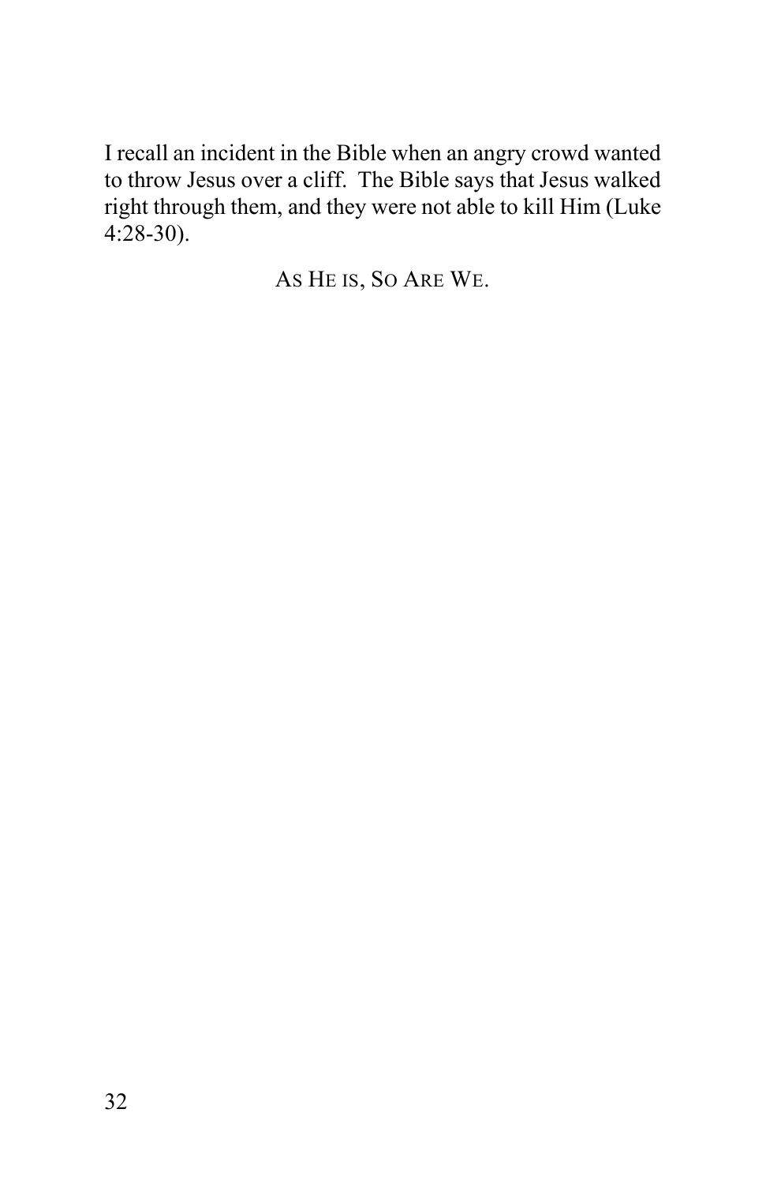I recall an incident in the Bible when an angry crowd wanted to throw Jesus over a cliff. The Bible says that Jesus walked right through them, and they were not able to kill Him (Luke 4:28-30).

AS HE IS, SO ARE WE.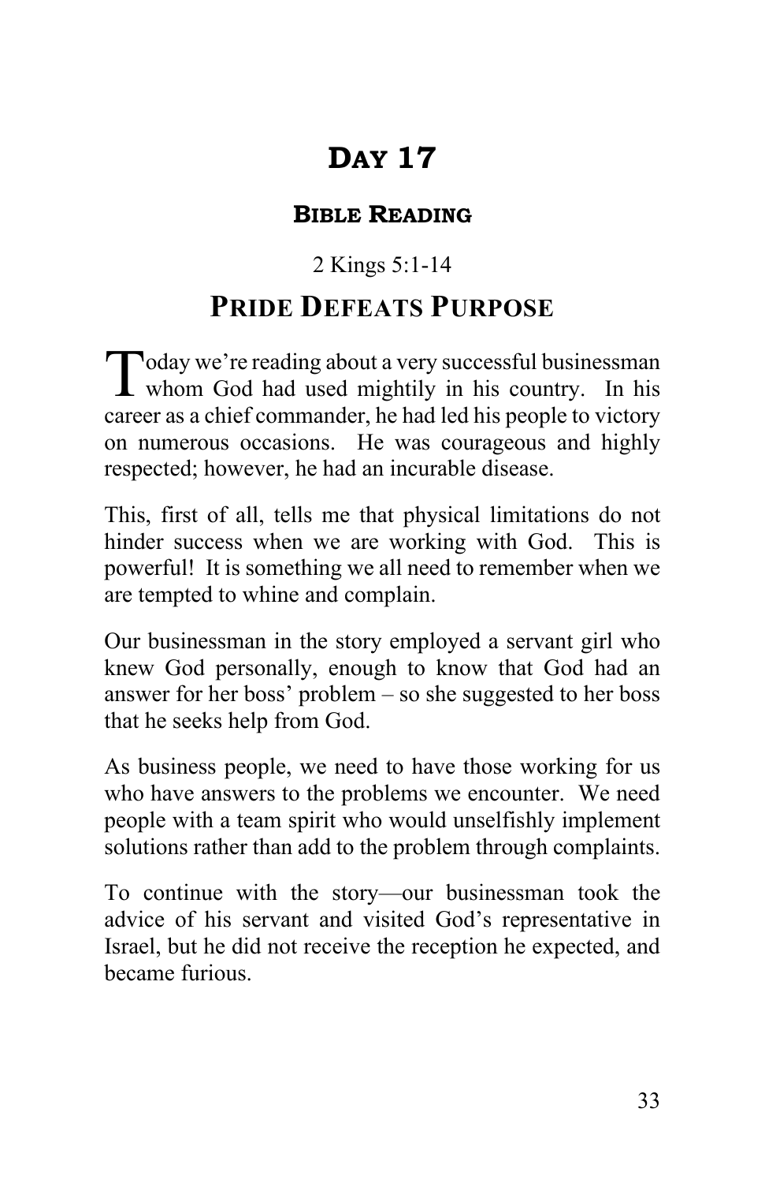# DAY 17

## BIBLE READING

2 Kings 5:1-14

## PRIDE DEFEATS PURPOSE

Today we're reading about a very successful businessman whom God had used mightily in his country. In his career as a chief commander, he had led his people to victory on numerous occasions. He was courageous and highly respected; however, he had an incurable disease.

This, first of all, tells me that physical limitations do not hinder success when we are working with God. This is powerful! It is something we all need to remember when we are tempted to whine and complain.

Our businessman in the story employed a servant girl who knew God personally, enough to know that God had an answer for her boss' problem – so she suggested to her boss that he seeks help from God.

As business people, we need to have those working for us who have answers to the problems we encounter. We need people with a team spirit who would unselfishly implement solutions rather than add to the problem through complaints.

To continue with the story—our businessman took the advice of his servant and visited God's representative in Israel, but he did not receive the reception he expected, and became furious.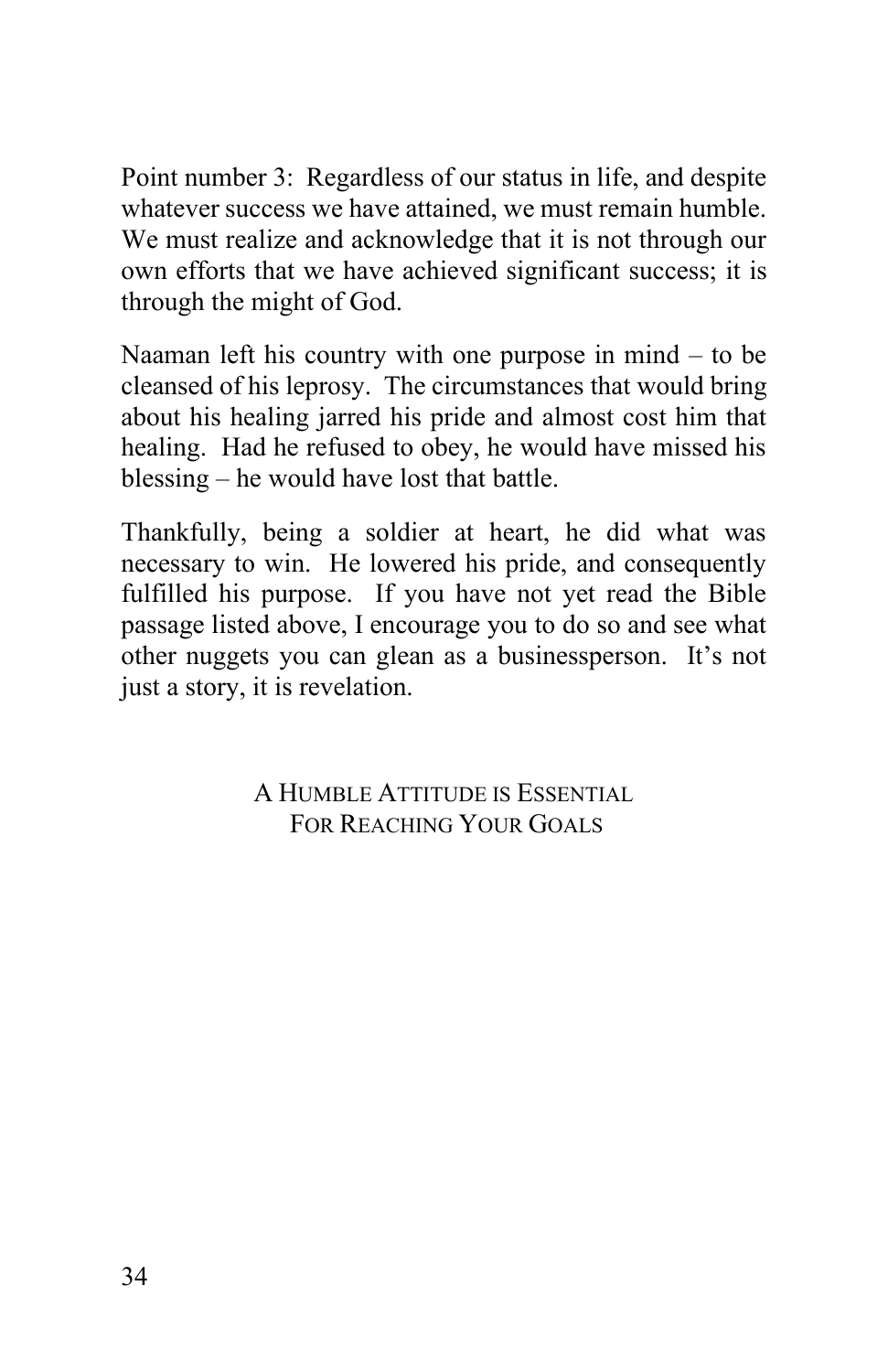Point number 3: Regardless of our status in life, and despite whatever success we have attained, we must remain humble. We must realize and acknowledge that it is not through our own efforts that we have achieved significant success; it is through the might of God.

Naaman left his country with one purpose in mind – to be cleansed of his leprosy. The circumstances that would bring about his healing jarred his pride and almost cost him that healing. Had he refused to obey, he would have missed his blessing – he would have lost that battle.

Thankfully, being a soldier at heart, he did what was necessary to win. He lowered his pride, and consequently fulfilled his purpose. If you have not yet read the Bible passage listed above, I encourage you to do so and see what other nuggets you can glean as a businessperson. It's not just a story, it is revelation.

A HUMBLE ATTITUDE IS ESSENTIAL
FOR REACHING YOUR GOALS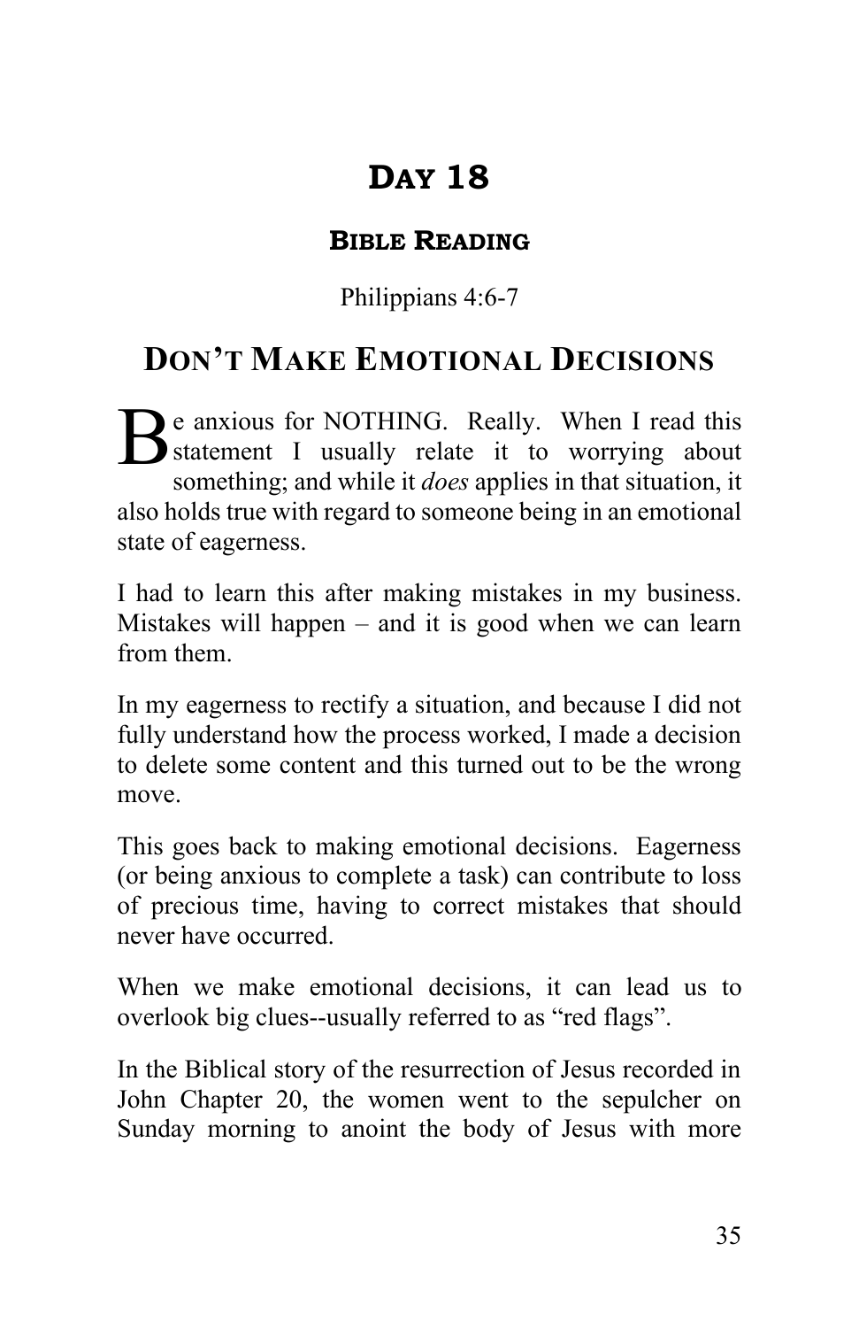# Day 18

### Bible Reading

Philippians 4:6-7

## Don't Make Emotional Decisions

Be anxious for NOTHING. Really. When I read this statement I usually relate it to worrying about something; and while it *does* applies in that situation, it also holds true with regard to someone being in an emotional state of eagerness.

I had to learn this after making mistakes in my business. Mistakes will happen – and it is good when we can learn from them.

In my eagerness to rectify a situation, and because I did not fully understand how the process worked, I made a decision to delete some content and this turned out to be the wrong move.

This goes back to making emotional decisions. Eagerness (or being anxious to complete a task) can contribute to loss of precious time, having to correct mistakes that should never have occurred.

When we make emotional decisions, it can lead us to overlook big clues--usually referred to as "red flags".

In the Biblical story of the resurrection of Jesus recorded in John Chapter 20, the women went to the sepulcher on Sunday morning to anoint the body of Jesus with more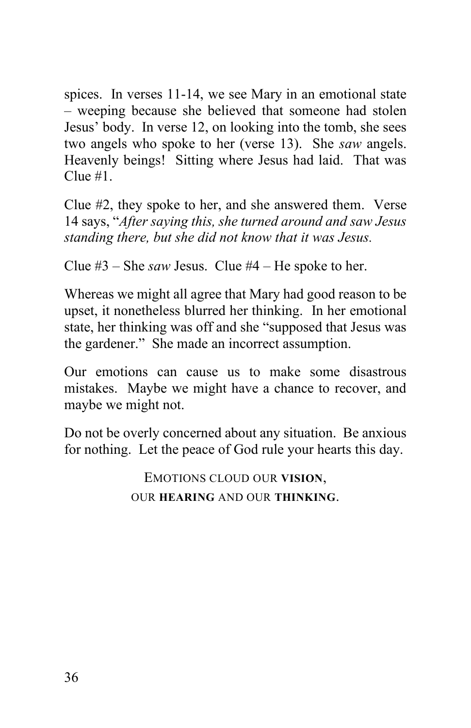spices. In verses 11-14, we see Mary in an emotional state – weeping because she believed that someone had stolen Jesus' body. In verse 12, on looking into the tomb, she sees two angels who spoke to her (verse 13). She *saw* angels. Heavenly beings! Sitting where Jesus had laid. That was Clue #1.

Clue #2, they spoke to her, and she answered them. Verse 14 says, "*After saying this, she turned around and saw Jesus standing there, but she did not know that it was Jesus.*

Clue #3 – She *saw* Jesus. Clue #4 – He spoke to her.

Whereas we might all agree that Mary had good reason to be upset, it nonetheless blurred her thinking. In her emotional state, her thinking was off and she "supposed that Jesus was the gardener." She made an incorrect assumption.

Our emotions can cause us to make some disastrous mistakes. Maybe we might have a chance to recover, and maybe we might not.

Do not be overly concerned about any situation. Be anxious for nothing. Let the peace of God rule your hearts this day.

EMOTIONS CLOUD OUR **VISION**, OUR **HEARING** AND OUR **THINKING**.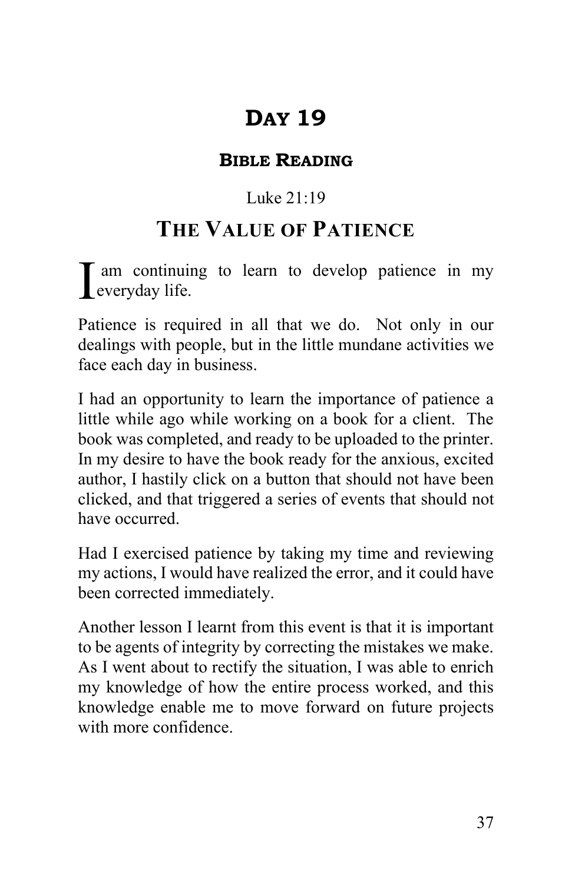# Day 19

### Bible Reading

Luke 21:19

## The Value of Patience

I am continuing to learn to develop patience in my everyday life.

Patience is required in all that we do. Not only in our dealings with people, but in the little mundane activities we face each day in business.

I had an opportunity to learn the importance of patience a little while ago while working on a book for a client. The book was completed, and ready to be uploaded to the printer. In my desire to have the book ready for the anxious, excited author, I hastily click on a button that should not have been clicked, and that triggered a series of events that should not have occurred.

Had I exercised patience by taking my time and reviewing my actions, I would have realized the error, and it could have been corrected immediately.

Another lesson I learnt from this event is that it is important to be agents of integrity by correcting the mistakes we make. As I went about to rectify the situation, I was able to enrich my knowledge of how the entire process worked, and this knowledge enable me to move forward on future projects with more confidence.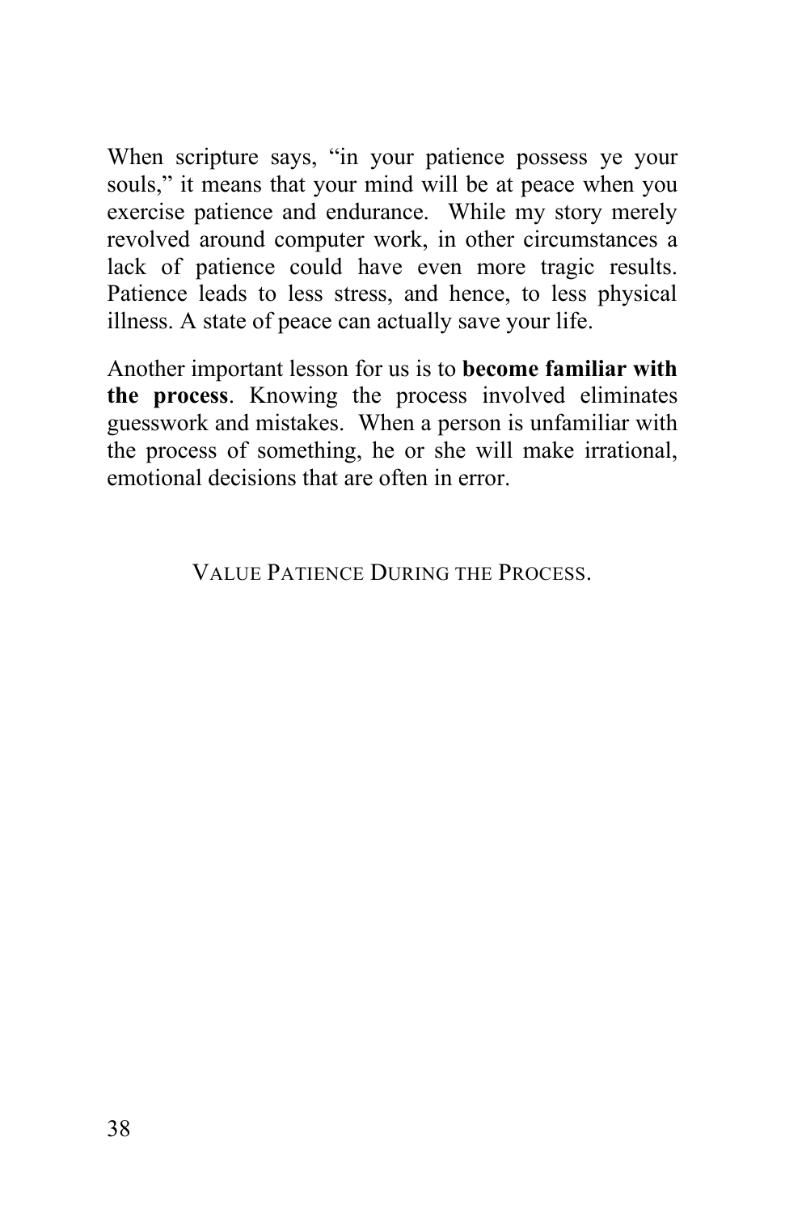When scripture says, "in your patience possess ye your souls," it means that your mind will be at peace when you exercise patience and endurance. While my story merely revolved around computer work, in other circumstances a lack of patience could have even more tragic results. Patience leads to less stress, and hence, to less physical illness. A state of peace can actually save your life.

Another important lesson for us is to **become familiar with the process**. Knowing the process involved eliminates guesswork and mistakes. When a person is unfamiliar with the process of something, he or she will make irrational, emotional decisions that are often in error.

VALUE PATIENCE DURING THE PROCESS.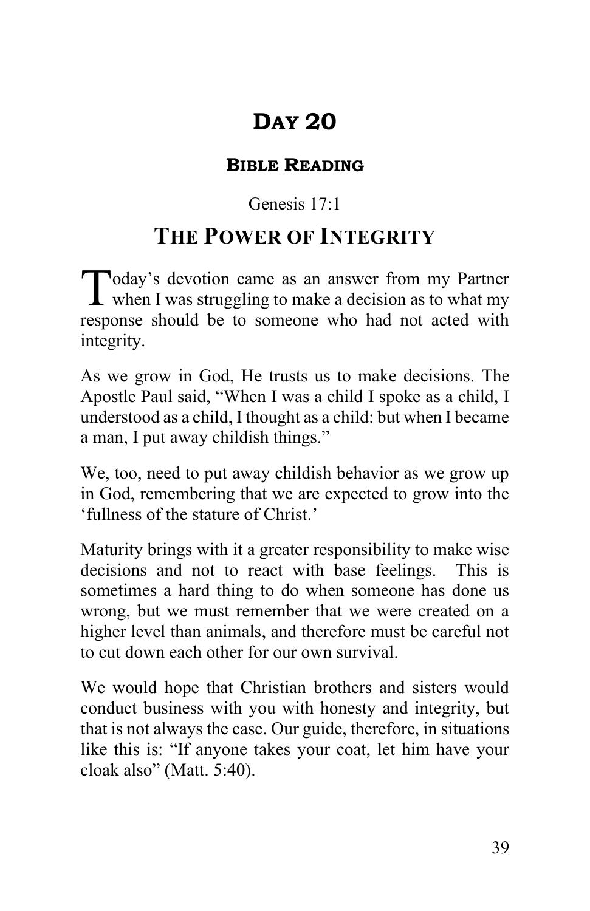# Day 20

## Bible Reading

Genesis 17:1

## The Power of Integrity

Today's devotion came as an answer from my Partner when I was struggling to make a decision as to what my response should be to someone who had not acted with integrity.

As we grow in God, He trusts us to make decisions. The Apostle Paul said, "When I was a child I spoke as a child, I understood as a child, I thought as a child: but when I became a man, I put away childish things."

We, too, need to put away childish behavior as we grow up in God, remembering that we are expected to grow into the 'fullness of the stature of Christ.'

Maturity brings with it a greater responsibility to make wise decisions and not to react with base feelings. This is sometimes a hard thing to do when someone has done us wrong, but we must remember that we were created on a higher level than animals, and therefore must be careful not to cut down each other for our own survival.

We would hope that Christian brothers and sisters would conduct business with you with honesty and integrity, but that is not always the case. Our guide, therefore, in situations like this is: "If anyone takes your coat, let him have your cloak also" (Matt. 5:40).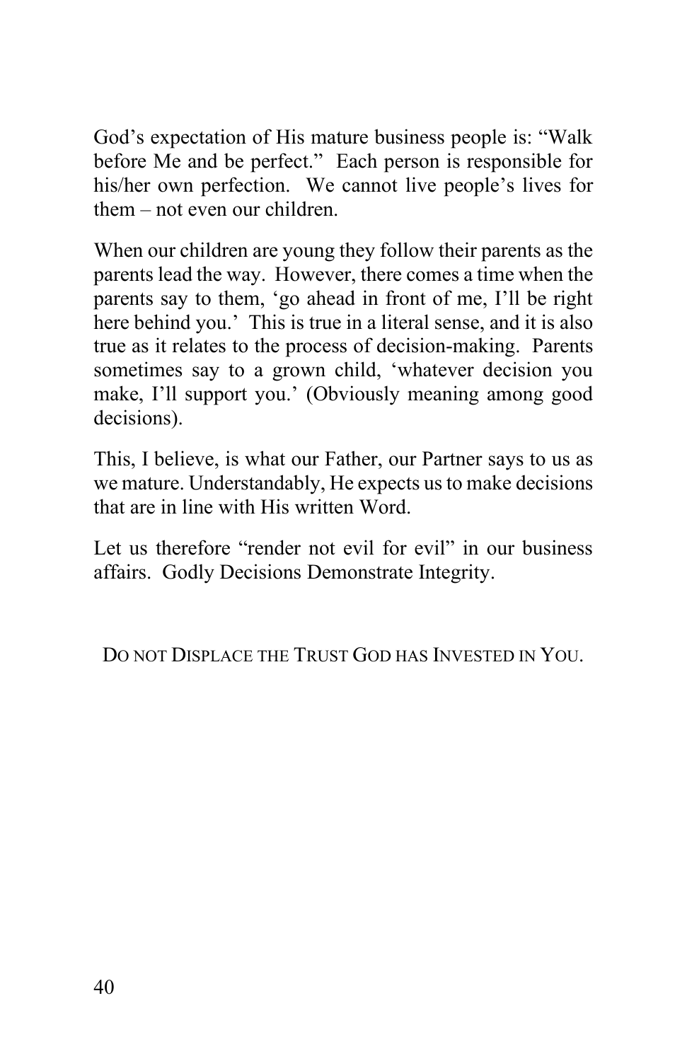God's expectation of His mature business people is: "Walk before Me and be perfect." Each person is responsible for his/her own perfection. We cannot live people's lives for them – not even our children.

When our children are young they follow their parents as the parents lead the way. However, there comes a time when the parents say to them, 'go ahead in front of me, I'll be right here behind you.' This is true in a literal sense, and it is also true as it relates to the process of decision-making. Parents sometimes say to a grown child, 'whatever decision you make, I'll support you.' (Obviously meaning among good decisions).

This, I believe, is what our Father, our Partner says to us as we mature. Understandably, He expects us to make decisions that are in line with His written Word.

Let us therefore "render not evil for evil" in our business affairs. Godly Decisions Demonstrate Integrity.

Do not Displace the Trust God has Invested in You.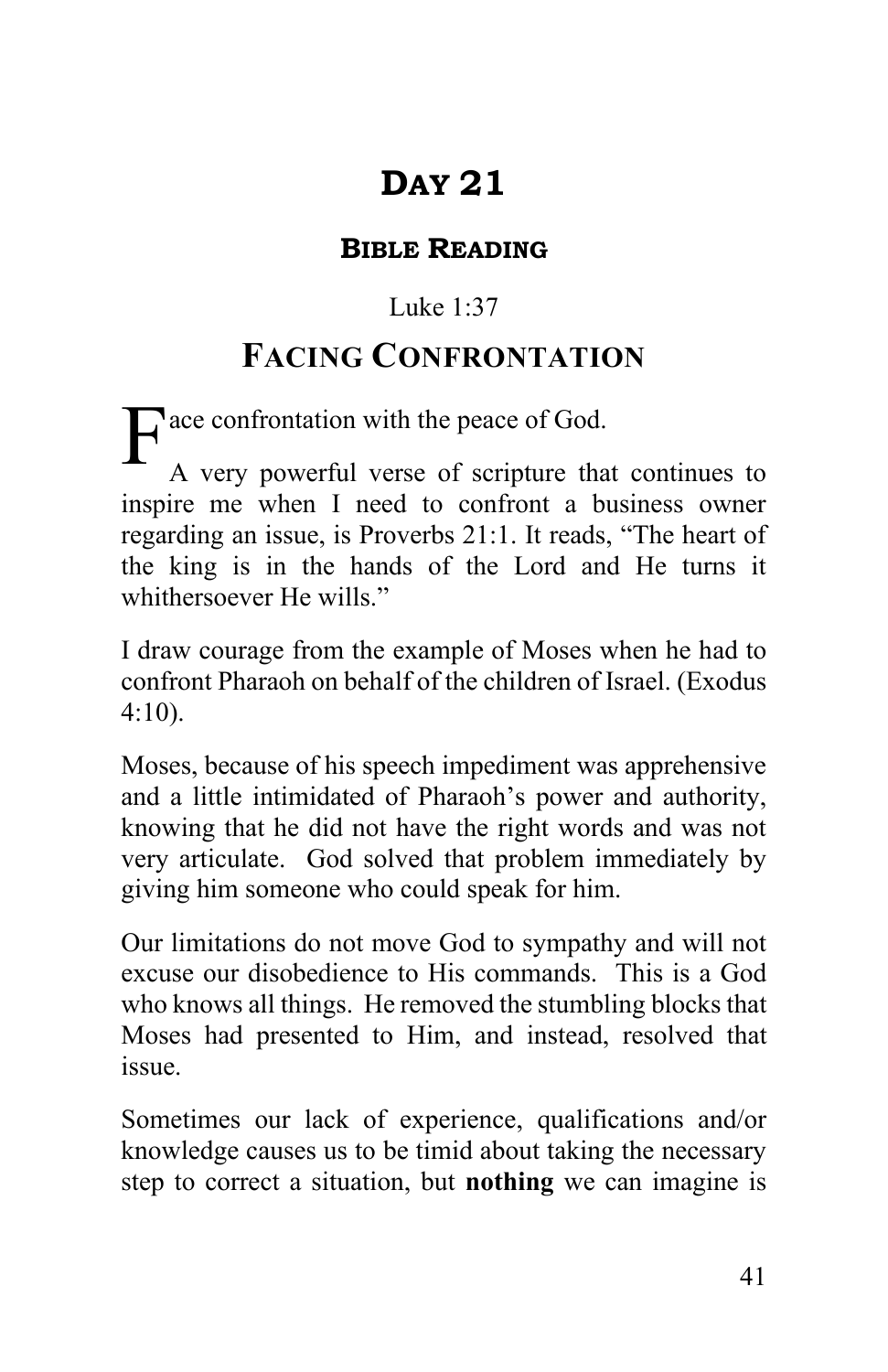# Day 21

## Bible Reading

Luke 1:37

## Facing Confrontation

Face confrontation with the peace of God.

A very powerful verse of scripture that continues to inspire me when I need to confront a business owner regarding an issue, is Proverbs 21:1. It reads, "The heart of the king is in the hands of the Lord and He turns it whithersoever He wills."

I draw courage from the example of Moses when he had to confront Pharaoh on behalf of the children of Israel. (Exodus 4:10).

Moses, because of his speech impediment was apprehensive and a little intimidated of Pharaoh's power and authority, knowing that he did not have the right words and was not very articulate. God solved that problem immediately by giving him someone who could speak for him.

Our limitations do not move God to sympathy and will not excuse our disobedience to His commands. This is a God who knows all things. He removed the stumbling blocks that Moses had presented to Him, and instead, resolved that issue.

Sometimes our lack of experience, qualifications and/or knowledge causes us to be timid about taking the necessary step to correct a situation, but **nothing** we can imagine is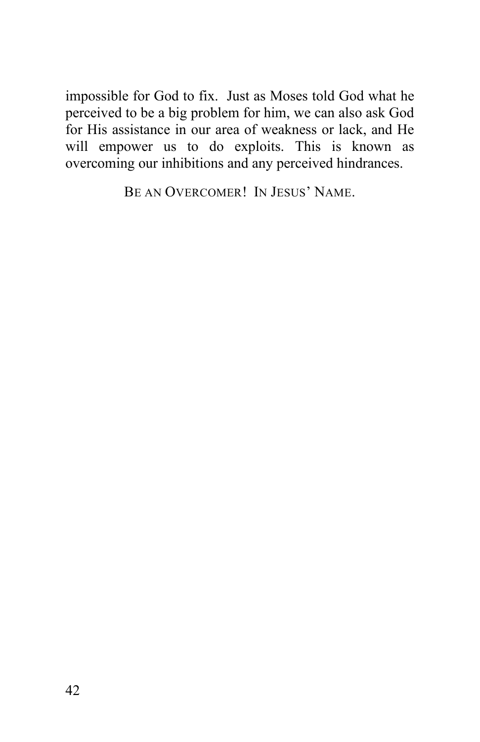impossible for God to fix. Just as Moses told God what he perceived to be a big problem for him, we can also ask God for His assistance in our area of weakness or lack, and He will empower us to do exploits. This is known as overcoming our inhibitions and any perceived hindrances.

BE AN OVERCOMER! IN JESUS' NAME.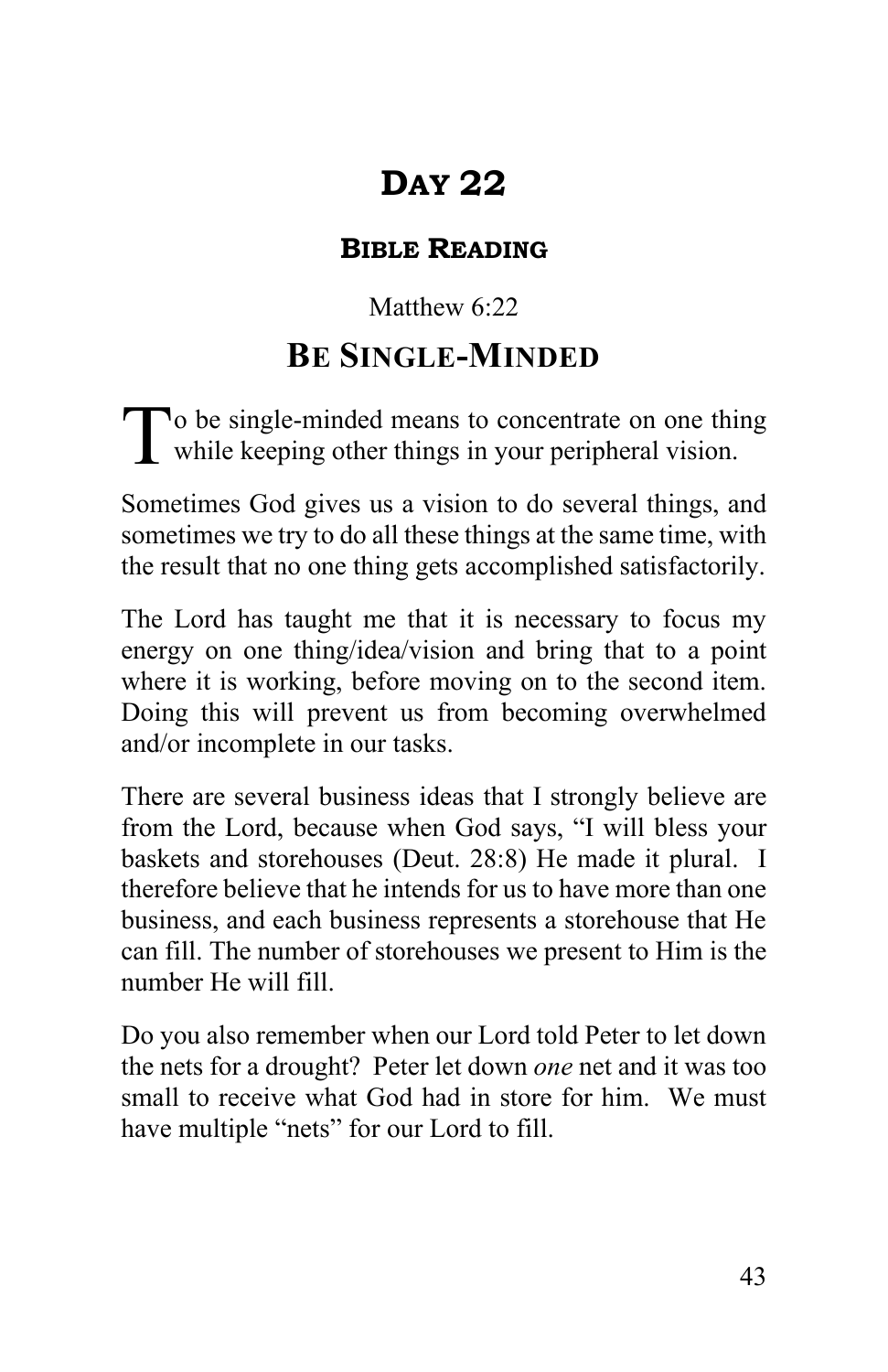# Day 22

## Bible Reading

Matthew 6:22

## Be Single-Minded

To be single-minded means to concentrate on one thing while keeping other things in your peripheral vision.

Sometimes God gives us a vision to do several things, and sometimes we try to do all these things at the same time, with the result that no one thing gets accomplished satisfactorily.

The Lord has taught me that it is necessary to focus my energy on one thing/idea/vision and bring that to a point where it is working, before moving on to the second item. Doing this will prevent us from becoming overwhelmed and/or incomplete in our tasks.

There are several business ideas that I strongly believe are from the Lord, because when God says, "I will bless your baskets and storehouses (Deut. 28:8) He made it plural. I therefore believe that he intends for us to have more than one business, and each business represents a storehouse that He can fill. The number of storehouses we present to Him is the number He will fill.

Do you also remember when our Lord told Peter to let down the nets for a drought? Peter let down *one* net and it was too small to receive what God had in store for him. We must have multiple "nets" for our Lord to fill.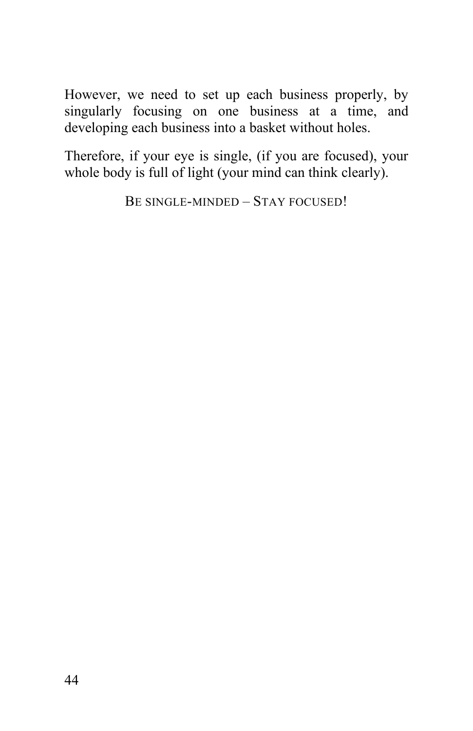However, we need to set up each business properly, by singularly focusing on one business at a time, and developing each business into a basket without holes.

Therefore, if your eye is single, (if you are focused), your whole body is full of light (your mind can think clearly).

BE SINGLE-MINDED – STAY FOCUSED!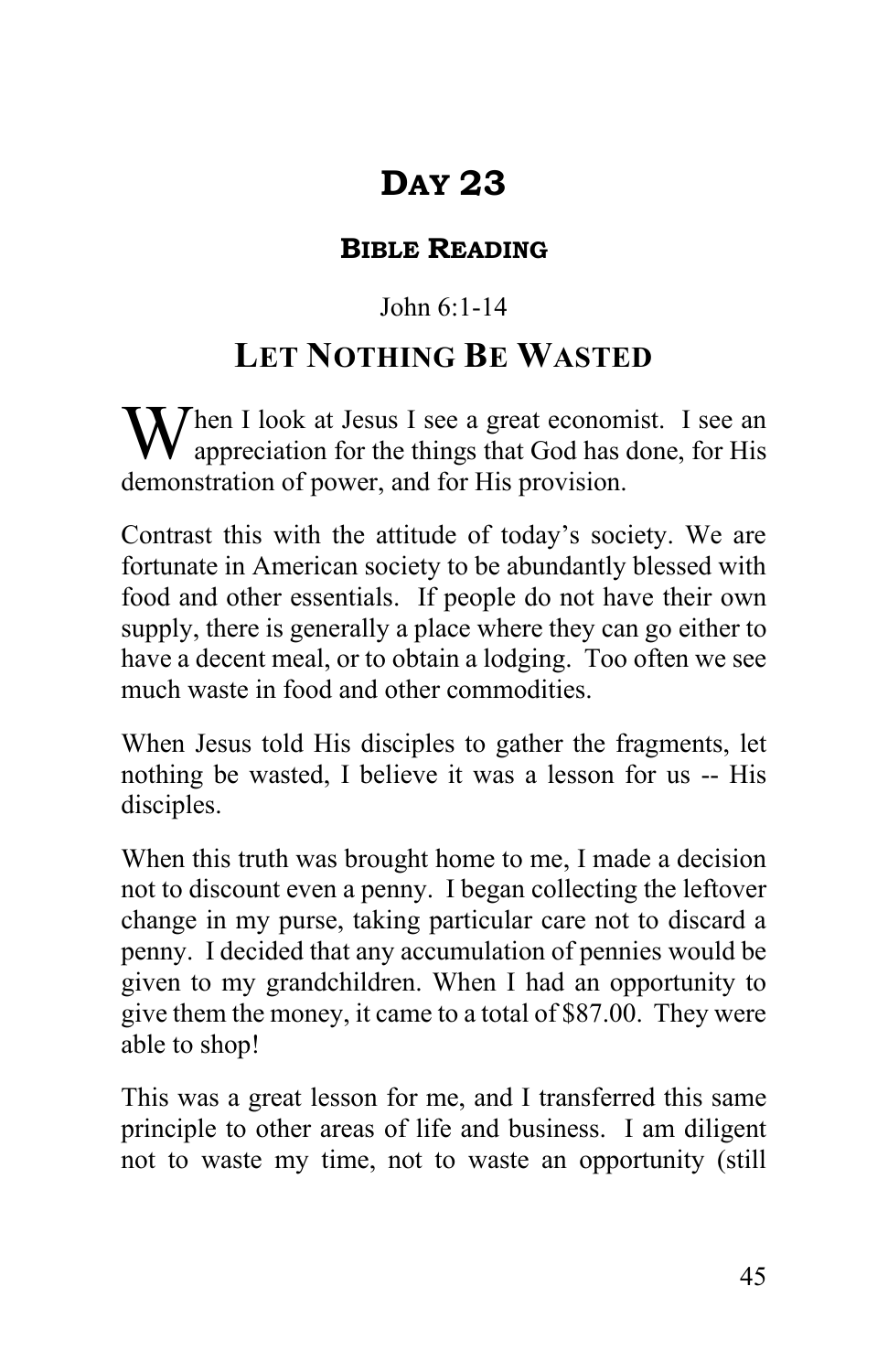# DAY 23

## BIBLE READING

John 6:1-14

## LET NOTHING BE WASTED

When I look at Jesus I see a great economist. I see an appreciation for the things that God has done, for His demonstration of power, and for His provision.

Contrast this with the attitude of today's society. We are fortunate in American society to be abundantly blessed with food and other essentials. If people do not have their own supply, there is generally a place where they can go either to have a decent meal, or to obtain a lodging. Too often we see much waste in food and other commodities.

When Jesus told His disciples to gather the fragments, let nothing be wasted, I believe it was a lesson for us -- His disciples.

When this truth was brought home to me, I made a decision not to discount even a penny. I began collecting the leftover change in my purse, taking particular care not to discard a penny. I decided that any accumulation of pennies would be given to my grandchildren. When I had an opportunity to give them the money, it came to a total of $87.00. They were able to shop!

This was a great lesson for me, and I transferred this same principle to other areas of life and business. I am diligent not to waste my time, not to waste an opportunity (still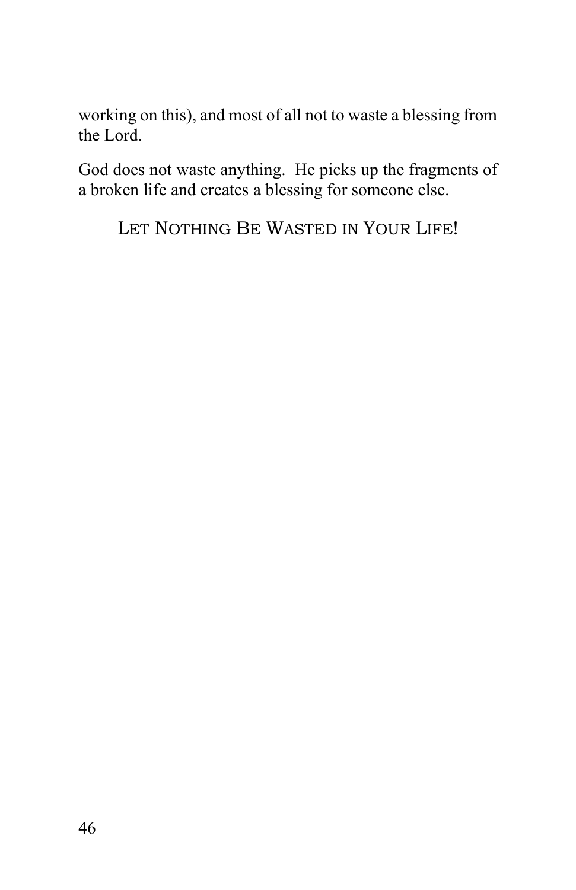working on this), and most of all not to waste a blessing from the Lord.

God does not waste anything. He picks up the fragments of a broken life and creates a blessing for someone else.

LET NOTHING BE WASTED IN YOUR LIFE!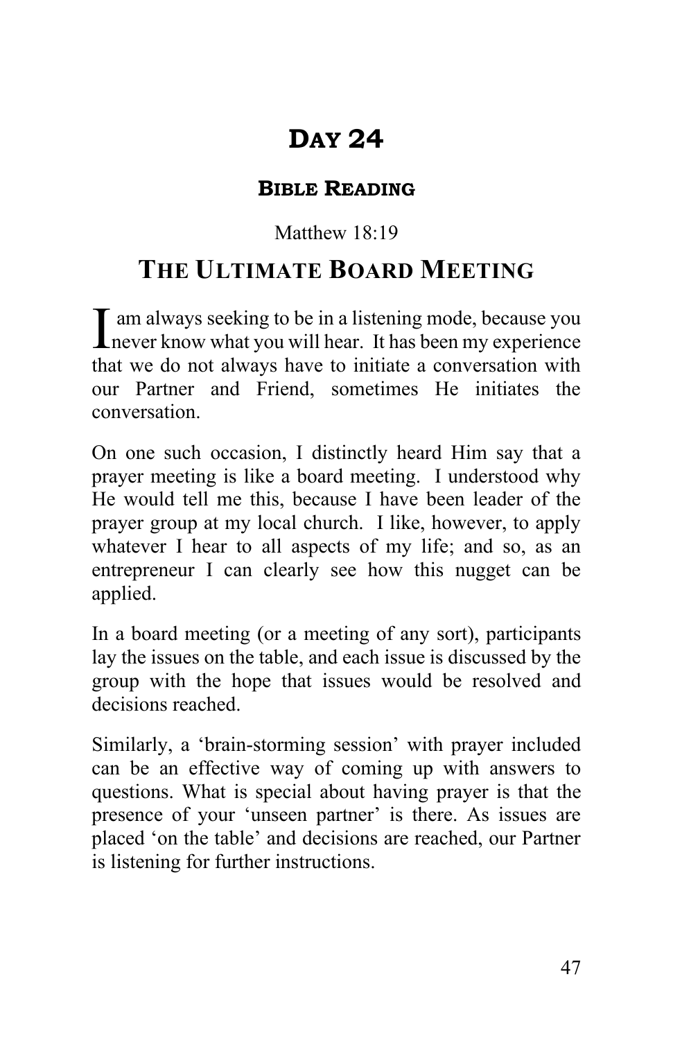# Day 24

### Bible Reading

Matthew 18:19

## The Ultimate Board Meeting

I am always seeking to be in a listening mode, because you never know what you will hear. It has been my experience that we do not always have to initiate a conversation with our Partner and Friend, sometimes He initiates the conversation.

On one such occasion, I distinctly heard Him say that a prayer meeting is like a board meeting. I understood why He would tell me this, because I have been leader of the prayer group at my local church. I like, however, to apply whatever I hear to all aspects of my life; and so, as an entrepreneur I can clearly see how this nugget can be applied.

In a board meeting (or a meeting of any sort), participants lay the issues on the table, and each issue is discussed by the group with the hope that issues would be resolved and decisions reached.

Similarly, a 'brain-storming session' with prayer included can be an effective way of coming up with answers to questions. What is special about having prayer is that the presence of your 'unseen partner' is there. As issues are placed 'on the table' and decisions are reached, our Partner is listening for further instructions.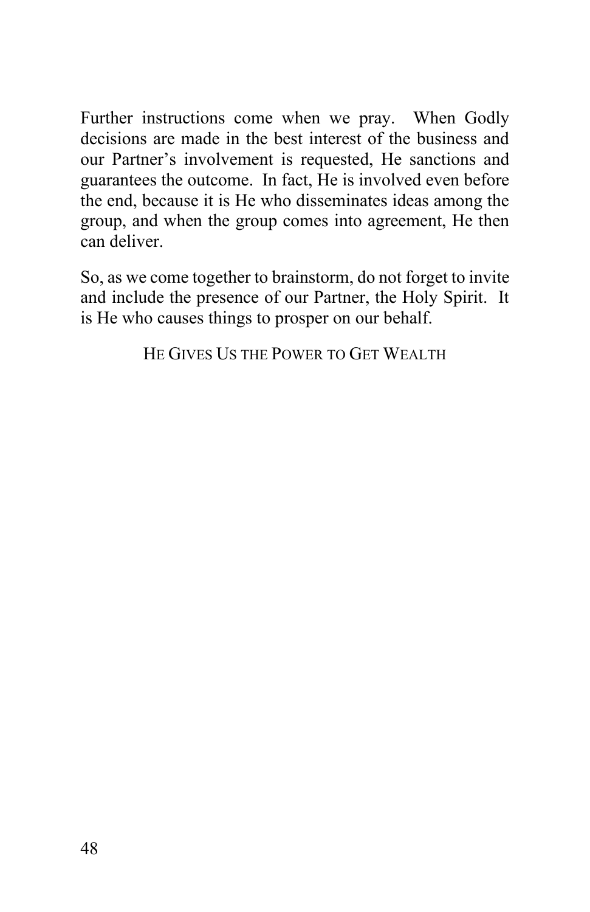Further instructions come when we pray. When Godly decisions are made in the best interest of the business and our Partner's involvement is requested, He sanctions and guarantees the outcome. In fact, He is involved even before the end, because it is He who disseminates ideas among the group, and when the group comes into agreement, He then can deliver.

So, as we come together to brainstorm, do not forget to invite and include the presence of our Partner, the Holy Spirit. It is He who causes things to prosper on our behalf.

## HE GIVES US THE POWER TO GET WEALTH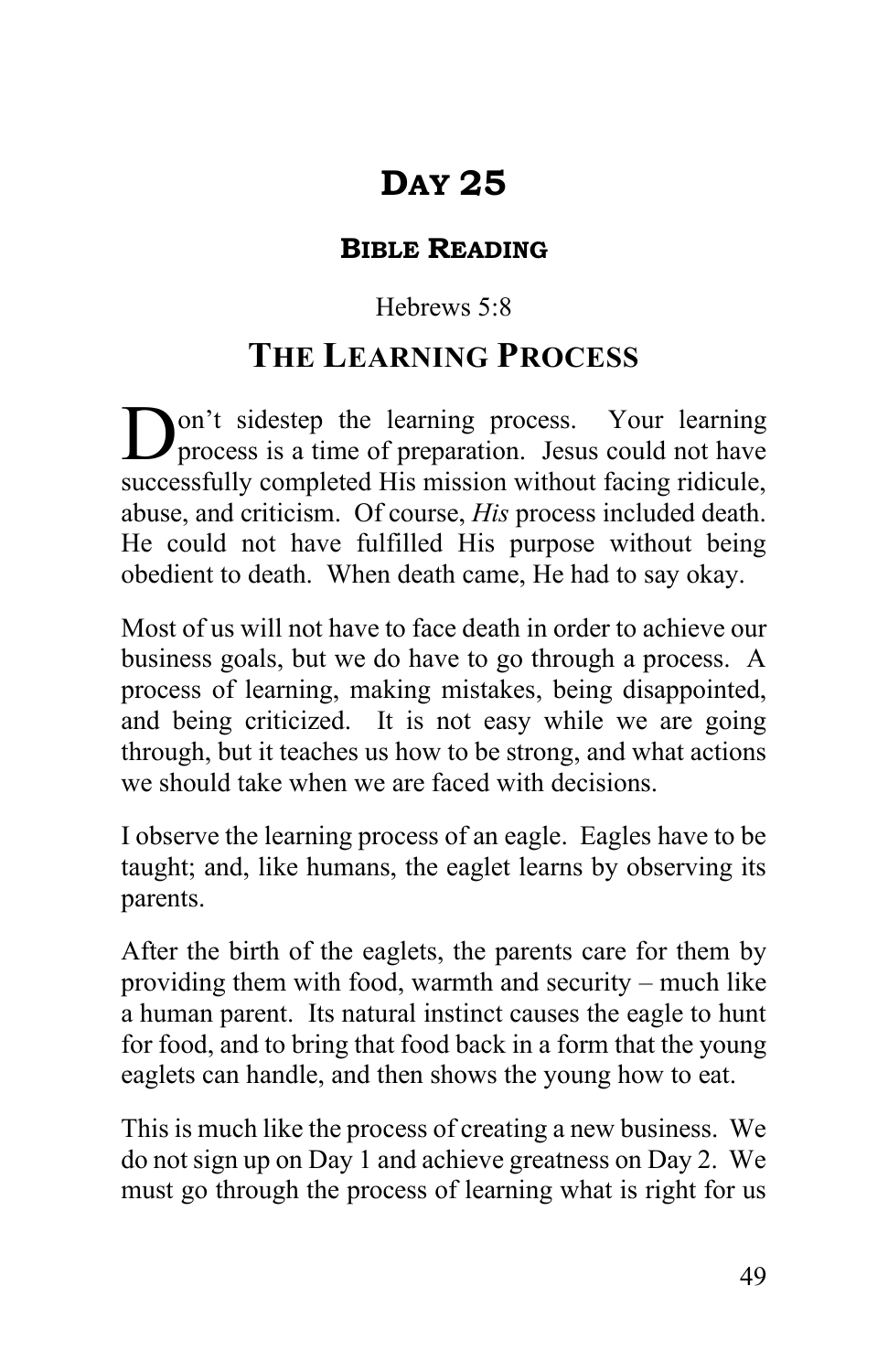# Day 25

## Bible Reading

Hebrews 5:8

## The Learning Process

Don't sidestep the learning process. Your learning process is a time of preparation. Jesus could not have successfully completed His mission without facing ridicule, abuse, and criticism. Of course, *His* process included death. He could not have fulfilled His purpose without being obedient to death. When death came, He had to say okay.

Most of us will not have to face death in order to achieve our business goals, but we do have to go through a process. A process of learning, making mistakes, being disappointed, and being criticized. It is not easy while we are going through, but it teaches us how to be strong, and what actions we should take when we are faced with decisions.

I observe the learning process of an eagle. Eagles have to be taught; and, like humans, the eaglet learns by observing its parents.

After the birth of the eaglets, the parents care for them by providing them with food, warmth and security – much like a human parent. Its natural instinct causes the eagle to hunt for food, and to bring that food back in a form that the young eaglets can handle, and then shows the young how to eat.

This is much like the process of creating a new business. We do not sign up on Day 1 and achieve greatness on Day 2. We must go through the process of learning what is right for us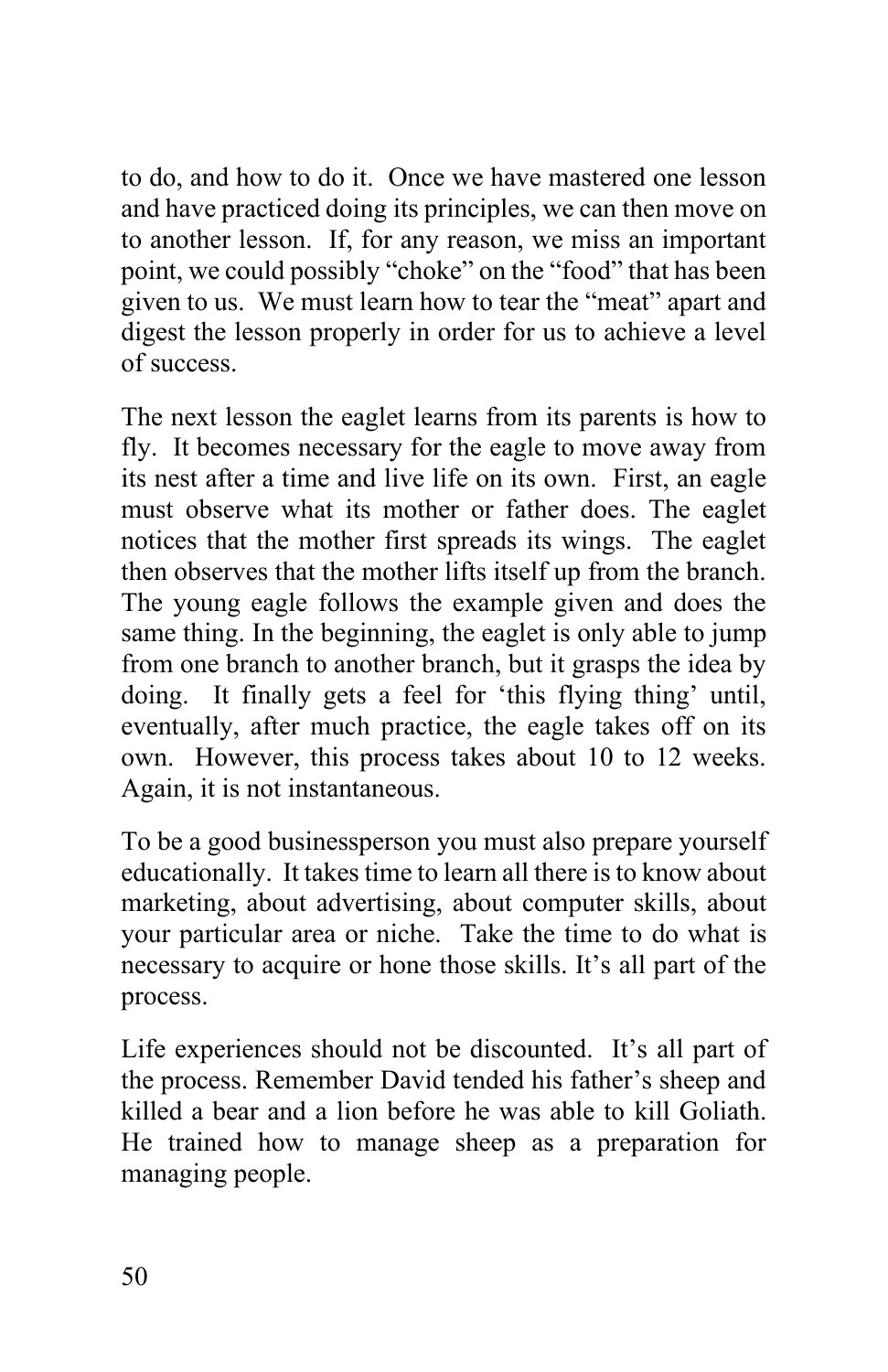to do, and how to do it. Once we have mastered one lesson and have practiced doing its principles, we can then move on to another lesson. If, for any reason, we miss an important point, we could possibly "choke" on the "food" that has been given to us. We must learn how to tear the "meat" apart and digest the lesson properly in order for us to achieve a level of success.

The next lesson the eaglet learns from its parents is how to fly. It becomes necessary for the eagle to move away from its nest after a time and live life on its own. First, an eagle must observe what its mother or father does. The eaglet notices that the mother first spreads its wings. The eaglet then observes that the mother lifts itself up from the branch. The young eagle follows the example given and does the same thing. In the beginning, the eaglet is only able to jump from one branch to another branch, but it grasps the idea by doing. It finally gets a feel for 'this flying thing' until, eventually, after much practice, the eagle takes off on its own. However, this process takes about 10 to 12 weeks. Again, it is not instantaneous.

To be a good businessperson you must also prepare yourself educationally. It takes time to learn all there is to know about marketing, about advertising, about computer skills, about your particular area or niche. Take the time to do what is necessary to acquire or hone those skills. It's all part of the process.

Life experiences should not be discounted. It's all part of the process. Remember David tended his father's sheep and killed a bear and a lion before he was able to kill Goliath. He trained how to manage sheep as a preparation for managing people.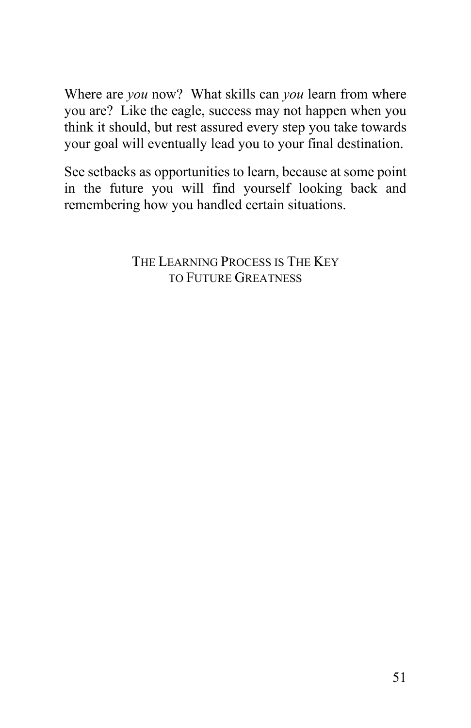Where are *you* now? What skills can *you* learn from where you are? Like the eagle, success may not happen when you think it should, but rest assured every step you take towards your goal will eventually lead you to your final destination.

See setbacks as opportunities to learn, because at some point in the future you will find yourself looking back and remembering how you handled certain situations.

THE LEARNING PROCESS IS THE KEY
TO FUTURE GREATNESS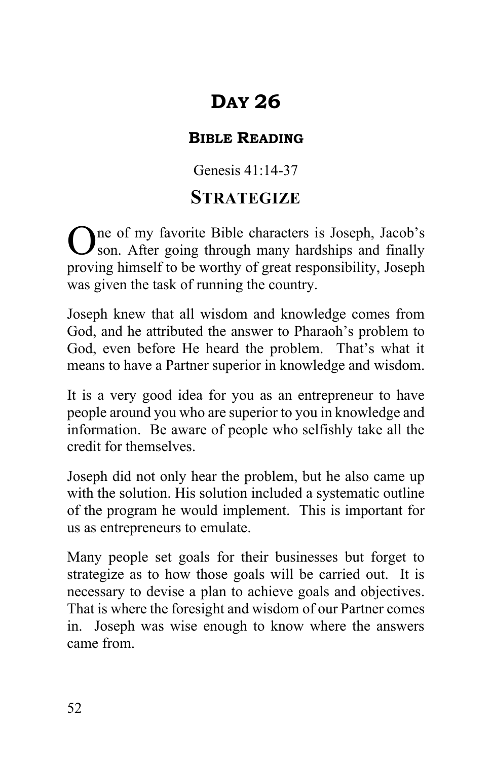# Day 26

## Bible Reading

Genesis 41:14-37

## Strategize

One of my favorite Bible characters is Joseph, Jacob's son. After going through many hardships and finally proving himself to be worthy of great responsibility, Joseph was given the task of running the country.

Joseph knew that all wisdom and knowledge comes from God, and he attributed the answer to Pharaoh's problem to God, even before He heard the problem. That's what it means to have a Partner superior in knowledge and wisdom.

It is a very good idea for you as an entrepreneur to have people around you who are superior to you in knowledge and information. Be aware of people who selfishly take all the credit for themselves.

Joseph did not only hear the problem, but he also came up with the solution. His solution included a systematic outline of the program he would implement. This is important for us as entrepreneurs to emulate.

Many people set goals for their businesses but forget to strategize as to how those goals will be carried out. It is necessary to devise a plan to achieve goals and objectives. That is where the foresight and wisdom of our Partner comes in. Joseph was wise enough to know where the answers came from.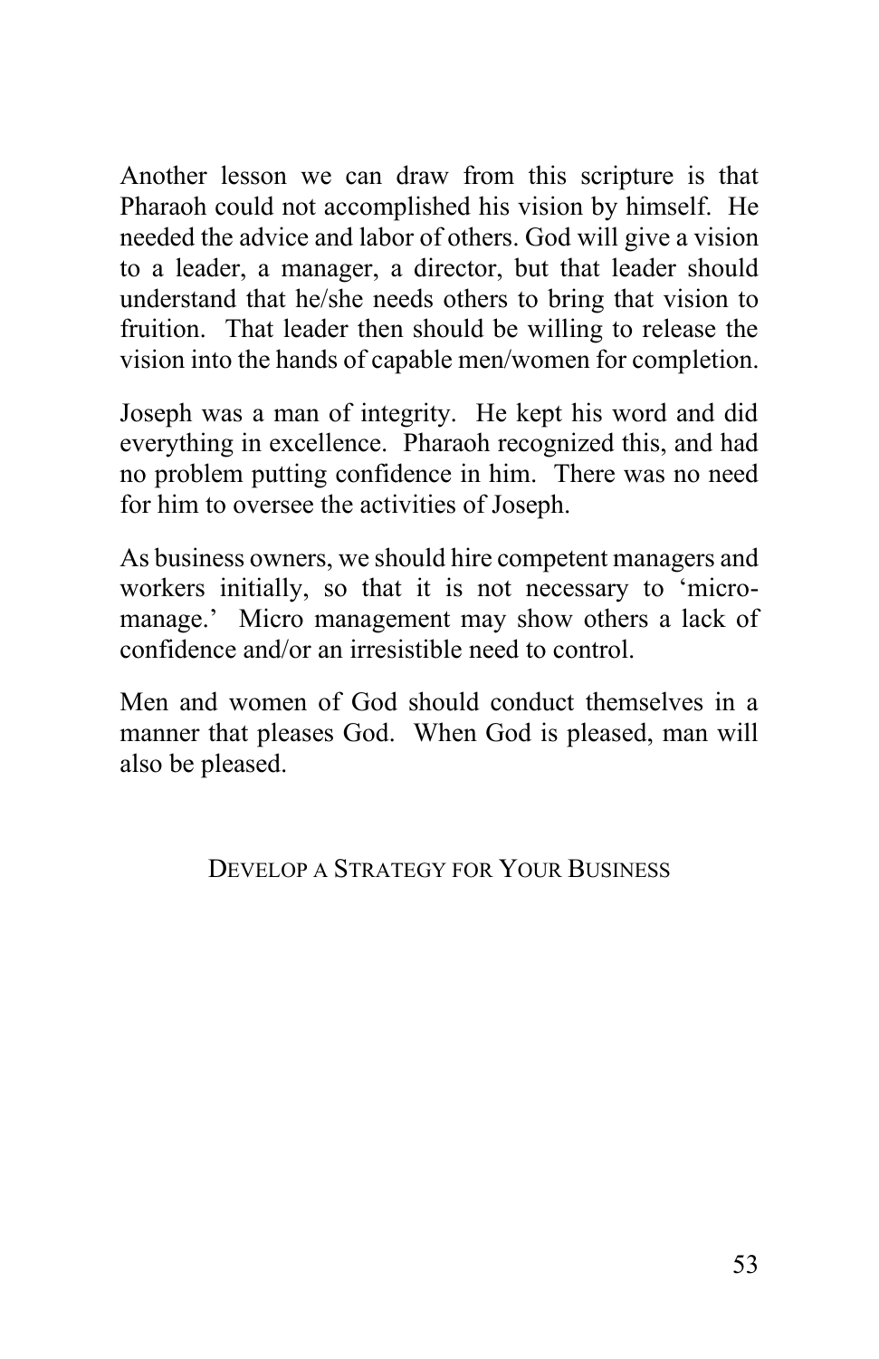Another lesson we can draw from this scripture is that Pharaoh could not accomplished his vision by himself. He needed the advice and labor of others. God will give a vision to a leader, a manager, a director, but that leader should understand that he/she needs others to bring that vision to fruition. That leader then should be willing to release the vision into the hands of capable men/women for completion.

Joseph was a man of integrity. He kept his word and did everything in excellence. Pharaoh recognized this, and had no problem putting confidence in him. There was no need for him to oversee the activities of Joseph.

As business owners, we should hire competent managers and workers initially, so that it is not necessary to 'micro-manage.' Micro management may show others a lack of confidence and/or an irresistible need to control.

Men and women of God should conduct themselves in a manner that pleases God. When God is pleased, man will also be pleased.

## DEVELOP A STRATEGY FOR YOUR BUSINESS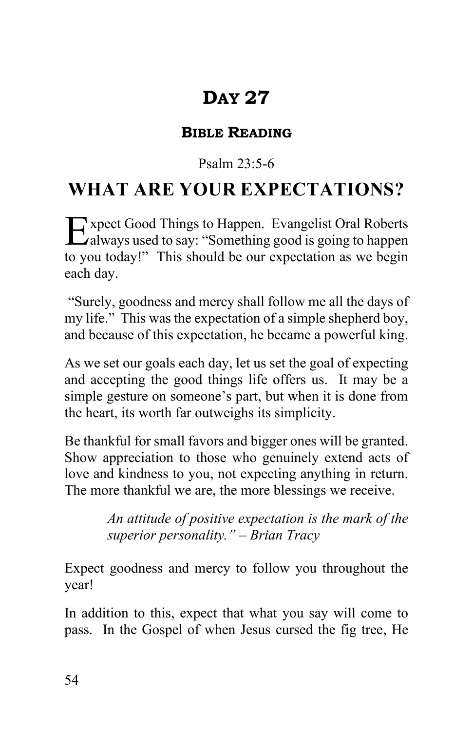# Day 27

## Bible Reading

Psalm 23:5-6

## WHAT ARE YOUR EXPECTATIONS?

Expect Good Things to Happen. Evangelist Oral Roberts always used to say: "Something good is going to happen to you today!" This should be our expectation as we begin each day.

"Surely, goodness and mercy shall follow me all the days of my life." This was the expectation of a simple shepherd boy, and because of this expectation, he became a powerful king.

As we set our goals each day, let us set the goal of expecting and accepting the good things life offers us. It may be a simple gesture on someone's part, but when it is done from the heart, its worth far outweighs its simplicity.

Be thankful for small favors and bigger ones will be granted. Show appreciation to those who genuinely extend acts of love and kindness to you, not expecting anything in return. The more thankful we are, the more blessings we receive.

> *An attitude of positive expectation is the mark of the superior personality." – Brian Tracy*

Expect goodness and mercy to follow you throughout the year!

In addition to this, expect that what you say will come to pass. In the Gospel of when Jesus cursed the fig tree, He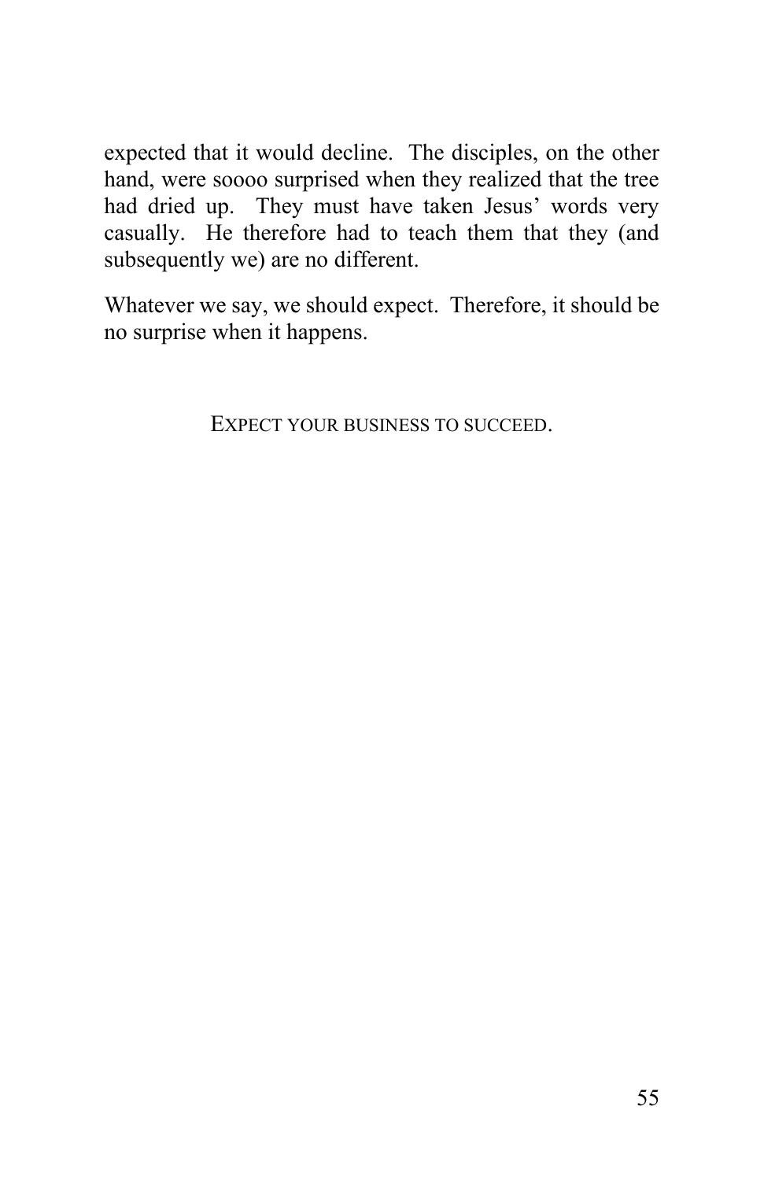expected that it would decline. The disciples, on the other hand, were soooo surprised when they realized that the tree had dried up. They must have taken Jesus' words very casually. He therefore had to teach them that they (and subsequently we) are no different.

Whatever we say, we should expect. Therefore, it should be no surprise when it happens.

EXPECT YOUR BUSINESS TO SUCCEED.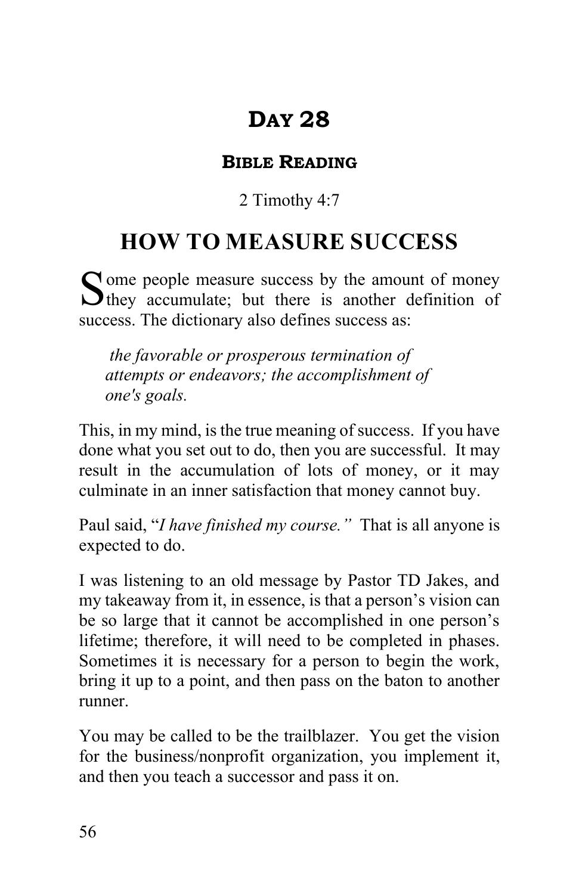# Day 28

## Bible Reading

2 Timothy 4:7

# HOW TO MEASURE SUCCESS

Some people measure success by the amount of money they accumulate; but there is another definition of success. The dictionary also defines success as:

> *the favorable or prosperous termination of attempts or endeavors; the accomplishment of one's goals.*

This, in my mind, is the true meaning of success. If you have done what you set out to do, then you are successful. It may result in the accumulation of lots of money, or it may culminate in an inner satisfaction that money cannot buy.

Paul said, "*I have finished my course.*" That is all anyone is expected to do.

I was listening to an old message by Pastor TD Jakes, and my takeaway from it, in essence, is that a person's vision can be so large that it cannot be accomplished in one person's lifetime; therefore, it will need to be completed in phases. Sometimes it is necessary for a person to begin the work, bring it up to a point, and then pass on the baton to another runner.

You may be called to be the trailblazer. You get the vision for the business/nonprofit organization, you implement it, and then you teach a successor and pass it on.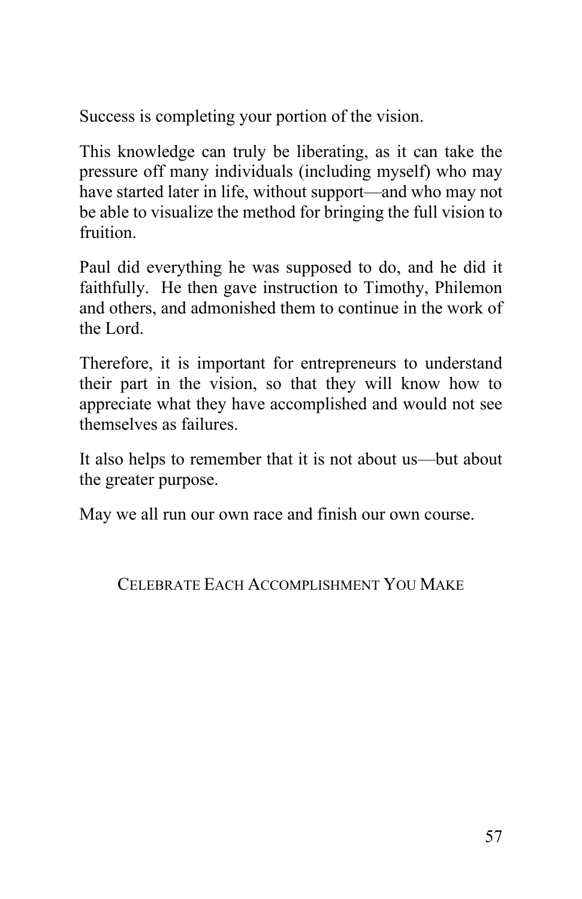Success is completing your portion of the vision.

This knowledge can truly be liberating, as it can take the pressure off many individuals (including myself) who may have started later in life, without support—and who may not be able to visualize the method for bringing the full vision to fruition.

Paul did everything he was supposed to do, and he did it faithfully. He then gave instruction to Timothy, Philemon and others, and admonished them to continue in the work of the Lord.

Therefore, it is important for entrepreneurs to understand their part in the vision, so that they will know how to appreciate what they have accomplished and would not see themselves as failures.

It also helps to remember that it is not about us—but about the greater purpose.

May we all run our own race and finish our own course.

## Celebrate Each Accomplishment You Make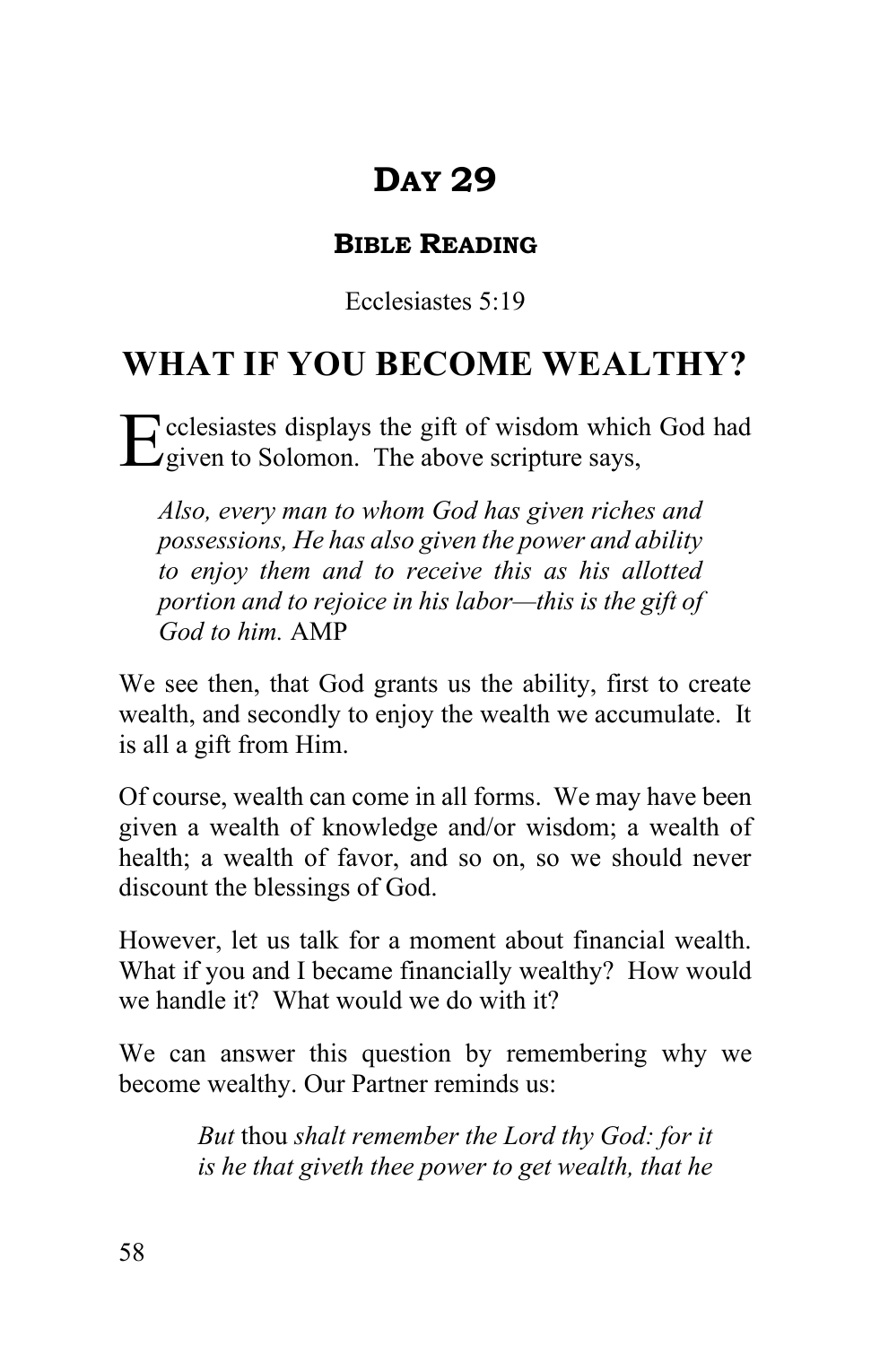# Day 29

## Bible Reading

Ecclesiastes 5:19

# WHAT IF YOU BECOME WEALTHY?

Ecclesiastes displays the gift of wisdom which God had given to Solomon. The above scripture says,

> *Also, every man to whom God has given riches and possessions, He has also given the power and ability to enjoy them and to receive this as his allotted portion and to rejoice in his labor—this is the gift of God to him.* AMP

We see then, that God grants us the ability, first to create wealth, and secondly to enjoy the wealth we accumulate. It is all a gift from Him.

Of course, wealth can come in all forms. We may have been given a wealth of knowledge and/or wisdom; a wealth of health; a wealth of favor, and so on, so we should never discount the blessings of God.

However, let us talk for a moment about financial wealth. What if you and I became financially wealthy? How would we handle it? What would we do with it?

We can answer this question by remembering why we become wealthy. Our Partner reminds us:

> *But* thou *shalt remember the Lord thy God: for it is he that giveth thee power to get wealth, that he*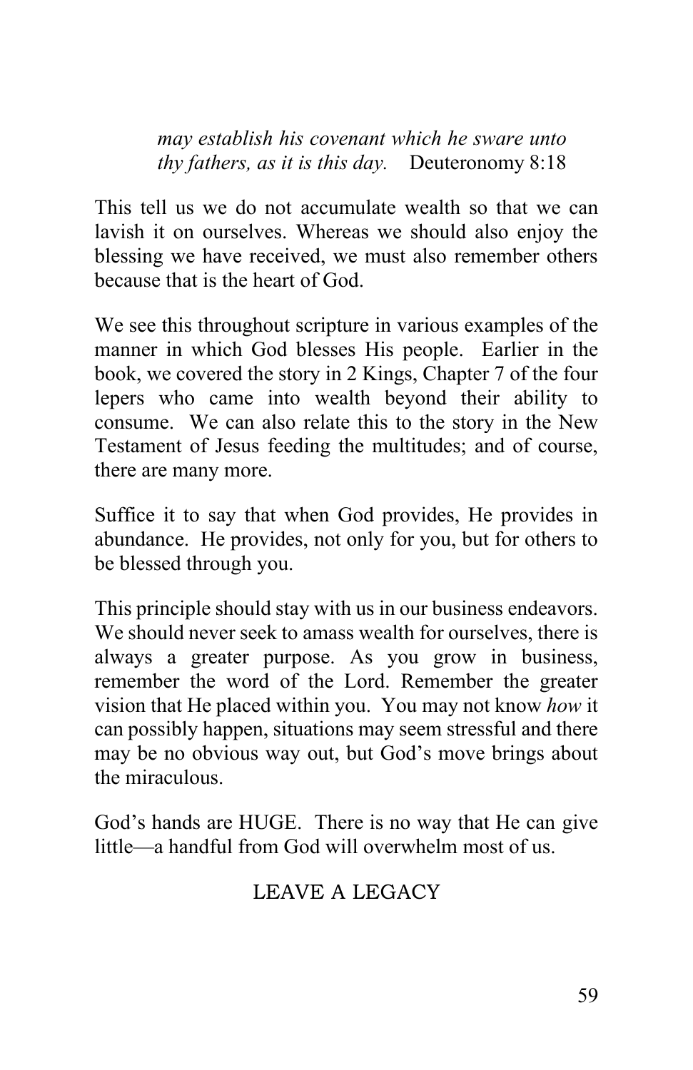*may establish his covenant which he sware unto thy fathers, as it is this day.* Deuteronomy 8:18

This tell us we do not accumulate wealth so that we can lavish it on ourselves. Whereas we should also enjoy the blessing we have received, we must also remember others because that is the heart of God.

We see this throughout scripture in various examples of the manner in which God blesses His people. Earlier in the book, we covered the story in 2 Kings, Chapter 7 of the four lepers who came into wealth beyond their ability to consume. We can also relate this to the story in the New Testament of Jesus feeding the multitudes; and of course, there are many more.

Suffice it to say that when God provides, He provides in abundance. He provides, not only for you, but for others to be blessed through you.

This principle should stay with us in our business endeavors. We should never seek to amass wealth for ourselves, there is always a greater purpose. As you grow in business, remember the word of the Lord. Remember the greater vision that He placed within you. You may not know *how* it can possibly happen, situations may seem stressful and there may be no obvious way out, but God's move brings about the miraculous.

God's hands are HUGE. There is no way that He can give little—a handful from God will overwhelm most of us.

## LEAVE A LEGACY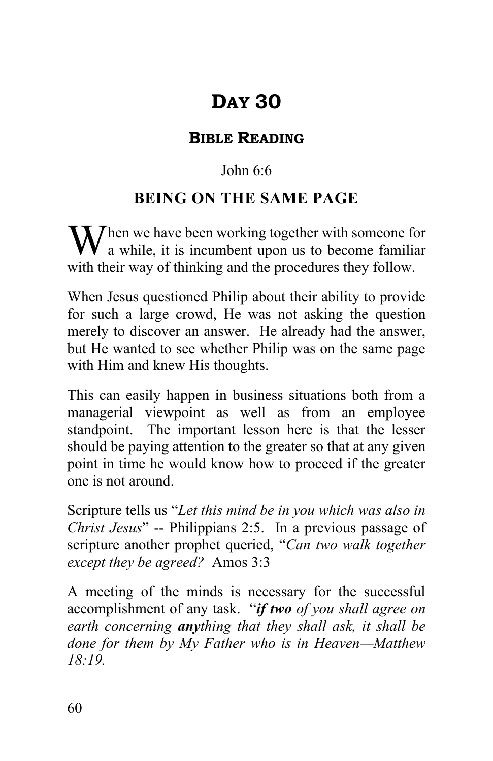# DAY 30

## BIBLE READING

John 6:6

### BEING ON THE SAME PAGE

When we have been working together with someone for a while, it is incumbent upon us to become familiar with their way of thinking and the procedures they follow.

When Jesus questioned Philip about their ability to provide for such a large crowd, He was not asking the question merely to discover an answer. He already had the answer, but He wanted to see whether Philip was on the same page with Him and knew His thoughts.

This can easily happen in business situations both from a managerial viewpoint as well as from an employee standpoint. The important lesson here is that the lesser should be paying attention to the greater so that at any given point in time he would know how to proceed if the greater one is not around.

Scripture tells us "*Let this mind be in you which was also in Christ Jesus*" -- Philippians 2:5. In a previous passage of scripture another prophet queried, "*Can two walk together except they be agreed?* Amos 3:3

A meeting of the minds is necessary for the successful accomplishment of any task. "***if two** of you shall agree on earth concerning **any**thing that they shall ask, it shall be done for them by My Father who is in Heaven—Matthew 18:19.*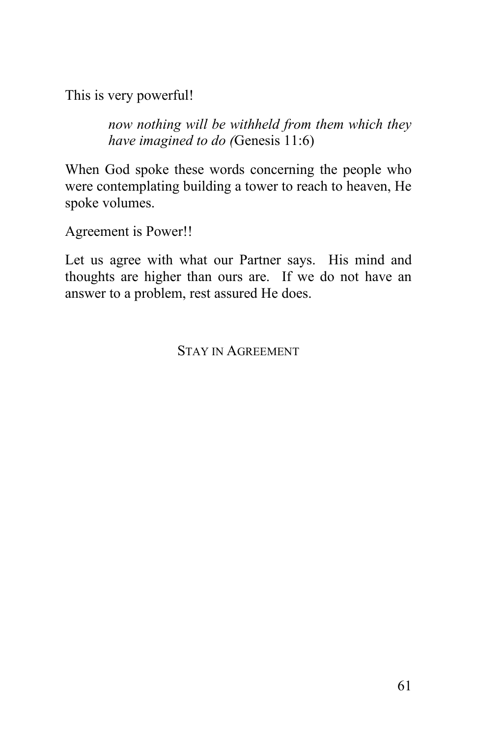This is very powerful!

> *now nothing will be withheld from them which they have imagined to do (*Genesis 11:6)

When God spoke these words concerning the people who were contemplating building a tower to reach to heaven, He spoke volumes.

Agreement is Power!!

Let us agree with what our Partner says. His mind and thoughts are higher than ours are. If we do not have an answer to a problem, rest assured He does.

STAY IN AGREEMENT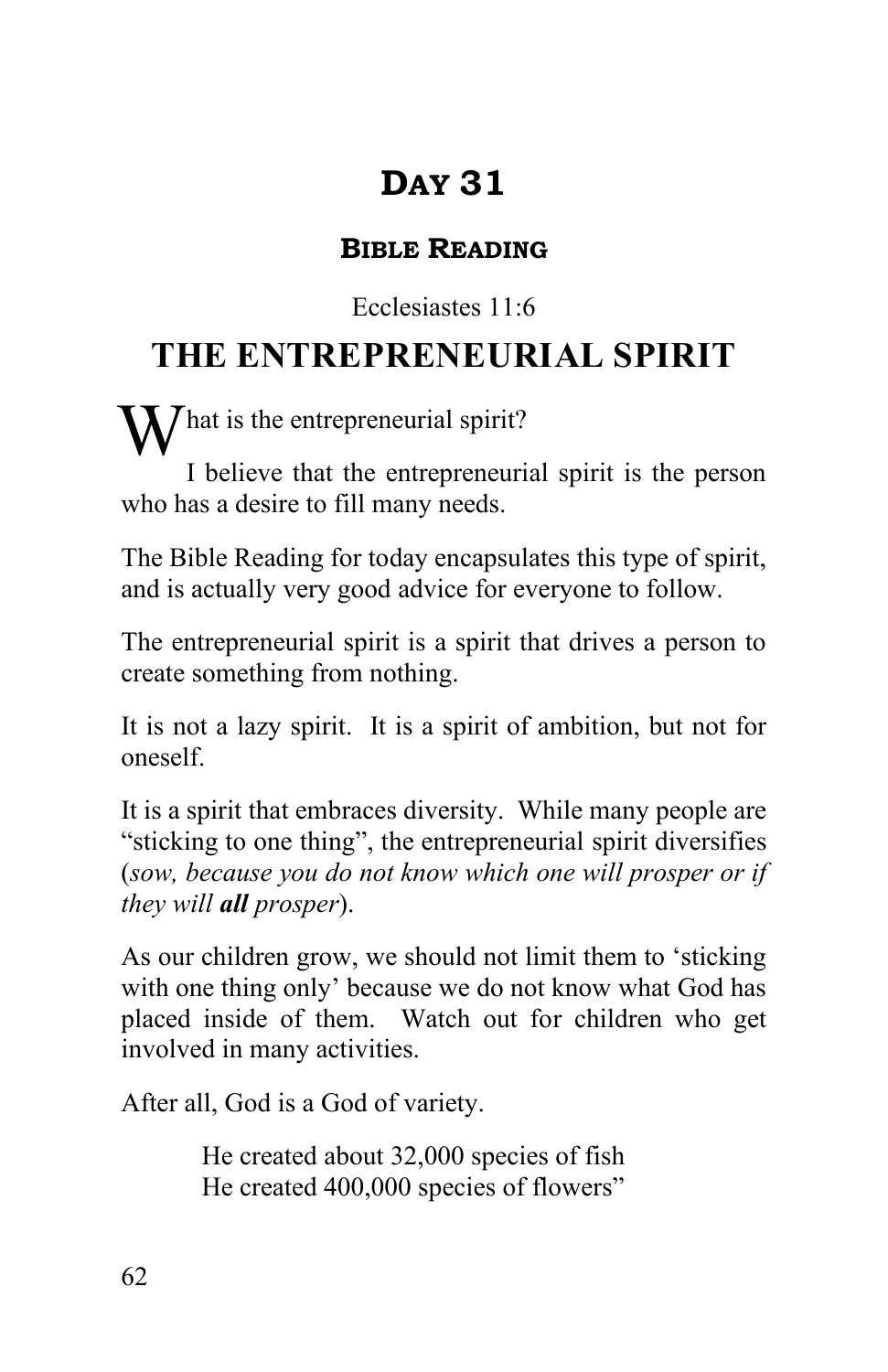# Day 31

## Bible Reading

Ecclesiastes 11:6

# THE ENTREPRENEURIAL SPIRIT

What is the entrepreneurial spirit?

I believe that the entrepreneurial spirit is the person who has a desire to fill many needs.

The Bible Reading for today encapsulates this type of spirit, and is actually very good advice for everyone to follow.

The entrepreneurial spirit is a spirit that drives a person to create something from nothing.

It is not a lazy spirit. It is a spirit of ambition, but not for oneself.

It is a spirit that embraces diversity. While many people are "sticking to one thing", the entrepreneurial spirit diversifies (*sow, because you do not know which one will prosper or if they will **all** prosper*).

As our children grow, we should not limit them to 'sticking with one thing only' because we do not know what God has placed inside of them. Watch out for children who get involved in many activities.

After all, God is a God of variety.

> He created about 32,000 species of fish
> He created 400,000 species of flowers"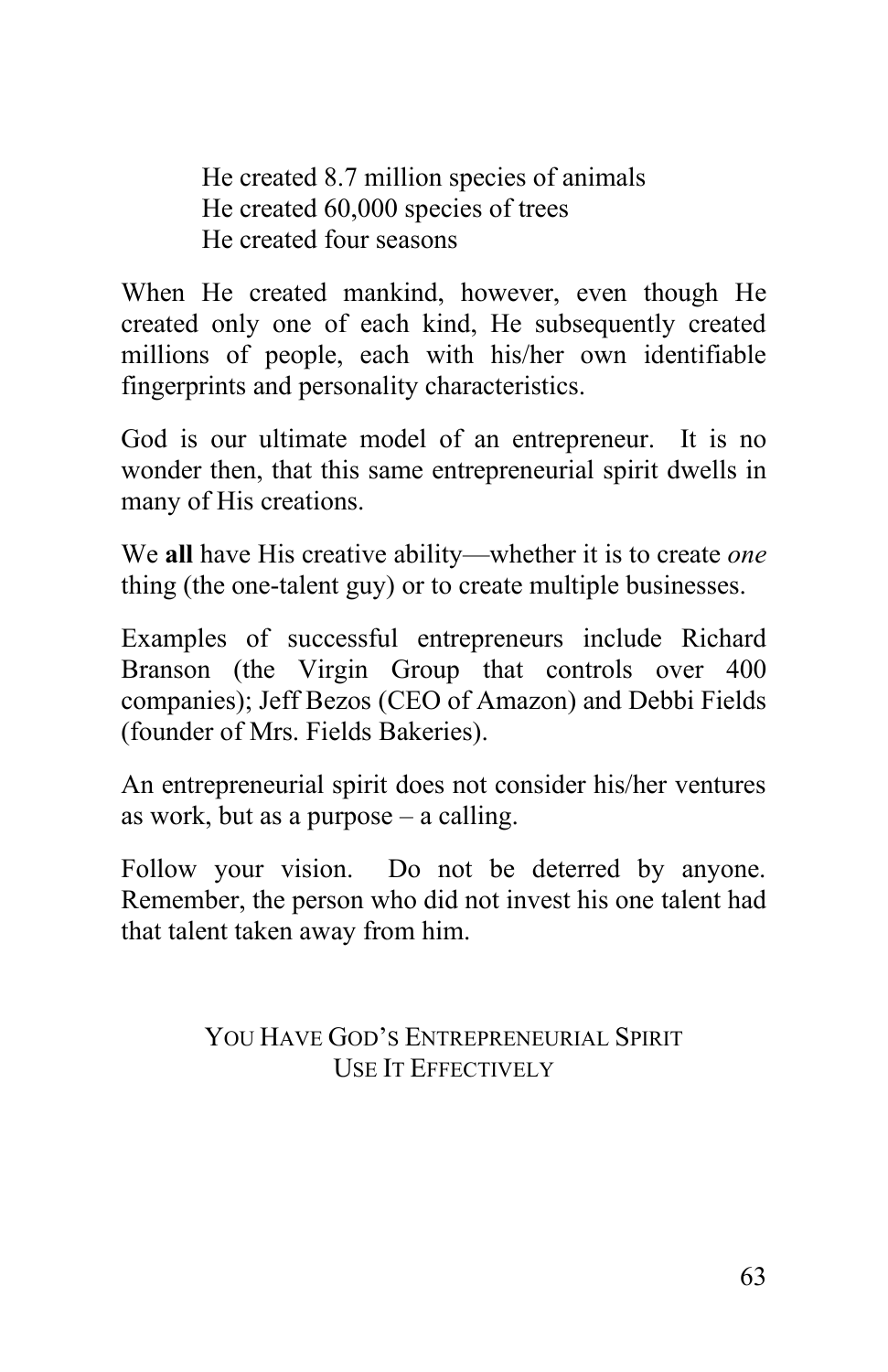He created 8.7 million species of animals
He created 60,000 species of trees
He created four seasons

When He created mankind, however, even though He created only one of each kind, He subsequently created millions of people, each with his/her own identifiable fingerprints and personality characteristics.

God is our ultimate model of an entrepreneur. It is no wonder then, that this same entrepreneurial spirit dwells in many of His creations.

We **all** have His creative ability—whether it is to create *one* thing (the one-talent guy) or to create multiple businesses.

Examples of successful entrepreneurs include Richard Branson (the Virgin Group that controls over 400 companies); Jeff Bezos (CEO of Amazon) and Debbi Fields (founder of Mrs. Fields Bakeries).

An entrepreneurial spirit does not consider his/her ventures as work, but as a purpose – a calling.

Follow your vision. Do not be deterred by anyone. Remember, the person who did not invest his one talent had that talent taken away from him.

YOU HAVE GOD'S ENTREPRENEURIAL SPIRIT
USE IT EFFECTIVELY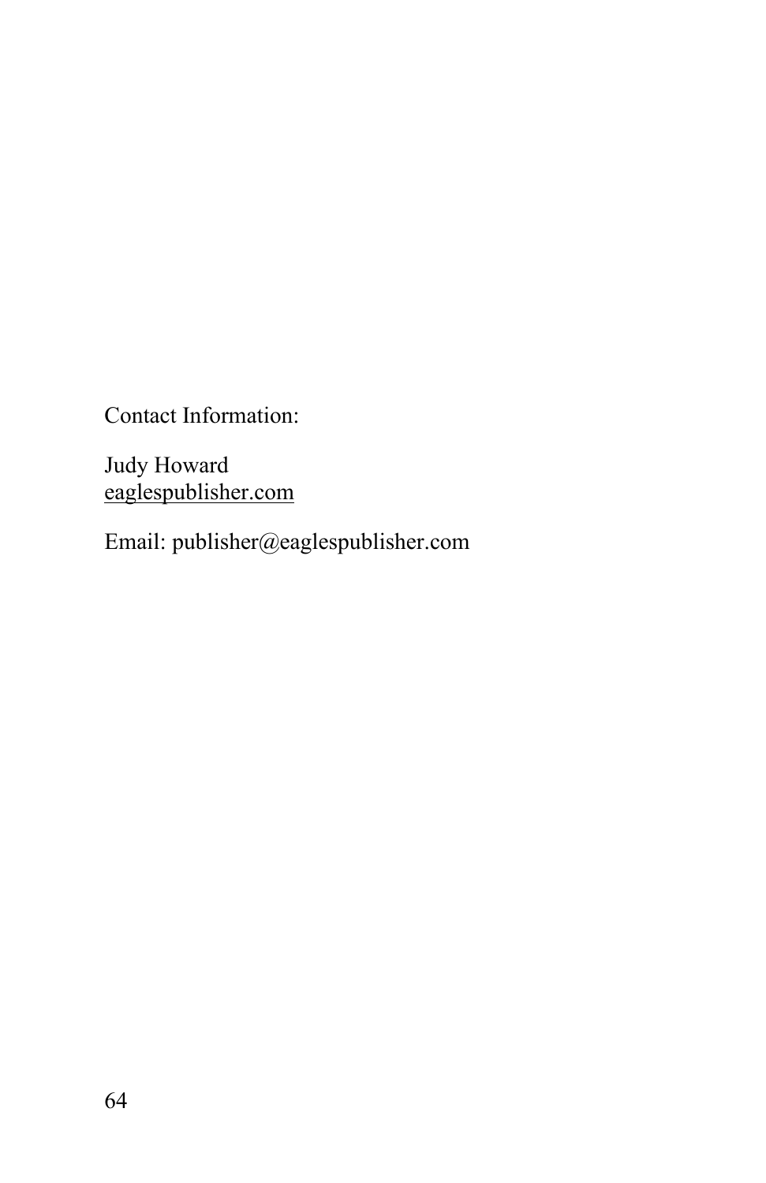Contact Information:

Judy Howard  
eaglespublisher.com

Email: publisher@eaglespublisher.com